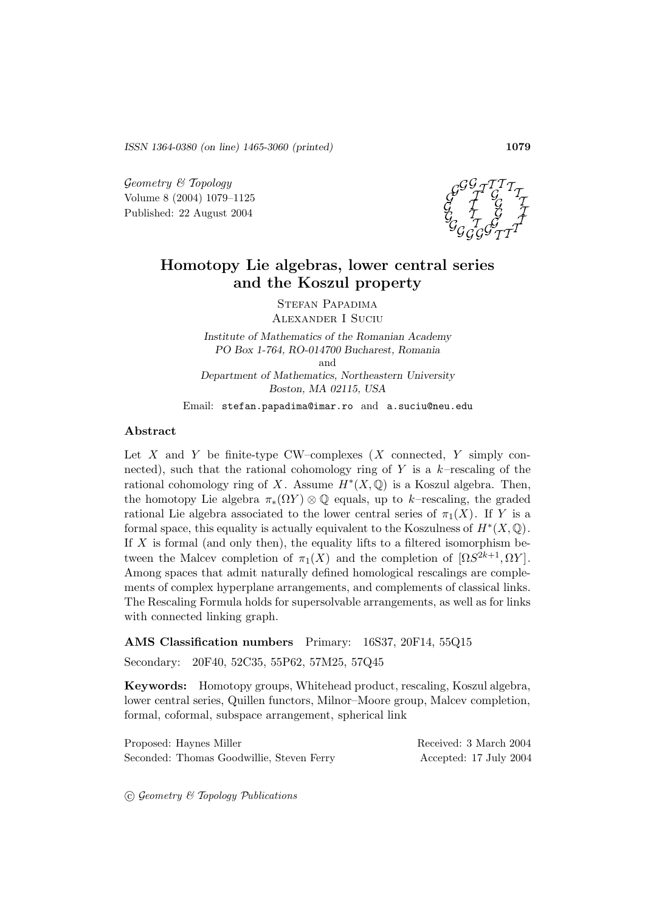ISSN 1364-0380 (on line) 1465-3060 (printed)

*Geometry & Topology*
Volume 8 (2004) 1079–1125
Published: 22 August 2004

# Homotopy Lie algebras, lower central series and the Koszul property

Stefan Papadima
Alexander I Suciu

*Institute of Mathematics of the Romanian Academy*
*PO Box 1-764, RO-014700 Bucharest, Romania*
and
*Department of Mathematics, Northeastern University*
*Boston, MA 02115, USA*

Email: `stefan.papadima@imar.ro` and `a.suciu@neu.edu`

## Abstract

Let $X$ and $Y$ be finite-type CW–complexes ($X$ connected, $Y$ simply connected), such that the rational cohomology ring of $Y$ is a $k$–rescaling of the rational cohomology ring of $X$. Assume $H^*(X,\mathbb{Q})$ is a Koszul algebra. Then, the homotopy Lie algebra $\pi_*(\Omega Y)\otimes\mathbb{Q}$ equals, up to $k$–rescaling, the graded rational Lie algebra associated to the lower central series of $\pi_1(X)$. If $Y$ is a formal space, this equality is actually equivalent to the Koszulness of $H^*(X,\mathbb{Q})$. If $X$ is formal (and only then), the equality lifts to a filtered isomorphism between the Malcev completion of $\pi_1(X)$ and the completion of $[\Omega S^{2k+1},\Omega Y]$. Among spaces that admit naturally defined homological rescalings are complements of complex hyperplane arrangements, and complements of classical links. The Rescaling Formula holds for supersolvable arrangements, as well as for links with connected linking graph.

**AMS Classification numbers** Primary: 16S37, 20F14, 55Q15

Secondary: 20F40, 52C35, 55P62, 57M25, 57Q45

**Keywords:** Homotopy groups, Whitehead product, rescaling, Koszul algebra, lower central series, Quillen functors, Milnor–Moore group, Malcev completion, formal, coformal, subspace arrangement, spherical link

Proposed: Haynes Miller
Seconded: Thomas Goodwillie, Steven Ferry

Received: 3 March 2004
Accepted: 17 July 2004

© *Geometry & Topology Publications*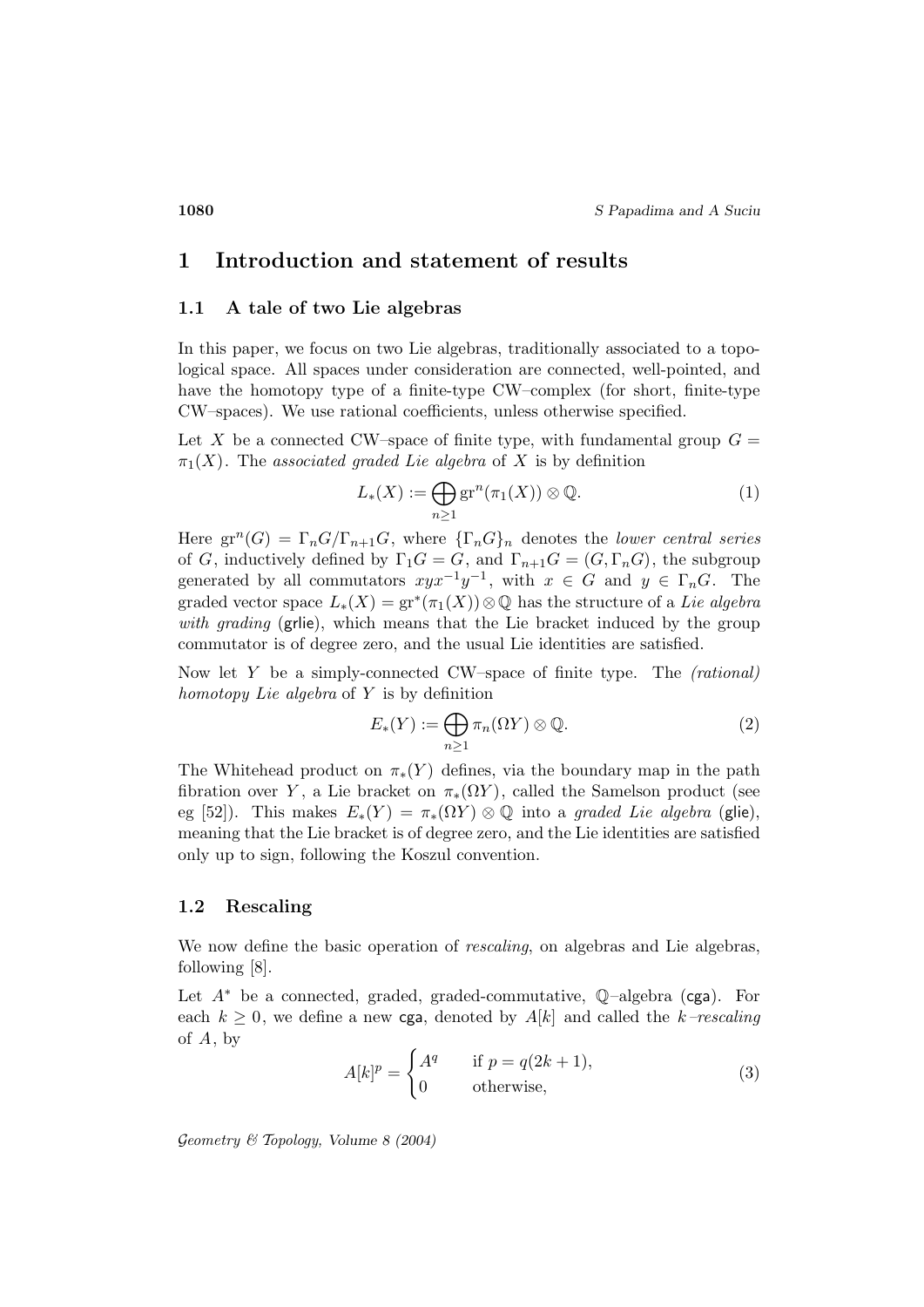# 1 Introduction and statement of results

## 1.1 A tale of two Lie algebras

In this paper, we focus on two Lie algebras, traditionally associated to a topological space. All spaces under consideration are connected, well-pointed, and have the homotopy type of a finite-type CW–complex (for short, finite-type CW–spaces). We use rational coefficients, unless otherwise specified.

Let $X$ be a connected CW–space of finite type, with fundamental group $G = \pi_1(X)$. The *associated graded Lie algebra* of $X$ is by definition

$$L_*(X) := \bigoplus_{n\geq 1} \mathrm{gr}^n(\pi_1(X)) \otimes \mathbb{Q}. \tag{1}$$

Here $\mathrm{gr}^n(G) = \Gamma_n G/\Gamma_{n+1}G$, where $\{\Gamma_n G\}_n$ denotes the *lower central series* of $G$, inductively defined by $\Gamma_1 G = G$, and $\Gamma_{n+1}G = (G, \Gamma_n G)$, the subgroup generated by all commutators $xyx^{-1}y^{-1}$, with $x \in G$ and $y \in \Gamma_n G$. The graded vector space $L_*(X) = \mathrm{gr}^*(\pi_1(X)) \otimes \mathbb{Q}$ has the structure of a *Lie algebra with grading* (grlie), which means that the Lie bracket induced by the group commutator is of degree zero, and the usual Lie identities are satisfied.

Now let $Y$ be a simply-connected CW–space of finite type. The *(rational) homotopy Lie algebra* of $Y$ is by definition

$$E_*(Y) := \bigoplus_{n\geq 1} \pi_n(\Omega Y) \otimes \mathbb{Q}. \tag{2}$$

The Whitehead product on $\pi_*(Y)$ defines, via the boundary map in the path fibration over $Y$, a Lie bracket on $\pi_*(\Omega Y)$, called the Samelson product (see eg [52]). This makes $E_*(Y) = \pi_*(\Omega Y) \otimes \mathbb{Q}$ into a *graded Lie algebra* (glie), meaning that the Lie bracket is of degree zero, and the Lie identities are satisfied only up to sign, following the Koszul convention.

## 1.2 Rescaling

We now define the basic operation of *rescaling*, on algebras and Lie algebras, following [8].

Let $A^*$ be a connected, graded, graded-commutative, $\mathbb{Q}$–algebra (cga). For each $k \geq 0$, we define a new cga, denoted by $A[k]$ and called the $k$–*rescaling* of $A$, by

$$A[k]^p = \begin{cases} A^q & \text{if } p = q(2k+1), \\ 0 & \text{otherwise,} \end{cases} \tag{3}$$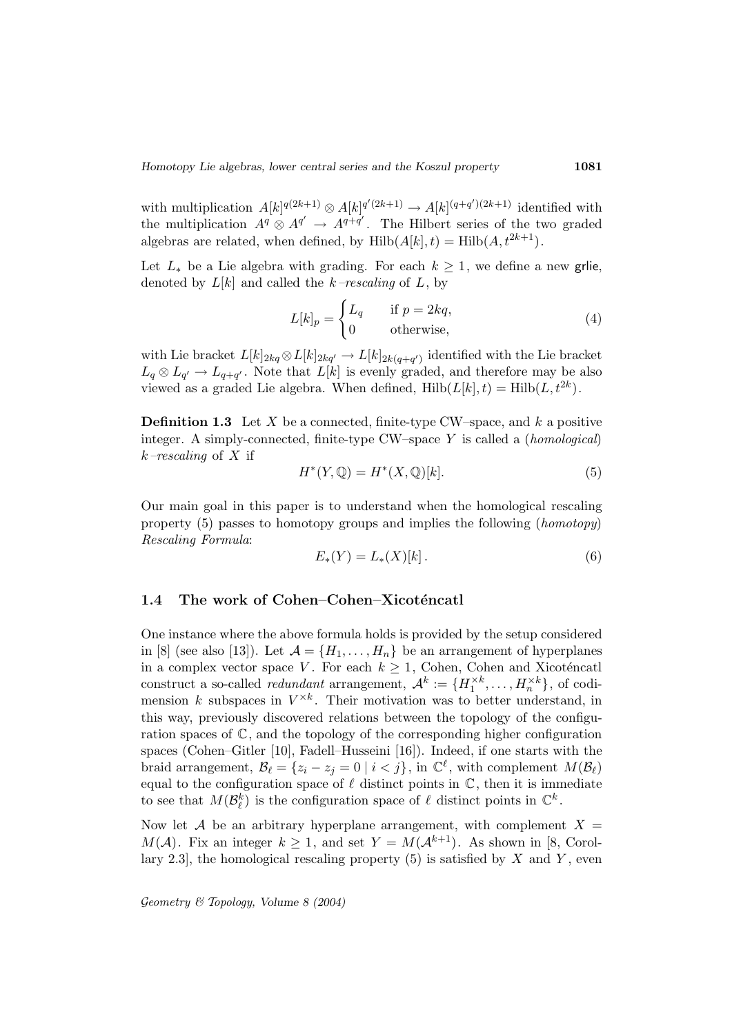with multiplication $A[k]^{q(2k+1)} \otimes A[k]^{q'(2k+1)} \to A[k]^{(q+q')(2k+1)}$ identified with the multiplication $A^q \otimes A^{q'} \to A^{q+q'}$. The Hilbert series of the two graded algebras are related, when defined, by $\mathrm{Hilb}(A[k], t) = \mathrm{Hilb}(A, t^{2k+1})$.

Let $L_*$ be a Lie algebra with grading. For each $k \geq 1$, we define a new grlie, denoted by $L[k]$ and called the *k–rescaling* of $L$, by

$$L[k]_p = \begin{cases} L_q & \text{if } p = 2kq, \\ 0 & \text{otherwise,} \end{cases} \tag{4}$$

with Lie bracket $L[k]_{2kq} \otimes L[k]_{2kq'} \to L[k]_{2k(q+q')}$ identified with the Lie bracket $L_q \otimes L_{q'} \to L_{q+q'}$. Note that $L[k]$ is evenly graded, and therefore may be also viewed as a graded Lie algebra. When defined, $\mathrm{Hilb}(L[k], t) = \mathrm{Hilb}(L, t^{2k})$.

**Definition 1.3** Let $X$ be a connected, finite-type CW–space, and $k$ a positive integer. A simply-connected, finite-type CW–space $Y$ is called a (*homological*) *k–rescaling* of $X$ if

$$H^*(Y, \mathbb{Q}) = H^*(X, \mathbb{Q})[k]. \tag{5}$$

Our main goal in this paper is to understand when the homological rescaling property (5) passes to homotopy groups and implies the following (*homotopy*) *Rescaling Formula*:

$$E_*(Y) = L_*(X)[k]\,. \tag{6}$$

### 1.4 The work of Cohen–Cohen–Xicoténcatl

One instance where the above formula holds is provided by the setup considered in [8] (see also [13]). Let $\mathcal{A} = \{H_1, \ldots, H_n\}$ be an arrangement of hyperplanes in a complex vector space $V$. For each $k \geq 1$, Cohen, Cohen and Xicoténcatl construct a so-called *redundant* arrangement, $\mathcal{A}^k := \{H_1^{\times k}, \ldots, H_n^{\times k}\}$, of codimension $k$ subspaces in $V^{\times k}$. Their motivation was to better understand, in this way, previously discovered relations between the topology of the configuration spaces of $\mathbb{C}$, and the topology of the corresponding higher configuration spaces (Cohen–Gitler [10], Fadell–Husseini [16]). Indeed, if one starts with the braid arrangement, $\mathcal{B}_\ell = \{z_i - z_j = 0 \mid i < j\}$, in $\mathbb{C}^\ell$, with complement $M(\mathcal{B}_\ell)$ equal to the configuration space of $\ell$ distinct points in $\mathbb{C}$, then it is immediate to see that $M(\mathcal{B}_\ell^k)$ is the configuration space of $\ell$ distinct points in $\mathbb{C}^k$.

Now let $\mathcal{A}$ be an arbitrary hyperplane arrangement, with complement $X = M(\mathcal{A})$. Fix an integer $k \geq 1$, and set $Y = M(\mathcal{A}^{k+1})$. As shown in [8, Corollary 2.3], the homological rescaling property (5) is satisfied by $X$ and $Y$, even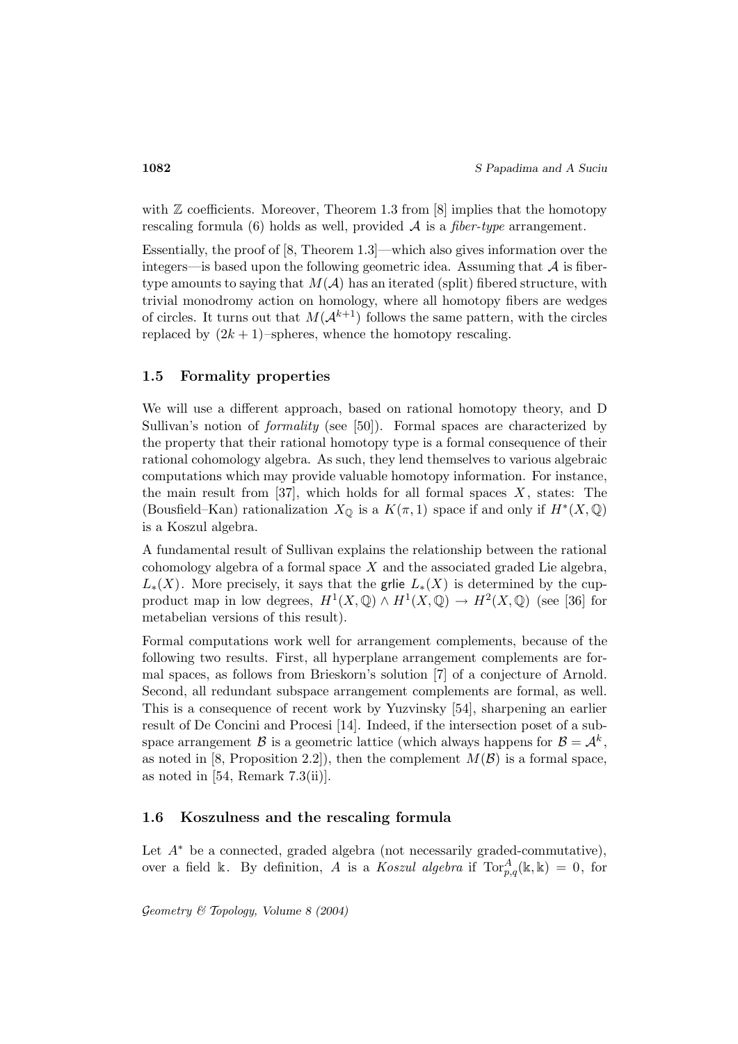with $\mathbb{Z}$ coefficients. Moreover, Theorem 1.3 from [8] implies that the homotopy rescaling formula (6) holds as well, provided $\mathcal{A}$ is a *fiber-type* arrangement.

Essentially, the proof of [8, Theorem 1.3]—which also gives information over the integers—is based upon the following geometric idea. Assuming that $\mathcal{A}$ is fiber-type amounts to saying that $M(\mathcal{A})$ has an iterated (split) fibered structure, with trivial monodromy action on homology, where all homotopy fibers are wedges of circles. It turns out that $M(\mathcal{A}^{k+1})$ follows the same pattern, with the circles replaced by $(2k+1)$–spheres, whence the homotopy rescaling.

### 1.5 Formality properties

We will use a different approach, based on rational homotopy theory, and D Sullivan's notion of *formality* (see [50]). Formal spaces are characterized by the property that their rational homotopy type is a formal consequence of their rational cohomology algebra. As such, they lend themselves to various algebraic computations which may provide valuable homotopy information. For instance, the main result from [37], which holds for all formal spaces $X$, states: The (Bousfield–Kan) rationalization $X_{\mathbb{Q}}$ is a $K(\pi, 1)$ space if and only if $H^*(X, \mathbb{Q})$ is a Koszul algebra.

A fundamental result of Sullivan explains the relationship between the rational cohomology algebra of a formal space $X$ and the associated graded Lie algebra, $L_*(X)$. More precisely, it says that the grlie $L_*(X)$ is determined by the cup-product map in low degrees, $H^1(X, \mathbb{Q}) \wedge H^1(X, \mathbb{Q}) \to H^2(X, \mathbb{Q})$ (see [36] for metabelian versions of this result).

Formal computations work well for arrangement complements, because of the following two results. First, all hyperplane arrangement complements are formal spaces, as follows from Brieskorn's solution [7] of a conjecture of Arnold. Second, all redundant subspace arrangement complements are formal, as well. This is a consequence of recent work by Yuzvinsky [54], sharpening an earlier result of De Concini and Procesi [14]. Indeed, if the intersection poset of a subspace arrangement $\mathcal{B}$ is a geometric lattice (which always happens for $\mathcal{B} = \mathcal{A}^k$, as noted in [8, Proposition 2.2]), then the complement $M(\mathcal{B})$ is a formal space, as noted in [54, Remark 7.3(ii)].

### 1.6 Koszulness and the rescaling formula

Let $A^*$ be a connected, graded algebra (not necessarily graded-commutative), over a field $\Bbbk$. By definition, $A$ is a *Koszul algebra* if $\operatorname{Tor}^A_{p,q}(\Bbbk, \Bbbk) = 0$, for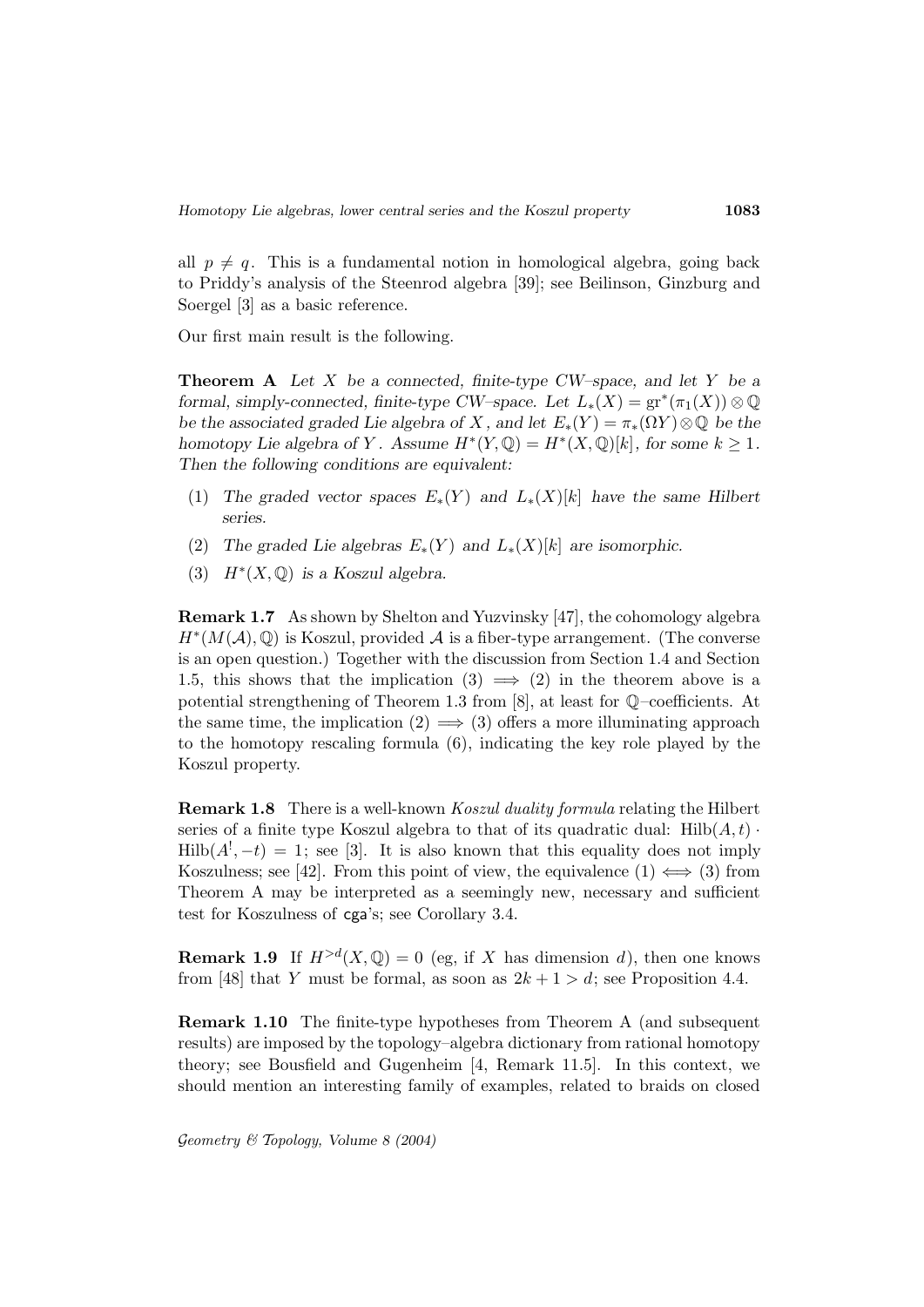all $p \neq q$. This is a fundamental notion in homological algebra, going back to Priddy's analysis of the Steenrod algebra [39]; see Beilinson, Ginzburg and Soergel [3] as a basic reference.

Our first main result is the following.

**Theorem A** *Let $X$ be a connected, finite-type CW–space, and let $Y$ be a formal, simply-connected, finite-type CW–space. Let $L_*(X) = \mathrm{gr}^*(\pi_1(X)) \otimes \mathbb{Q}$ be the associated graded Lie algebra of $X$, and let $E_*(Y) = \pi_*(\Omega Y) \otimes \mathbb{Q}$ be the homotopy Lie algebra of $Y$. Assume $H^*(Y, \mathbb{Q}) = H^*(X, \mathbb{Q})[k]$, for some $k \geq 1$. Then the following conditions are equivalent:*

1. *The graded vector spaces $E_*(Y)$ and $L_*(X)[k]$ have the same Hilbert series.*
2. *The graded Lie algebras $E_*(Y)$ and $L_*(X)[k]$ are isomorphic.*
3. *$H^*(X, \mathbb{Q})$ is a Koszul algebra.*

**Remark 1.7** As shown by Shelton and Yuzvinsky [47], the cohomology algebra $H^*(M(\mathcal{A}), \mathbb{Q})$ is Koszul, provided $\mathcal{A}$ is a fiber-type arrangement. (The converse is an open question.) Together with the discussion from Section 1.4 and Section 1.5, this shows that the implication (3) $\Longrightarrow$ (2) in the theorem above is a potential strengthening of Theorem 1.3 from [8], at least for $\mathbb{Q}$–coefficients. At the same time, the implication (2) $\Longrightarrow$ (3) offers a more illuminating approach to the homotopy rescaling formula (6), indicating the key role played by the Koszul property.

**Remark 1.8** There is a well-known *Koszul duality formula* relating the Hilbert series of a finite type Koszul algebra to that of its quadratic dual: $\mathrm{Hilb}(A, t) \cdot \mathrm{Hilb}(A^!, -t) = 1$; see [3]. It is also known that this equality does not imply Koszulness; see [42]. From this point of view, the equivalence (1) $\Longleftrightarrow$ (3) from Theorem A may be interpreted as a seemingly new, necessary and sufficient test for Koszulness of cga's; see Corollary 3.4.

**Remark 1.9** If $H^{>d}(X, \mathbb{Q}) = 0$ (eg, if $X$ has dimension $d$), then one knows from [48] that $Y$ must be formal, as soon as $2k + 1 > d$; see Proposition 4.4.

**Remark 1.10** The finite-type hypotheses from Theorem A (and subsequent results) are imposed by the topology–algebra dictionary from rational homotopy theory; see Bousfield and Gugenheim [4, Remark 11.5]. In this context, we should mention an interesting family of examples, related to braids on closed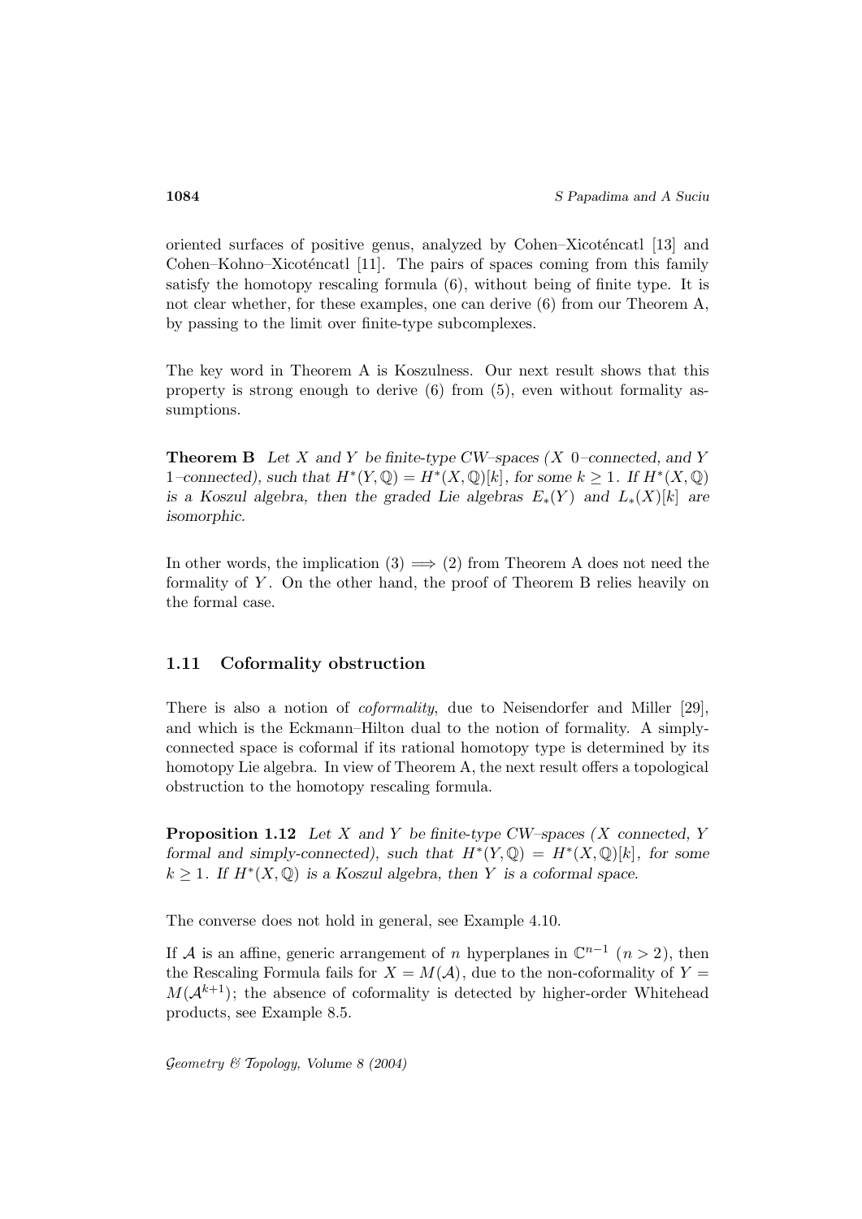oriented surfaces of positive genus, analyzed by Cohen–Xicoténcatl [13] and Cohen–Kohno–Xicoténcatl [11]. The pairs of spaces coming from this family satisfy the homotopy rescaling formula (6), without being of finite type. It is not clear whether, for these examples, one can derive (6) from our Theorem A, by passing to the limit over finite-type subcomplexes.

The key word in Theorem A is Koszulness. Our next result shows that this property is strong enough to derive (6) from (5), even without formality assumptions.

**Theorem B** *Let $X$ and $Y$ be finite-type CW–spaces ($X$ 0–connected, and $Y$ 1–connected), such that $H^*(Y,\mathbb{Q}) = H^*(X,\mathbb{Q})[k]$, for some $k \geq 1$. If $H^*(X,\mathbb{Q})$ is a Koszul algebra, then the graded Lie algebras $E_*(Y)$ and $L_*(X)[k]$ are isomorphic.*

In other words, the implication (3) $\Longrightarrow$ (2) from Theorem A does not need the formality of $Y$. On the other hand, the proof of Theorem B relies heavily on the formal case.

### 1.11 Coformality obstruction

There is also a notion of *coformality*, due to Neisendorfer and Miller [29], and which is the Eckmann–Hilton dual to the notion of formality. A simply-connected space is coformal if its rational homotopy type is determined by its homotopy Lie algebra. In view of Theorem A, the next result offers a topological obstruction to the homotopy rescaling formula.

**Proposition 1.12** *Let $X$ and $Y$ be finite-type CW–spaces ($X$ connected, $Y$ formal and simply-connected), such that $H^*(Y,\mathbb{Q}) = H^*(X,\mathbb{Q})[k]$, for some $k \geq 1$. If $H^*(X,\mathbb{Q})$ is a Koszul algebra, then $Y$ is a coformal space.*

The converse does not hold in general, see Example 4.10.

If $\mathcal{A}$ is an affine, generic arrangement of $n$ hyperplanes in $\mathbb{C}^{n-1}$ ($n > 2$), then the Rescaling Formula fails for $X = M(\mathcal{A})$, due to the non-coformality of $Y = M(\mathcal{A}^{k+1})$; the absence of coformality is detected by higher-order Whitehead products, see Example 8.5.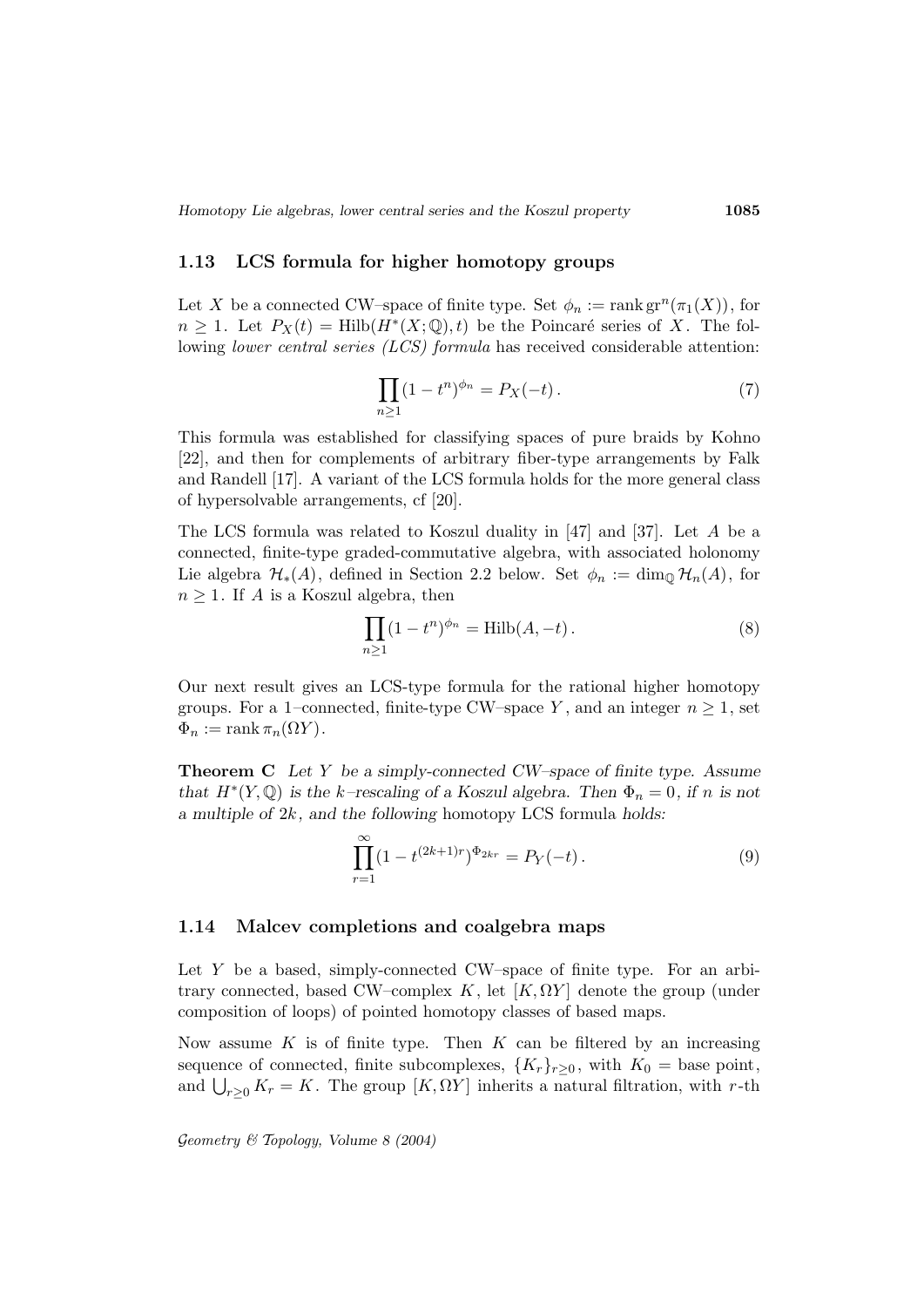### 1.13 LCS formula for higher homotopy groups

Let $X$ be a connected CW–space of finite type. Set $\phi_n := \operatorname{rank} \operatorname{gr}^n(\pi_1(X))$, for $n \geq 1$. Let $P_X(t) = \operatorname{Hilb}(H^*(X;\mathbb{Q}), t)$ be the Poincaré series of $X$. The following *lower central series (LCS) formula* has received considerable attention:

$$\prod_{n\geq 1}(1-t^n)^{\phi_n} = P_X(-t)\,. \tag{7}$$

This formula was established for classifying spaces of pure braids by Kohno [22], and then for complements of arbitrary fiber-type arrangements by Falk and Randell [17]. A variant of the LCS formula holds for the more general class of hypersolvable arrangements, cf [20].

The LCS formula was related to Koszul duality in [47] and [37]. Let $A$ be a connected, finite-type graded-commutative algebra, with associated holonomy Lie algebra $\mathcal{H}_*(A)$, defined in Section 2.2 below. Set $\phi_n := \dim_{\mathbb{Q}} \mathcal{H}_n(A)$, for $n \geq 1$. If $A$ is a Koszul algebra, then

$$\prod_{n\geq 1}(1-t^n)^{\phi_n} = \operatorname{Hilb}(A, -t)\,. \tag{8}$$

Our next result gives an LCS-type formula for the rational higher homotopy groups. For a 1–connected, finite-type CW–space $Y$, and an integer $n \geq 1$, set $\Phi_n := \operatorname{rank} \pi_n(\Omega Y)$.

**Theorem C** *Let $Y$ be a simply-connected CW–space of finite type. Assume that $H^*(Y,\mathbb{Q})$ is the $k$–rescaling of a Koszul algebra. Then $\Phi_n = 0$, if $n$ is not a multiple of $2k$, and the following* homotopy LCS formula *holds:*

$$\prod_{r=1}^{\infty}(1-t^{(2k+1)r})^{\Phi_{2kr}} = P_Y(-t)\,. \tag{9}$$

### 1.14 Malcev completions and coalgebra maps

Let $Y$ be a based, simply-connected CW–space of finite type. For an arbitrary connected, based CW–complex $K$, let $[K, \Omega Y]$ denote the group (under composition of loops) of pointed homotopy classes of based maps.

Now assume $K$ is of finite type. Then $K$ can be filtered by an increasing sequence of connected, finite subcomplexes, $\{K_r\}_{r\geq 0}$, with $K_0 =$ base point, and $\bigcup_{r\geq 0} K_r = K$. The group $[K, \Omega Y]$ inherits a natural filtration, with $r$-th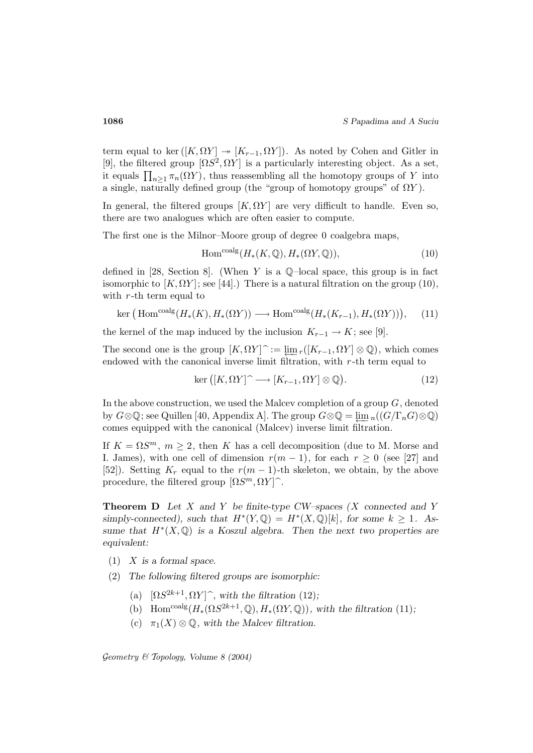term equal to $\ker\left([K, \Omega Y] \twoheadrightarrow [K_{r-1}, \Omega Y]\right)$. As noted by Cohen and Gitler in [9], the filtered group $[\Omega S^2, \Omega Y]$ is a particularly interesting object. As a set, it equals $\prod_{n \geq 1} \pi_n(\Omega Y)$, thus reassembling all the homotopy groups of $Y$ into a single, naturally defined group (the "group of homotopy groups" of $\Omega Y$).

In general, the filtered groups $[K, \Omega Y]$ are very difficult to handle. Even so, there are two analogues which are often easier to compute.

The first one is the Milnor–Moore group of degree 0 coalgebra maps,

$$\operatorname{Hom}^{\text{coalg}}(H_*(K, \mathbb{Q}), H_*(\Omega Y, \mathbb{Q})), \tag{10}$$

defined in [28, Section 8]. (When $Y$ is a $\mathbb{Q}$–local space, this group is in fact isomorphic to $[K, \Omega Y]$; see [44].) There is a natural filtration on the group (10), with $r$-th term equal to

$$\ker\left(\operatorname{Hom}^{\text{coalg}}(H_*(K), H_*(\Omega Y)) \longrightarrow \operatorname{Hom}^{\text{coalg}}(H_*(K_{r-1}), H_*(\Omega Y))\right), \tag{11}$$

the kernel of the map induced by the inclusion $K_{r-1} \to K$; see [9].

The second one is the group $[K, \Omega Y]^\frown := \varprojlim_r([K_{r-1}, \Omega Y] \otimes \mathbb{Q})$, which comes endowed with the canonical inverse limit filtration, with $r$-th term equal to

$$\ker\left([K, \Omega Y]^\frown \longrightarrow [K_{r-1}, \Omega Y] \otimes \mathbb{Q}\right). \tag{12}$$

In the above construction, we used the Malcev completion of a group $G$, denoted by $G \otimes \mathbb{Q}$; see Quillen [40, Appendix A]. The group $G \otimes \mathbb{Q} = \varprojlim_n((G/\Gamma_n G) \otimes \mathbb{Q})$ comes equipped with the canonical (Malcev) inverse limit filtration.

If $K = \Omega S^m$, $m \geq 2$, then $K$ has a cell decomposition (due to M. Morse and I. James), with one cell of dimension $r(m-1)$, for each $r \geq 0$ (see [27] and [52]). Setting $K_r$ equal to the $r(m-1)$-th skeleton, we obtain, by the above procedure, the filtered group $[\Omega S^m, \Omega Y]^\frown$.

**Theorem D** *Let $X$ and $Y$ be finite-type CW–spaces ($X$ connected and $Y$ simply-connected), such that $H^*(Y, \mathbb{Q}) = H^*(X, \mathbb{Q})[k]$, for some $k \geq 1$. Assume that $H^*(X, \mathbb{Q})$ is a Koszul algebra. Then the next two properties are equivalent:*

1. *$X$ is a formal space.*
2. *The following filtered groups are isomorphic:*
   - (a) *$[\Omega S^{2k+1}, \Omega Y]^\frown$, with the filtration (12);*
   - (b) *$\operatorname{Hom}^{\text{coalg}}(H_*(\Omega S^{2k+1}, \mathbb{Q}), H_*(\Omega Y, \mathbb{Q}))$, with the filtration (11);*
   - (c) *$\pi_1(X) \otimes \mathbb{Q}$, with the Malcev filtration.*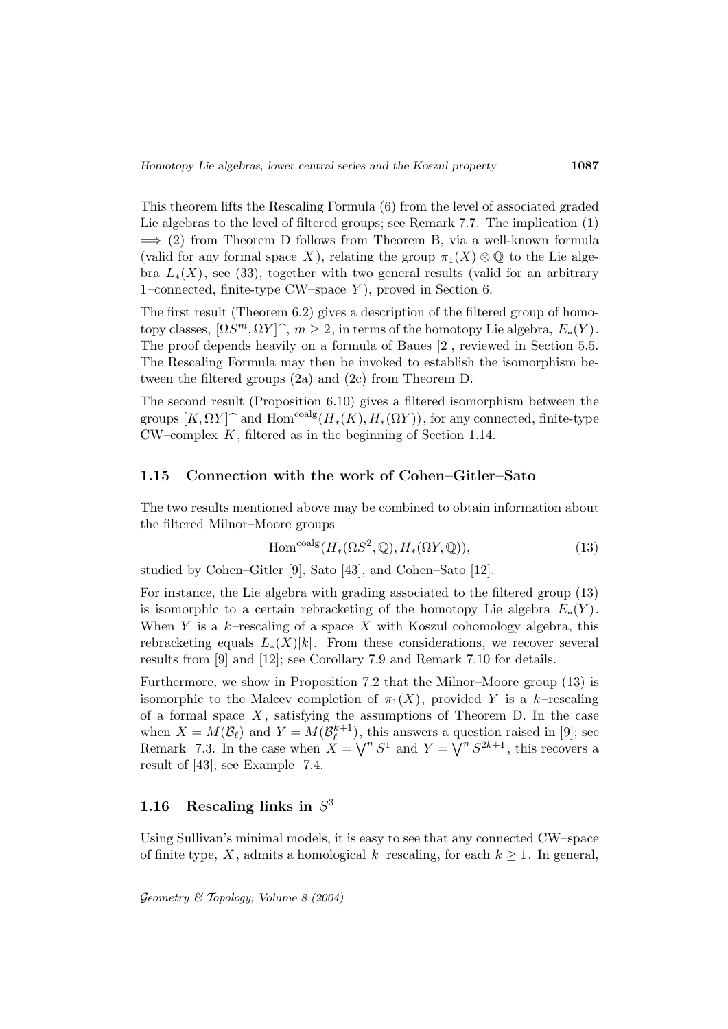This theorem lifts the Rescaling Formula (6) from the level of associated graded Lie algebras to the level of filtered groups; see Remark 7.7. The implication (1) $\Longrightarrow$ (2) from Theorem D follows from Theorem B, via a well-known formula (valid for any formal space $X$), relating the group $\pi_1(X) \otimes \mathbb{Q}$ to the Lie algebra $L_*(X)$, see (33), together with two general results (valid for an arbitrary 1–connected, finite-type CW–space $Y$), proved in Section 6.

The first result (Theorem 6.2) gives a description of the filtered group of homotopy classes, $[\Omega S^m, \Omega Y]^\frown$, $m \geq 2$, in terms of the homotopy Lie algebra, $E_*(Y)$. The proof depends heavily on a formula of Baues [2], reviewed in Section 5.5. The Rescaling Formula may then be invoked to establish the isomorphism between the filtered groups (2a) and (2c) from Theorem D.

The second result (Proposition 6.10) gives a filtered isomorphism between the groups $[K, \Omega Y]^\frown$ and $\operatorname{Hom}^{\mathrm{coalg}}(H_*(K), H_*(\Omega Y))$, for any connected, finite-type CW–complex $K$, filtered as in the beginning of Section 1.14.

## 1.15 Connection with the work of Cohen–Gitler–Sato

The two results mentioned above may be combined to obtain information about the filtered Milnor–Moore groups

$$\operatorname{Hom}^{\mathrm{coalg}}(H_*(\Omega S^2, \mathbb{Q}), H_*(\Omega Y, \mathbb{Q})), \tag{13}$$

studied by Cohen–Gitler [9], Sato [43], and Cohen–Sato [12].

For instance, the Lie algebra with grading associated to the filtered group (13) is isomorphic to a certain rebracketing of the homotopy Lie algebra $E_*(Y)$. When $Y$ is a $k$–rescaling of a space $X$ with Koszul cohomology algebra, this rebracketing equals $L_*(X)[k]$. From these considerations, we recover several results from [9] and [12]; see Corollary 7.9 and Remark 7.10 for details.

Furthermore, we show in Proposition 7.2 that the Milnor–Moore group (13) is isomorphic to the Malcev completion of $\pi_1(X)$, provided $Y$ is a $k$–rescaling of a formal space $X$, satisfying the assumptions of Theorem D. In the case when $X = M(\mathcal{B}_\ell)$ and $Y = M(\mathcal{B}_\ell^{k+1})$, this answers a question raised in [9]; see Remark 7.3. In the case when $X = \bigvee^n S^1$ and $Y = \bigvee^n S^{2k+1}$, this recovers a result of [43]; see Example 7.4.

## 1.16 Rescaling links in $S^3$

Using Sullivan's minimal models, it is easy to see that any connected CW–space of finite type, $X$, admits a homological $k$–rescaling, for each $k \geq 1$. In general,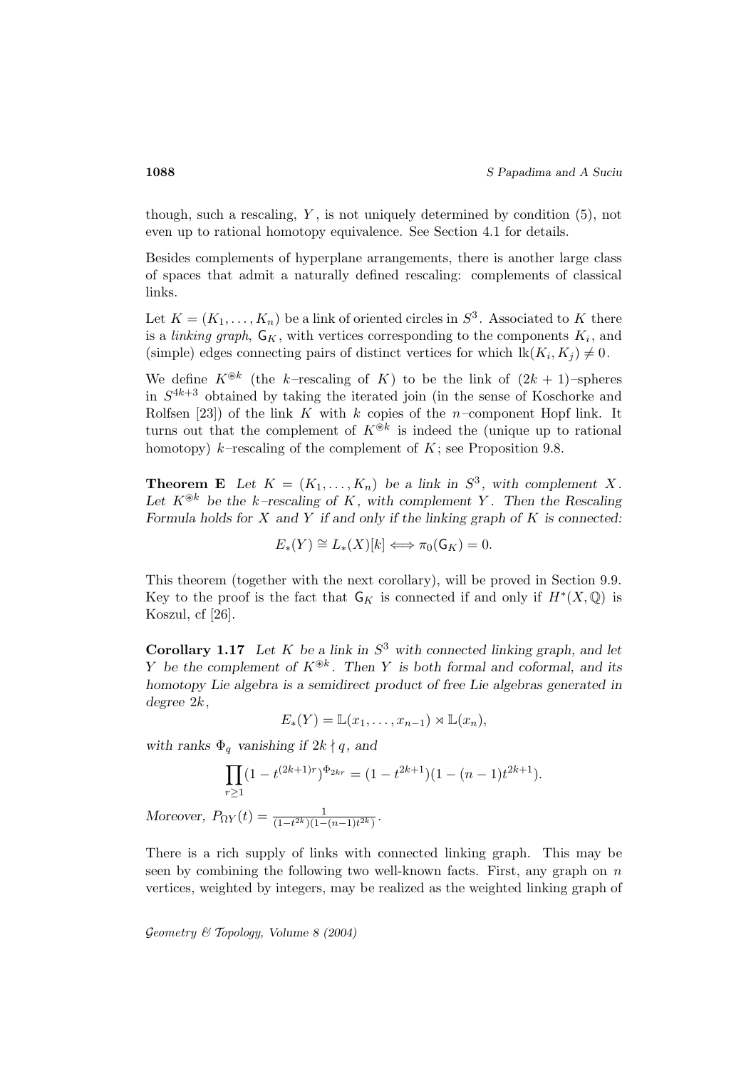though, such a rescaling, $Y$, is not uniquely determined by condition (5), not even up to rational homotopy equivalence. See Section 4.1 for details.

Besides complements of hyperplane arrangements, there is another large class of spaces that admit a naturally defined rescaling: complements of classical links.

Let $K = (K_1, \dots, K_n)$ be a link of oriented circles in $S^3$. Associated to $K$ there is a *linking graph*, $\mathsf{G}_K$, with vertices corresponding to the components $K_i$, and (simple) edges connecting pairs of distinct vertices for which $\operatorname{lk}(K_i, K_j) \neq 0$.

We define $K^{\circledast k}$ (the $k$–rescaling of $K$) to be the link of $(2k+1)$–spheres in $S^{4k+3}$ obtained by taking the iterated join (in the sense of Koschorke and Rolfsen [23]) of the link $K$ with $k$ copies of the $n$–component Hopf link. It turns out that the complement of $K^{\circledast k}$ is indeed the (unique up to rational homotopy) $k$–rescaling of the complement of $K$; see Proposition 9.8.

**Theorem E** *Let $K = (K_1, \dots, K_n)$ be a link in $S^3$, with complement $X$. Let $K^{\circledast k}$ be the $k$–rescaling of $K$, with complement $Y$. Then the Rescaling Formula holds for $X$ and $Y$ if and only if the linking graph of $K$ is connected:*

$$E_*(Y) \cong L_*(X)[k] \Longleftrightarrow \pi_0(\mathsf{G}_K) = 0.$$

This theorem (together with the next corollary), will be proved in Section 9.9. Key to the proof is the fact that $\mathsf{G}_K$ is connected if and only if $H^*(X, \mathbb{Q})$ is Koszul, cf [26].

**Corollary 1.17** *Let $K$ be a link in $S^3$ with connected linking graph, and let $Y$ be the complement of $K^{\circledast k}$. Then $Y$ is both formal and coformal, and its homotopy Lie algebra is a semidirect product of free Lie algebras generated in degree $2k$,*

$$E_*(Y) = \mathbb{L}(x_1, \dots, x_{n-1}) \rtimes \mathbb{L}(x_n),$$

*with ranks $\Phi_q$ vanishing if $2k \nmid q$, and*

$$\prod_{r \geq 1} (1 - t^{(2k+1)r})^{\Phi_{2kr}} = (1 - t^{2k+1})(1 - (n-1)t^{2k+1}).$$

*Moreover, $P_{\Omega Y}(t) = \frac{1}{(1-t^{2k})(1-(n-1)t^{2k})}$.*

There is a rich supply of links with connected linking graph. This may be seen by combining the following two well-known facts. First, any graph on $n$ vertices, weighted by integers, may be realized as the weighted linking graph of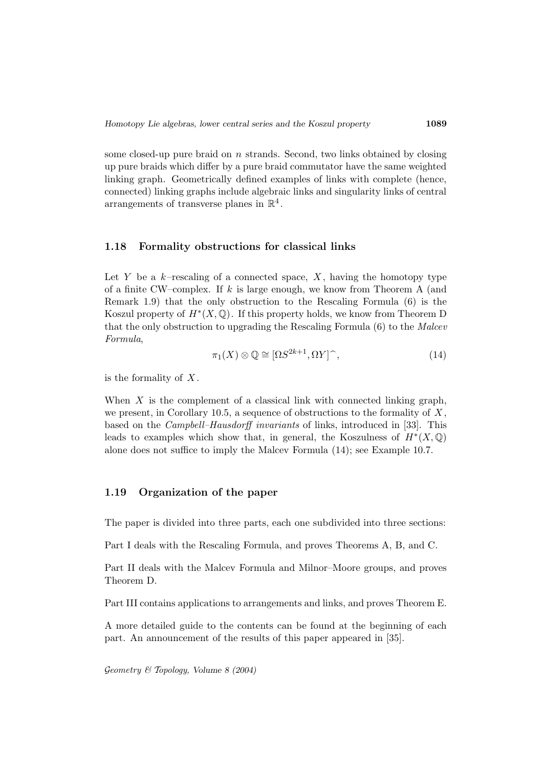some closed-up pure braid on $n$ strands. Second, two links obtained by closing up pure braids which differ by a pure braid commutator have the same weighted linking graph. Geometrically defined examples of links with complete (hence, connected) linking graphs include algebraic links and singularity links of central arrangements of transverse planes in $\mathbb{R}^4$.

### 1.18 Formality obstructions for classical links

Let $Y$ be a $k$–rescaling of a connected space, $X$, having the homotopy type of a finite CW–complex. If $k$ is large enough, we know from Theorem A (and Remark 1.9) that the only obstruction to the Rescaling Formula (6) is the Koszul property of $H^*(X, \mathbb{Q})$. If this property holds, we know from Theorem D that the only obstruction to upgrading the Rescaling Formula (6) to the *Malcev Formula*,

$$\pi_1(X) \otimes \mathbb{Q} \cong [\Omega S^{2k+1}, \Omega Y]^{\widehat{}}, \tag{14}$$

is the formality of $X$.

When $X$ is the complement of a classical link with connected linking graph, we present, in Corollary 10.5, a sequence of obstructions to the formality of $X$, based on the *Campbell–Hausdorff invariants* of links, introduced in [33]. This leads to examples which show that, in general, the Koszulness of $H^*(X, \mathbb{Q})$ alone does not suffice to imply the Malcev Formula (14); see Example 10.7.

### 1.19 Organization of the paper

The paper is divided into three parts, each one subdivided into three sections:

Part I deals with the Rescaling Formula, and proves Theorems A, B, and C.

Part II deals with the Malcev Formula and Milnor–Moore groups, and proves Theorem D.

Part III contains applications to arrangements and links, and proves Theorem E.

A more detailed guide to the contents can be found at the beginning of each part. An announcement of the results of this paper appeared in [35].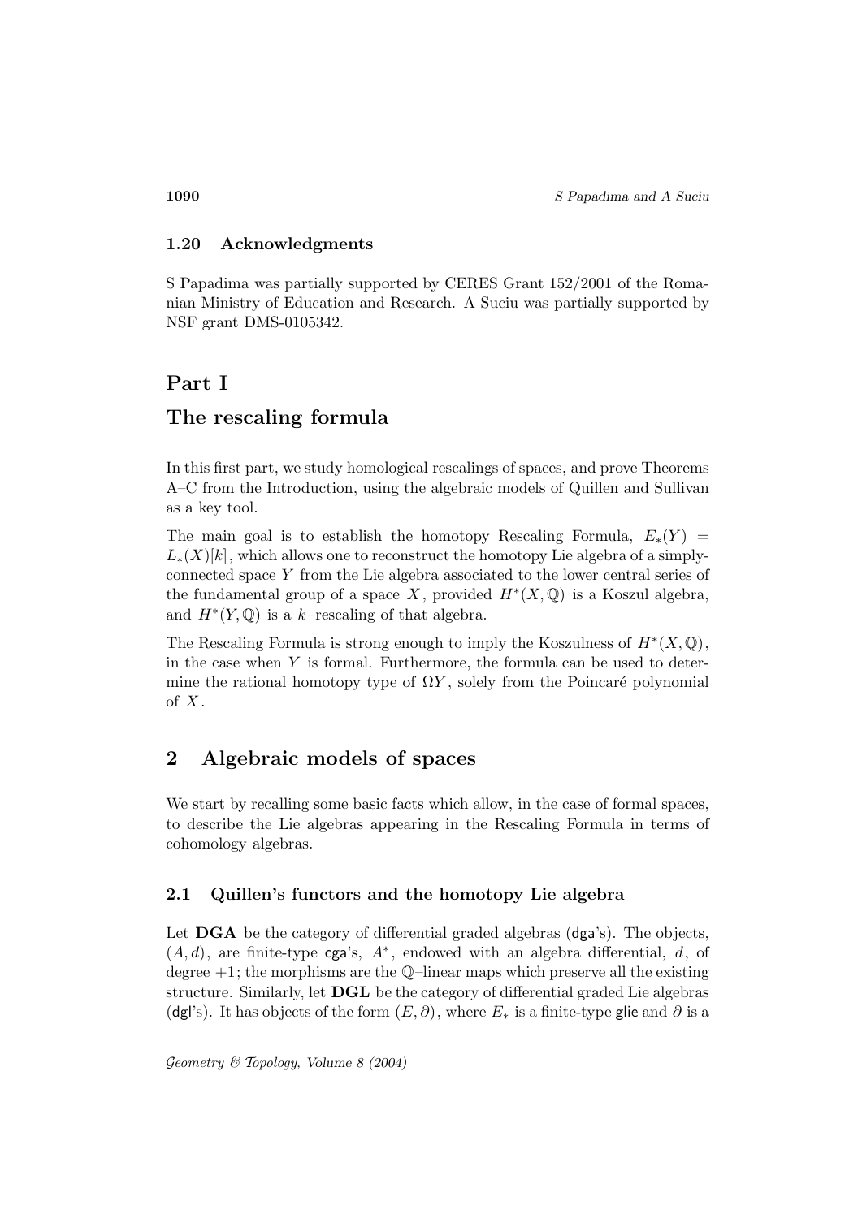### 1.20 Acknowledgments

S Papadima was partially supported by CERES Grant 152/2001 of the Romanian Ministry of Education and Research. A Suciu was partially supported by NSF grant DMS-0105342.

# Part I

# The rescaling formula

In this first part, we study homological rescalings of spaces, and prove Theorems A–C from the Introduction, using the algebraic models of Quillen and Sullivan as a key tool.

The main goal is to establish the homotopy Rescaling Formula, $E_*(Y) = L_*(X)[k]$, which allows one to reconstruct the homotopy Lie algebra of a simply-connected space $Y$ from the Lie algebra associated to the lower central series of the fundamental group of a space $X$, provided $H^*(X,\mathbb{Q})$ is a Koszul algebra, and $H^*(Y,\mathbb{Q})$ is a $k$–rescaling of that algebra.

The Rescaling Formula is strong enough to imply the Koszulness of $H^*(X,\mathbb{Q})$, in the case when $Y$ is formal. Furthermore, the formula can be used to determine the rational homotopy type of $\Omega Y$, solely from the Poincaré polynomial of $X$.

## 2 Algebraic models of spaces

We start by recalling some basic facts which allow, in the case of formal spaces, to describe the Lie algebras appearing in the Rescaling Formula in terms of cohomology algebras.

### 2.1 Quillen's functors and the homotopy Lie algebra

Let **DGA** be the category of differential graded algebras (dga's). The objects, $(A, d)$, are finite-type cga's, $A^*$, endowed with an algebra differential, $d$, of degree $+1$; the morphisms are the $\mathbb{Q}$–linear maps which preserve all the existing structure. Similarly, let **DGL** be the category of differential graded Lie algebras (dgl's). It has objects of the form $(E, \partial)$, where $E_*$ is a finite-type glie and $\partial$ is a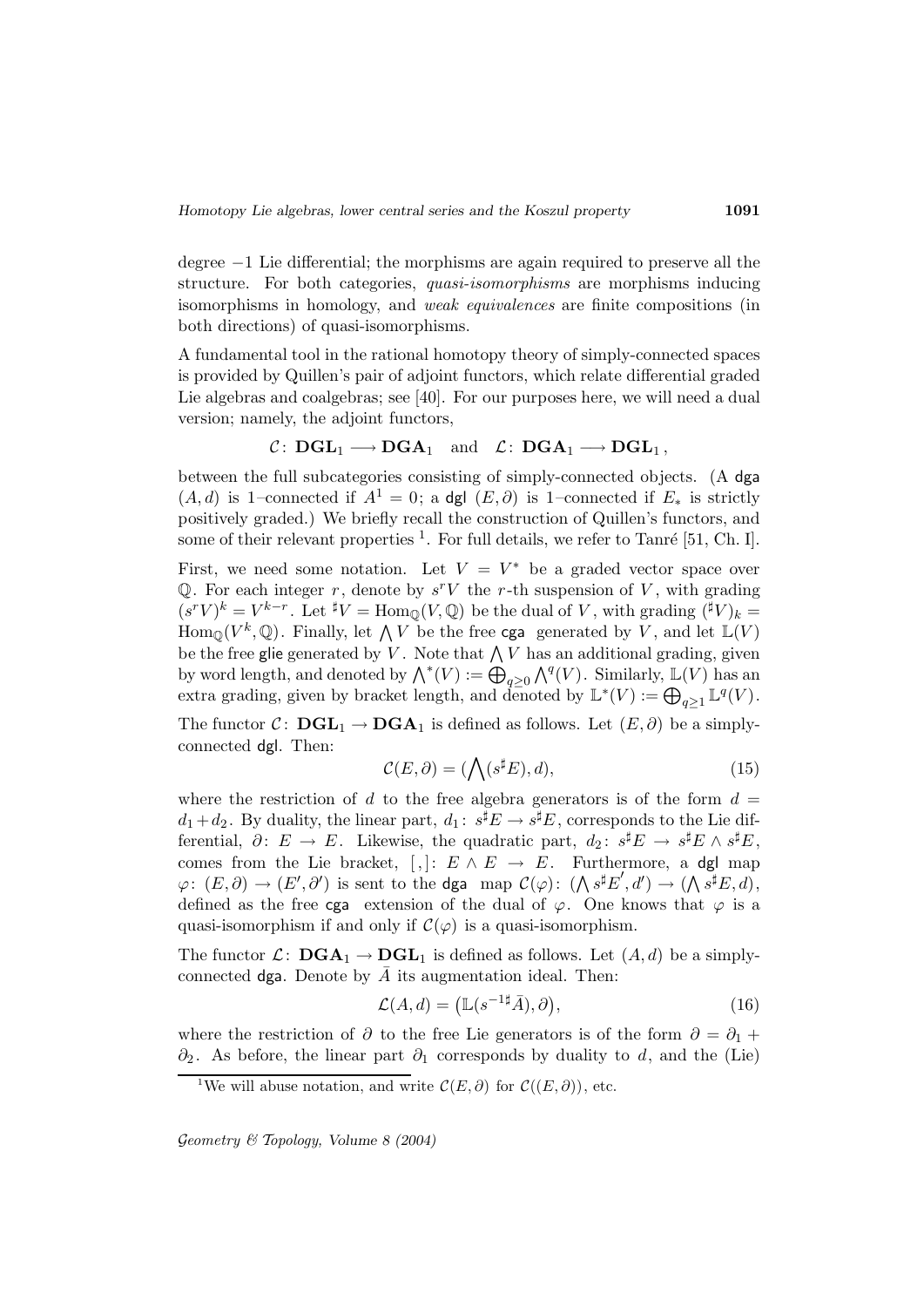degree $-1$ Lie differential; the morphisms are again required to preserve all the structure. For both categories, *quasi-isomorphisms* are morphisms inducing isomorphisms in homology, and *weak equivalences* are finite compositions (in both directions) of quasi-isomorphisms.

A fundamental tool in the rational homotopy theory of simply-connected spaces is provided by Quillen's pair of adjoint functors, which relate differential graded Lie algebras and coalgebras; see [40]. For our purposes here, we will need a dual version; namely, the adjoint functors,

$$\mathcal{C}\colon \mathbf{DGL}_1 \longrightarrow \mathbf{DGA}_1 \quad \text{and} \quad \mathcal{L}\colon \mathbf{DGA}_1 \longrightarrow \mathbf{DGL}_1\,,$$

between the full subcategories consisting of simply-connected objects. (A dga $(A, d)$ is 1–connected if $A^1 = 0$; a dgl $(E, \partial)$ is 1–connected if $E_*$ is strictly positively graded.) We briefly recall the construction of Quillen's functors, and some of their relevant properties [1]. For full details, we refer to Tanré [51, Ch. I].

First, we need some notation. Let $V = V^*$ be a graded vector space over $\mathbb{Q}$. For each integer $r$, denote by $s^r V$ the $r$-th suspension of $V$, with grading $(s^r V)^k = V^{k-r}$. Let ${}^\sharp V = \operatorname{Hom}_{\mathbb{Q}}(V, \mathbb{Q})$ be the dual of $V$, with grading $({}^\sharp V)_k = \operatorname{Hom}_{\mathbb{Q}}(V^k, \mathbb{Q})$. Finally, let $\bigwedge V$ be the free cga generated by $V$, and let $\mathbb{L}(V)$ be the free glie generated by $V$. Note that $\bigwedge V$ has an additional grading, given by word length, and denoted by $\bigwedge^*(V) := \bigoplus_{q\geq 0} \bigwedge^q(V)$. Similarly, $\mathbb{L}(V)$ has an extra grading, given by bracket length, and denoted by $\mathbb{L}^*(V) := \bigoplus_{q\geq 1} \mathbb{L}^q(V)$.

The functor $\mathcal{C}\colon \mathbf{DGL}_1 \to \mathbf{DGA}_1$ is defined as follows. Let $(E, \partial)$ be a simply-connected dgl. Then:

$$\mathcal{C}(E, \partial) = (\textstyle\bigwedge(s^\sharp E), d), \tag{15}$$

where the restriction of $d$ to the free algebra generators is of the form $d = d_1 + d_2$. By duality, the linear part, $d_1\colon s^\sharp E \to s^\sharp E$, corresponds to the Lie differential, $\partial\colon E \to E$. Likewise, the quadratic part, $d_2\colon s^\sharp E \to s^\sharp E \wedge s^\sharp E$, comes from the Lie bracket, $[\,,]\colon E \wedge E \to E$. Furthermore, a dgl map $\varphi\colon (E, \partial) \to (E', \partial')$ is sent to the dga map $\mathcal{C}(\varphi)\colon (\bigwedge s^\sharp E', d') \to (\bigwedge s^\sharp E, d)$, defined as the free cga extension of the dual of $\varphi$. One knows that $\varphi$ is a quasi-isomorphism if and only if $\mathcal{C}(\varphi)$ is a quasi-isomorphism.

The functor $\mathcal{L}\colon \mathbf{DGA}_1 \to \mathbf{DGL}_1$ is defined as follows. Let $(A, d)$ be a simply-connected dga. Denote by $\bar{A}$ its augmentation ideal. Then:

$$\mathcal{L}(A, d) = \big(\mathbb{L}(s^{-1\sharp}\bar{A}), \partial\big), \tag{16}$$

where the restriction of $\partial$ to the free Lie generators is of the form $\partial = \partial_1 + \partial_2$. As before, the linear part $\partial_1$ corresponds by duality to $d$, and the (Lie)

[1] We will abuse notation, and write $\mathcal{C}(E, \partial)$ for $\mathcal{C}((E, \partial))$, etc.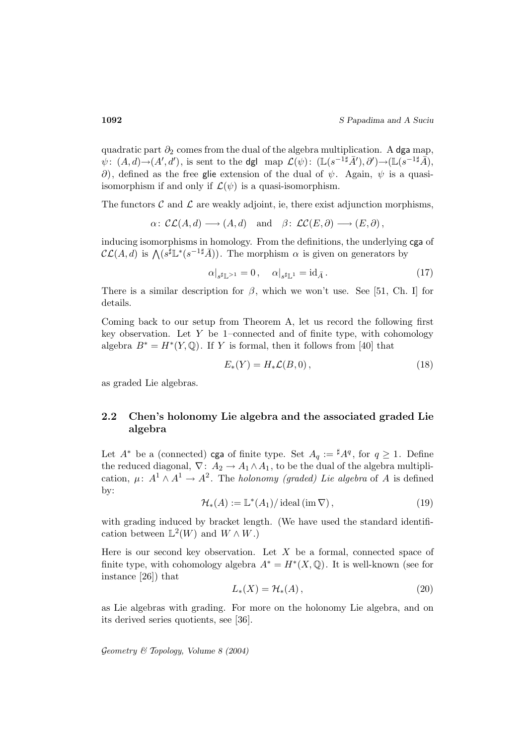quadratic part $\partial_2$ comes from the dual of the algebra multiplication. A dga map, $\psi\colon (A,d)\to(A',d')$, is sent to the dgl map $\mathcal{L}(\psi)\colon (\mathbb{L}(s^{-1\sharp}\bar{A}'),\partial')\to(\mathbb{L}(s^{-1\sharp}\bar{A}),\partial)$, defined as the free glie extension of the dual of $\psi$. Again, $\psi$ is a quasi-isomorphism if and only if $\mathcal{L}(\psi)$ is a quasi-isomorphism.

The functors $\mathcal{C}$ and $\mathcal{L}$ are weakly adjoint, ie, there exist adjunction morphisms,

$$\alpha\colon \mathcal{CL}(A,d)\longrightarrow(A,d) \quad\text{and}\quad \beta\colon \mathcal{LC}(E,\partial)\longrightarrow(E,\partial),$$

inducing isomorphisms in homology. From the definitions, the underlying cga of $\mathcal{CL}(A,d)$ is $\bigwedge(s^{\sharp}\mathbb{L}^*(s^{-1\sharp}\bar{A}))$. The morphism $\alpha$ is given on generators by

$$\alpha|_{s^{\sharp}\mathbb{L}^{>1}}=0\,,\quad \alpha|_{s^{\sharp}\mathbb{L}^{1}}=\mathrm{id}_{\bar{A}}\,. \tag{17}$$

There is a similar description for $\beta$, which we won't use. See [51, Ch. I] for details.

Coming back to our setup from Theorem A, let us record the following first key observation. Let $Y$ be 1–connected and of finite type, with cohomology algebra $B^*=H^*(Y,\mathbb{Q})$. If $Y$ is formal, then it follows from [40] that

$$E_*(Y)=H_*\mathcal{L}(B,0)\,, \tag{18}$$

as graded Lie algebras.

## 2.2 Chen's holonomy Lie algebra and the associated graded Lie algebra

Let $A^*$ be a (connected) cga of finite type. Set $A_q:={}^{\sharp}A^q$, for $q\geq 1$. Define the reduced diagonal, $\nabla\colon A_2\to A_1\wedge A_1$, to be the dual of the algebra multiplication, $\mu\colon A^1\wedge A^1\to A^2$. The *holonomy (graded) Lie algebra* of $A$ is defined by:

$$\mathcal{H}_*(A):=\mathbb{L}^*(A_1)/\operatorname{ideal}(\operatorname{im}\nabla)\,, \tag{19}$$

with grading induced by bracket length. (We have used the standard identification between $\mathbb{L}^2(W)$ and $W\wedge W$.)

Here is our second key observation. Let $X$ be a formal, connected space of finite type, with cohomology algebra $A^*=H^*(X,\mathbb{Q})$. It is well-known (see for instance [26]) that

$$L_*(X)=\mathcal{H}_*(A)\,, \tag{20}$$

as Lie algebras with grading. For more on the holonomy Lie algebra, and on its derived series quotients, see [36].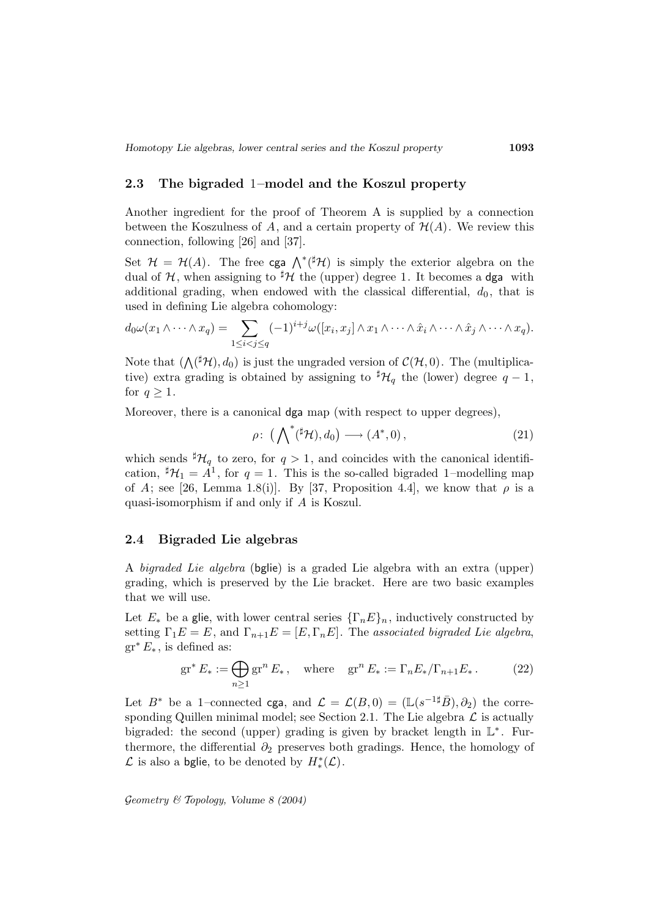### 2.3 The bigraded 1–model and the Koszul property

Another ingredient for the proof of Theorem A is supplied by a connection between the Koszulness of $A$, and a certain property of $\mathcal{H}(A)$. We review this connection, following [26] and [37].

Set $\mathcal{H} = \mathcal{H}(A)$. The free cga $\bigwedge^*(^\sharp\mathcal{H})$ is simply the exterior algebra on the dual of $\mathcal{H}$, when assigning to $^\sharp\mathcal{H}$ the (upper) degree 1. It becomes a dga with additional grading, when endowed with the classical differential, $d_0$, that is used in defining Lie algebra cohomology:

$$d_0\omega(x_1 \wedge \cdots \wedge x_q) = \sum_{1 \leq i < j \leq q} (-1)^{i+j} \omega([x_i, x_j] \wedge x_1 \wedge \cdots \wedge \hat{x}_i \wedge \cdots \wedge \hat{x}_j \wedge \cdots \wedge x_q).$$

Note that $(\bigwedge(^\sharp\mathcal{H}), d_0)$ is just the ungraded version of $\mathcal{C}(\mathcal{H}, 0)$. The (multiplicative) extra grading is obtained by assigning to $^\sharp\mathcal{H}_q$ the (lower) degree $q-1$, for $q \geq 1$.

Moreover, there is a canonical dga map (with respect to upper degrees),

$$\rho\colon \left(\bigwedge^*(^\sharp\mathcal{H}), d_0\right) \longrightarrow (A^*, 0)\,, \tag{21}$$

which sends $^\sharp\mathcal{H}_q$ to zero, for $q > 1$, and coincides with the canonical identification, $^\sharp\mathcal{H}_1 = A^1$, for $q = 1$. This is the so-called bigraded 1–modelling map of $A$; see [26, Lemma 1.8(i)]. By [37, Proposition 4.4], we know that $\rho$ is a quasi-isomorphism if and only if $A$ is Koszul.

### 2.4 Bigraded Lie algebras

A *bigraded Lie algebra* (bglie) is a graded Lie algebra with an extra (upper) grading, which is preserved by the Lie bracket. Here are two basic examples that we will use.

Let $E_*$ be a glie, with lower central series $\{\Gamma_n E\}_n$, inductively constructed by setting $\Gamma_1 E = E$, and $\Gamma_{n+1} E = [E, \Gamma_n E]$. The *associated bigraded Lie algebra*, $\mathrm{gr}^* E_*$, is defined as:

$$\mathrm{gr}^* E_* := \bigoplus_{n \geq 1} \mathrm{gr}^n E_*\,, \quad \text{where} \quad \mathrm{gr}^n E_* := \Gamma_n E_* / \Gamma_{n+1} E_*\,. \tag{22}$$

Let $B^*$ be a 1–connected cga, and $\mathcal{L} = \mathcal{L}(B, 0) = (\mathbb{L}(s^{-1\sharp}\bar{B}), \partial_2)$ the corresponding Quillen minimal model; see Section 2.1. The Lie algebra $\mathcal{L}$ is actually bigraded: the second (upper) grading is given by bracket length in $\mathbb{L}^*$. Furthermore, the differential $\partial_2$ preserves both gradings. Hence, the homology of $\mathcal{L}$ is also a bglie, to be denoted by $H^*_*(\mathcal{L})$.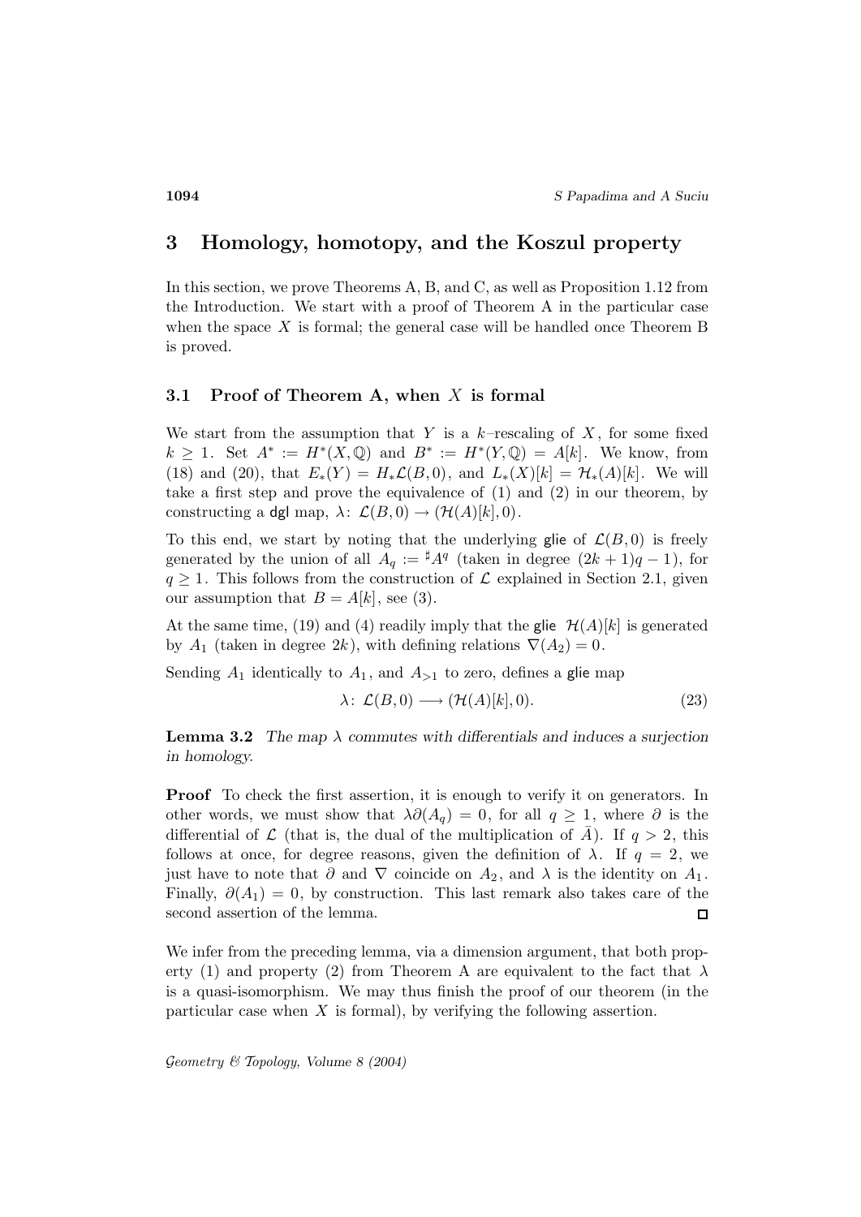# 3 Homology, homotopy, and the Koszul property

In this section, we prove Theorems A, B, and C, as well as Proposition 1.12 from the Introduction. We start with a proof of Theorem A in the particular case when the space $X$ is formal; the general case will be handled once Theorem B is proved.

## 3.1 Proof of Theorem A, when $X$ is formal

We start from the assumption that $Y$ is a $k$–rescaling of $X$, for some fixed $k \geq 1$. Set $A^* := H^*(X, \mathbb{Q})$ and $B^* := H^*(Y, \mathbb{Q}) = A[k]$. We know, from (18) and (20), that $E_*(Y) = H_*\mathcal{L}(B, 0)$, and $L_*(X)[k] = \mathcal{H}_*(A)[k]$. We will take a first step and prove the equivalence of (1) and (2) in our theorem, by constructing a dgl map, $\lambda\colon \mathcal{L}(B, 0) \to (\mathcal{H}(A)[k], 0)$.

To this end, we start by noting that the underlying glie of $\mathcal{L}(B, 0)$ is freely generated by the union of all $A_q := {}^\sharp A^q$ (taken in degree $(2k+1)q - 1$), for $q \geq 1$. This follows from the construction of $\mathcal{L}$ explained in Section 2.1, given our assumption that $B = A[k]$, see (3).

At the same time, (19) and (4) readily imply that the glie $\mathcal{H}(A)[k]$ is generated by $A_1$ (taken in degree $2k$), with defining relations $\nabla(A_2) = 0$.

Sending $A_1$ identically to $A_1$, and $A_{>1}$ to zero, defines a glie map

$$\lambda\colon \mathcal{L}(B, 0) \longrightarrow (\mathcal{H}(A)[k], 0). \tag{23}$$

**Lemma 3.2** *The map $\lambda$ commutes with differentials and induces a surjection in homology.*

**Proof** To check the first assertion, it is enough to verify it on generators. In other words, we must show that $\lambda\partial(A_q) = 0$, for all $q \geq 1$, where $\partial$ is the differential of $\mathcal{L}$ (that is, the dual of the multiplication of $\bar{A}$). If $q > 2$, this follows at once, for degree reasons, given the definition of $\lambda$. If $q = 2$, we just have to note that $\partial$ and $\nabla$ coincide on $A_2$, and $\lambda$ is the identity on $A_1$. Finally, $\partial(A_1) = 0$, by construction. This last remark also takes care of the second assertion of the lemma. $\square$

We infer from the preceding lemma, via a dimension argument, that both property (1) and property (2) from Theorem A are equivalent to the fact that $\lambda$ is a quasi-isomorphism. We may thus finish the proof of our theorem (in the particular case when $X$ is formal), by verifying the following assertion.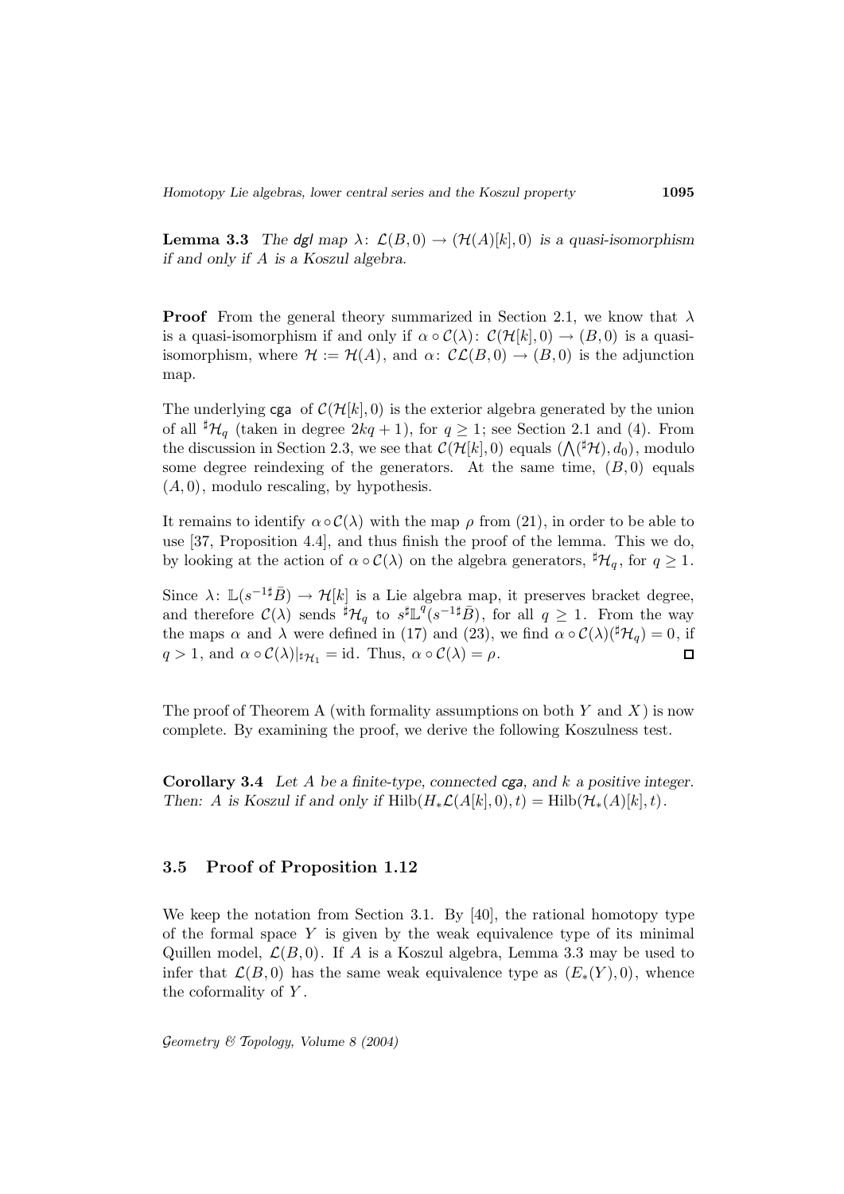**Lemma 3.3** *The* dgl *map* $\lambda\colon \mathcal{L}(B,0) \to (\mathcal{H}(A)[k],0)$ *is a quasi-isomorphism if and only if* $A$ *is a Koszul algebra.*

**Proof** From the general theory summarized in Section 2.1, we know that $\lambda$ is a quasi-isomorphism if and only if $\alpha \circ \mathcal{C}(\lambda)\colon \mathcal{C}(\mathcal{H}[k],0) \to (B,0)$ is a quasi-isomorphism, where $\mathcal{H} := \mathcal{H}(A)$, and $\alpha\colon \mathcal{C}\mathcal{L}(B,0) \to (B,0)$ is the adjunction map.

The underlying cga of $\mathcal{C}(\mathcal{H}[k],0)$ is the exterior algebra generated by the union of all ${}^{\sharp}\mathcal{H}_q$ (taken in degree $2kq+1$), for $q \geq 1$; see Section 2.1 and (4). From the discussion in Section 2.3, we see that $\mathcal{C}(\mathcal{H}[k],0)$ equals $(\bigwedge({}^{\sharp}\mathcal{H}), d_0)$, modulo some degree reindexing of the generators. At the same time, $(B,0)$ equals $(A,0)$, modulo rescaling, by hypothesis.

It remains to identify $\alpha \circ \mathcal{C}(\lambda)$ with the map $\rho$ from (21), in order to be able to use [37, Proposition 4.4], and thus finish the proof of the lemma. This we do, by looking at the action of $\alpha \circ \mathcal{C}(\lambda)$ on the algebra generators, ${}^{\sharp}\mathcal{H}_q$, for $q \geq 1$.

Since $\lambda\colon \mathbb{L}(s^{-1\sharp}\bar{B}) \to \mathcal{H}[k]$ is a Lie algebra map, it preserves bracket degree, and therefore $\mathcal{C}(\lambda)$ sends ${}^{\sharp}\mathcal{H}_q$ to $s^{\sharp}\mathbb{L}^q(s^{-1\sharp}\bar{B})$, for all $q \geq 1$. From the way the maps $\alpha$ and $\lambda$ were defined in (17) and (23), we find $\alpha \circ \mathcal{C}(\lambda)({}^{\sharp}\mathcal{H}_q) = 0$, if $q > 1$, and $\alpha \circ \mathcal{C}(\lambda)|_{{}^{\sharp}\mathcal{H}_1} = \mathrm{id}$. Thus, $\alpha \circ \mathcal{C}(\lambda) = \rho$. □

The proof of Theorem A (with formality assumptions on both $Y$ and $X$) is now complete. By examining the proof, we derive the following Koszulness test.

**Corollary 3.4** *Let* $A$ *be a finite-type, connected* cga*, and* $k$ *a positive integer. Then:* $A$ *is Koszul if and only if* $\mathrm{Hilb}(H_*\mathcal{L}(A[k],0),t) = \mathrm{Hilb}(\mathcal{H}_*(A)[k],t)$.

### 3.5 Proof of Proposition 1.12

We keep the notation from Section 3.1. By [40], the rational homotopy type of the formal space $Y$ is given by the weak equivalence type of its minimal Quillen model, $\mathcal{L}(B,0)$. If $A$ is a Koszul algebra, Lemma 3.3 may be used to infer that $\mathcal{L}(B,0)$ has the same weak equivalence type as $(E_*(Y),0)$, whence the coformality of $Y$.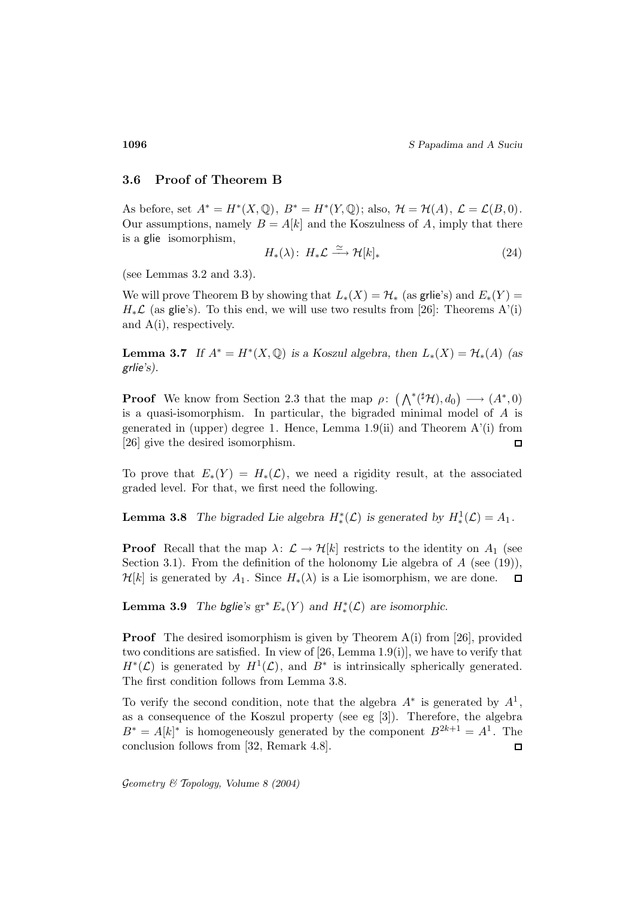### 3.6 Proof of Theorem B

As before, set $A^* = H^*(X, \mathbb{Q}),\ B^* = H^*(Y, \mathbb{Q})$; also, $\mathcal{H} = \mathcal{H}(A),\ \mathcal{L} = \mathcal{L}(B, 0)$. Our assumptions, namely $B = A[k]$ and the Koszulness of $A$, imply that there is a glie isomorphism,

$$H_*(\lambda)\colon\ H_*\mathcal{L} \xrightarrow{\simeq} \mathcal{H}[k]_* \tag{24}$$

(see Lemmas 3.2 and 3.3).

We will prove Theorem B by showing that $L_*(X) = \mathcal{H}_*$ (as grlie's) and $E_*(Y) = H_*\mathcal{L}$ (as glie's). To this end, we will use two results from [26]: Theorems A'(i) and A(i), respectively.

**Lemma 3.7** *If $A^* = H^*(X, \mathbb{Q})$ is a Koszul algebra, then $L_*(X) = \mathcal{H}_*(A)$ (as grlie's).*

**Proof** We know from Section 2.3 that the map $\rho\colon \left(\bigwedge^*(^\sharp\mathcal{H}), d_0\right) \longrightarrow (A^*, 0)$ is a quasi-isomorphism. In particular, the bigraded minimal model of $A$ is generated in (upper) degree 1. Hence, Lemma 1.9(ii) and Theorem A'(i) from [26] give the desired isomorphism. □

To prove that $E_*(Y) = H_*(\mathcal{L})$, we need a rigidity result, at the associated graded level. For that, we first need the following.

**Lemma 3.8** *The bigraded Lie algebra $H^*_*(\mathcal{L})$ is generated by $H^1_*(\mathcal{L}) = A_1$.*

**Proof** Recall that the map $\lambda\colon \mathcal{L} \to \mathcal{H}[k]$ restricts to the identity on $A_1$ (see Section 3.1). From the definition of the holonomy Lie algebra of $A$ (see (19)), $\mathcal{H}[k]$ is generated by $A_1$. Since $H_*(\lambda)$ is a Lie isomorphism, we are done. □

**Lemma 3.9** *The bglie's $\operatorname{gr}^* E_*(Y)$ and $H^*_*(\mathcal{L})$ are isomorphic.*

**Proof** The desired isomorphism is given by Theorem A(i) from [26], provided two conditions are satisfied. In view of [26, Lemma 1.9(i)], we have to verify that $H^*(\mathcal{L})$ is generated by $H^1(\mathcal{L})$, and $B^*$ is intrinsically spherically generated. The first condition follows from Lemma 3.8.

To verify the second condition, note that the algebra $A^*$ is generated by $A^1$, as a consequence of the Koszul property (see eg [3]). Therefore, the algebra $B^* = A[k]^*$ is homogeneously generated by the component $B^{2k+1} = A^1$. The conclusion follows from [32, Remark 4.8]. □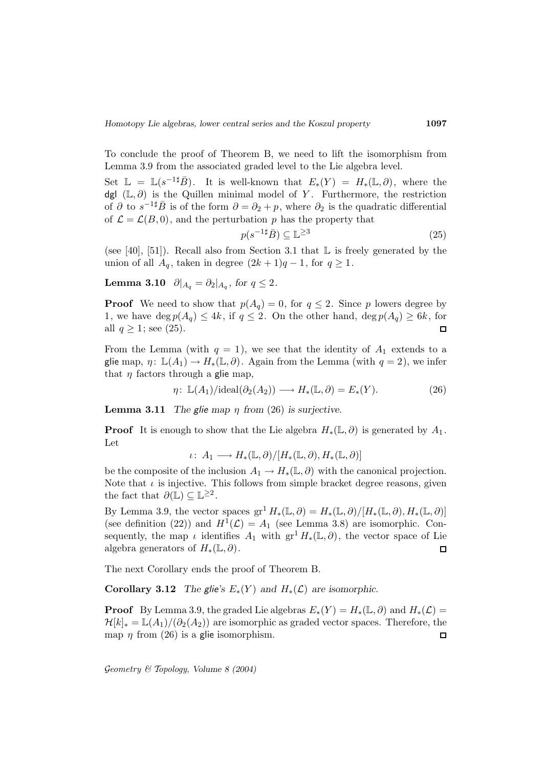To conclude the proof of Theorem B, we need to lift the isomorphism from Lemma 3.9 from the associated graded level to the Lie algebra level.

Set $\mathbb{L} = \mathbb{L}(s^{-1\sharp}\bar{B})$. It is well-known that $E_*(Y) = H_*(\mathbb{L}, \partial)$, where the dgl $(\mathbb{L}, \partial)$ is the Quillen minimal model of $Y$. Furthermore, the restriction of $\partial$ to $s^{-1\sharp}\bar{B}$ is of the form $\partial = \partial_2 + p$, where $\partial_2$ is the quadratic differential of $\mathcal{L} = \mathcal{L}(B, 0)$, and the perturbation $p$ has the property that

$$p(s^{-1\sharp}\bar{B}) \subseteq \mathbb{L}^{\geq 3} \tag{25}$$

(see [40], [51]). Recall also from Section 3.1 that $\mathbb{L}$ is freely generated by the union of all $A_q$, taken in degree $(2k+1)q - 1$, for $q \geq 1$.

**Lemma 3.10** $\partial|_{A_q} = \partial_2|_{A_q}$, *for* $q \leq 2$.

**Proof** We need to show that $p(A_q) = 0$, for $q \leq 2$. Since $p$ lowers degree by 1, we have $\deg p(A_q) \leq 4k$, if $q \leq 2$. On the other hand, $\deg p(A_q) \geq 6k$, for all $q \geq 1$; see (25). □

From the Lemma (with $q = 1$), we see that the identity of $A_1$ extends to a glie map, $\eta\colon \mathbb{L}(A_1) \to H_*(\mathbb{L}, \partial)$. Again from the Lemma (with $q = 2$), we infer that $\eta$ factors through a glie map,

$$\eta\colon \mathbb{L}(A_1)/\text{ideal}(\partial_2(A_2)) \longrightarrow H_*(\mathbb{L}, \partial) = E_*(Y). \tag{26}$$

**Lemma 3.11** *The glie map* $\eta$ *from* (26) *is surjective.*

**Proof** It is enough to show that the Lie algebra $H_*(\mathbb{L}, \partial)$ is generated by $A_1$. Let

$$\iota\colon A_1 \longrightarrow H_*(\mathbb{L}, \partial)/[H_*(\mathbb{L}, \partial), H_*(\mathbb{L}, \partial)]$$

be the composite of the inclusion $A_1 \to H_*(\mathbb{L}, \partial)$ with the canonical projection. Note that $\iota$ is injective. This follows from simple bracket degree reasons, given the fact that $\partial(\mathbb{L}) \subseteq \mathbb{L}^{\geq 2}$.

By Lemma 3.9, the vector spaces $\mathrm{gr}^1 H_*(\mathbb{L}, \partial) = H_*(\mathbb{L}, \partial)/[H_*(\mathbb{L}, \partial), H_*(\mathbb{L}, \partial)]$ (see definition (22)) and $H^1(\mathcal{L}) = A_1$ (see Lemma 3.8) are isomorphic. Consequently, the map $\iota$ identifies $A_1$ with $\mathrm{gr}^1 H_*(\mathbb{L}, \partial)$, the vector space of Lie algebra generators of $H_*(\mathbb{L}, \partial)$. □

The next Corollary ends the proof of Theorem B.

**Corollary 3.12** *The glie's* $E_*(Y)$ *and* $H_*(\mathcal{L})$ *are isomorphic.*

**Proof** By Lemma 3.9, the graded Lie algebras $E_*(Y) = H_*(\mathbb{L}, \partial)$ and $H_*(\mathcal{L}) = \mathcal{H}[k]_* = \mathbb{L}(A_1)/(\partial_2(A_2))$ are isomorphic as graded vector spaces. Therefore, the map $\eta$ from (26) is a glie isomorphism. □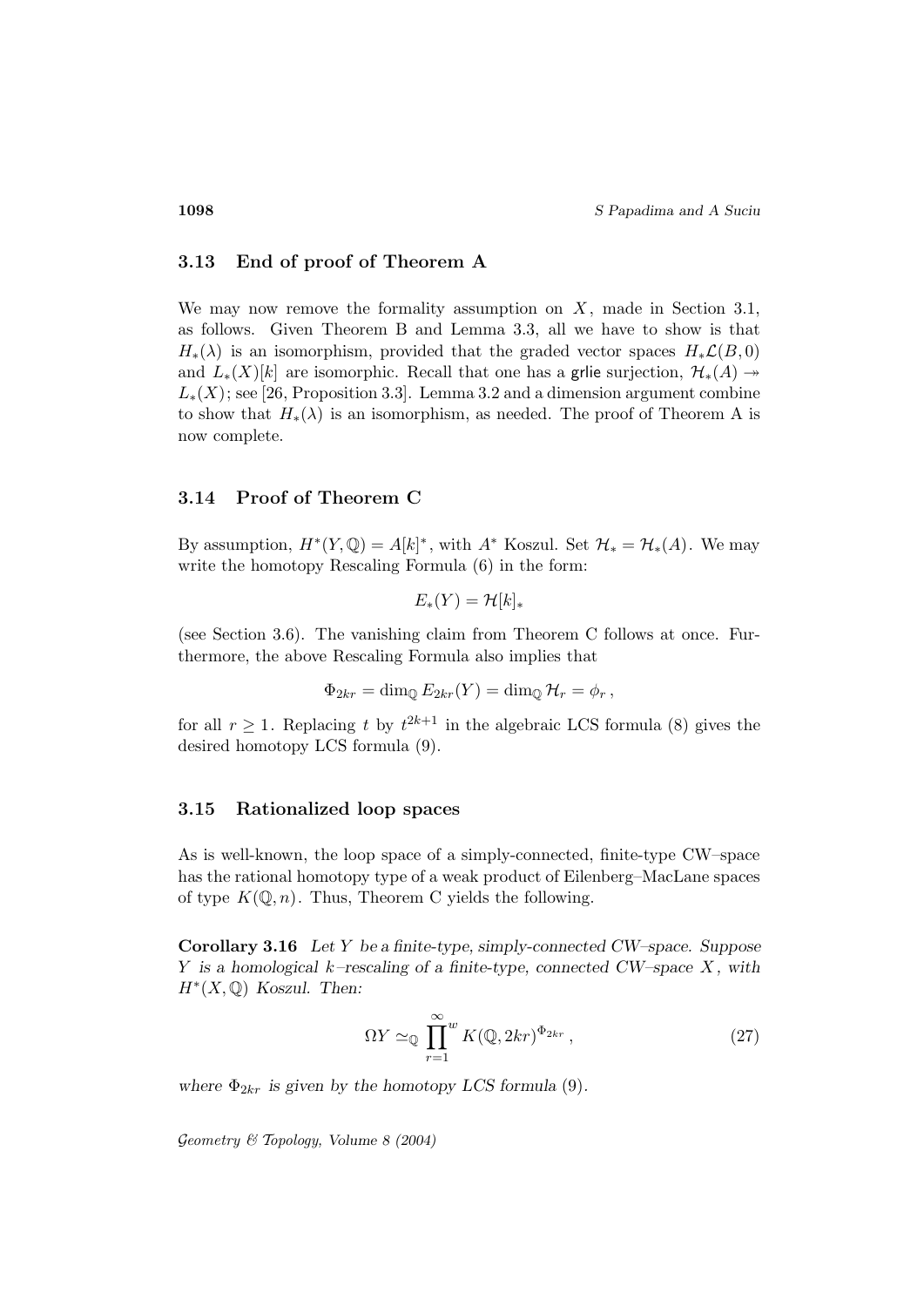### 3.13 End of proof of Theorem A

We may now remove the formality assumption on $X$, made in Section 3.1, as follows. Given Theorem B and Lemma 3.3, all we have to show is that $H_*(\lambda)$ is an isomorphism, provided that the graded vector spaces $H_*\mathcal{L}(B,0)$ and $L_*(X)[k]$ are isomorphic. Recall that one has a $\mathsf{grlie}$ surjection, $\mathcal{H}_*(A) \twoheadrightarrow L_*(X)$; see [26, Proposition 3.3]. Lemma 3.2 and a dimension argument combine to show that $H_*(\lambda)$ is an isomorphism, as needed. The proof of Theorem A is now complete.

### 3.14 Proof of Theorem C

By assumption, $H^*(Y,\mathbb{Q}) = A[k]^*$, with $A^*$ Koszul. Set $\mathcal{H}_* = \mathcal{H}_*(A)$. We may write the homotopy Rescaling Formula (6) in the form:

$$E_*(Y) = \mathcal{H}[k]_*$$

(see Section 3.6). The vanishing claim from Theorem C follows at once. Furthermore, the above Rescaling Formula also implies that

$$\Phi_{2kr} = \dim_{\mathbb{Q}} E_{2kr}(Y) = \dim_{\mathbb{Q}} \mathcal{H}_r = \phi_r\,,$$

for all $r \geq 1$. Replacing $t$ by $t^{2k+1}$ in the algebraic LCS formula (8) gives the desired homotopy LCS formula (9).

### 3.15 Rationalized loop spaces

As is well-known, the loop space of a simply-connected, finite-type CW–space has the rational homotopy type of a weak product of Eilenberg–MacLane spaces of type $K(\mathbb{Q}, n)$. Thus, Theorem C yields the following.

**Corollary 3.16** *Let $Y$ be a finite-type, simply-connected CW–space. Suppose $Y$ is a homological $k$–rescaling of a finite-type, connected CW–space $X$, with $H^*(X,\mathbb{Q})$ Koszul. Then:*

$$\Omega Y \simeq_{\mathbb{Q}} \prod_{r=1}^{\infty}{}^{w} K(\mathbb{Q}, 2kr)^{\Phi_{2kr}}\,, \tag{27}$$

*where $\Phi_{2kr}$ is given by the homotopy LCS formula (9).*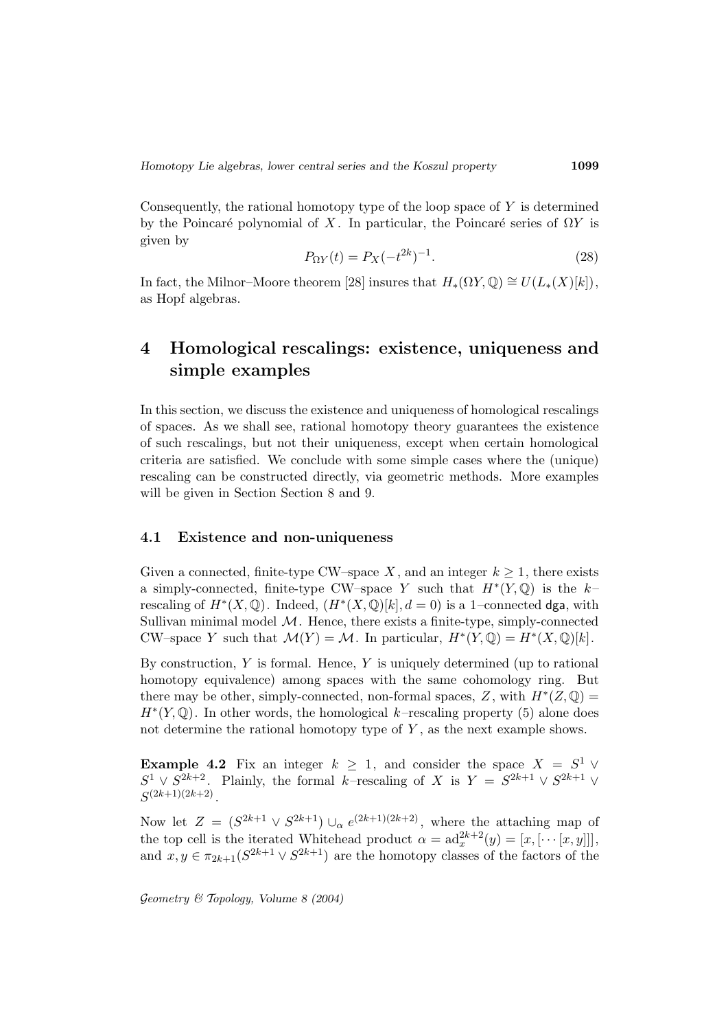Consequently, the rational homotopy type of the loop space of $Y$ is determined by the Poincaré polynomial of $X$. In particular, the Poincaré series of $\Omega Y$ is given by

$$P_{\Omega Y}(t) = P_X(-t^{2k})^{-1}. \tag{28}$$

In fact, the Milnor–Moore theorem [28] insures that $H_*(\Omega Y, \mathbb{Q}) \cong U(L_*(X)[k])$, as Hopf algebras.

# 4 Homological rescalings: existence, uniqueness and simple examples

In this section, we discuss the existence and uniqueness of homological rescalings of spaces. As we shall see, rational homotopy theory guarantees the existence of such rescalings, but not their uniqueness, except when certain homological criteria are satisfied. We conclude with some simple cases where the (unique) rescaling can be constructed directly, via geometric methods. More examples will be given in Section Section 8 and 9.

## 4.1 Existence and non-uniqueness

Given a connected, finite-type CW–space $X$, and an integer $k \geq 1$, there exists a simply-connected, finite-type CW–space $Y$ such that $H^*(Y, \mathbb{Q})$ is the $k$–rescaling of $H^*(X, \mathbb{Q})$. Indeed, $(H^*(X, \mathbb{Q})[k], d = 0)$ is a 1–connected dga, with Sullivan minimal model $\mathcal{M}$. Hence, there exists a finite-type, simply-connected CW–space $Y$ such that $\mathcal{M}(Y) = \mathcal{M}$. In particular, $H^*(Y, \mathbb{Q}) = H^*(X, \mathbb{Q})[k]$.

By construction, $Y$ is formal. Hence, $Y$ is uniquely determined (up to rational homotopy equivalence) among spaces with the same cohomology ring. But there may be other, simply-connected, non-formal spaces, $Z$, with $H^*(Z, \mathbb{Q}) = H^*(Y, \mathbb{Q})$. In other words, the homological $k$–rescaling property (5) alone does not determine the rational homotopy type of $Y$, as the next example shows.

**Example 4.2** Fix an integer $k \geq 1$, and consider the space $X = S^1 \vee S^1 \vee S^{2k+2}$. Plainly, the formal $k$–rescaling of $X$ is $Y = S^{2k+1} \vee S^{2k+1} \vee S^{(2k+1)(2k+2)}$.

Now let $Z = (S^{2k+1} \vee S^{2k+1}) \cup_\alpha e^{(2k+1)(2k+2)}$, where the attaching map of the top cell is the iterated Whitehead product $\alpha = \mathrm{ad}_x^{2k+2}(y) = [x, [\cdots [x, y]]]$, and $x, y \in \pi_{2k+1}(S^{2k+1} \vee S^{2k+1})$ are the homotopy classes of the factors of the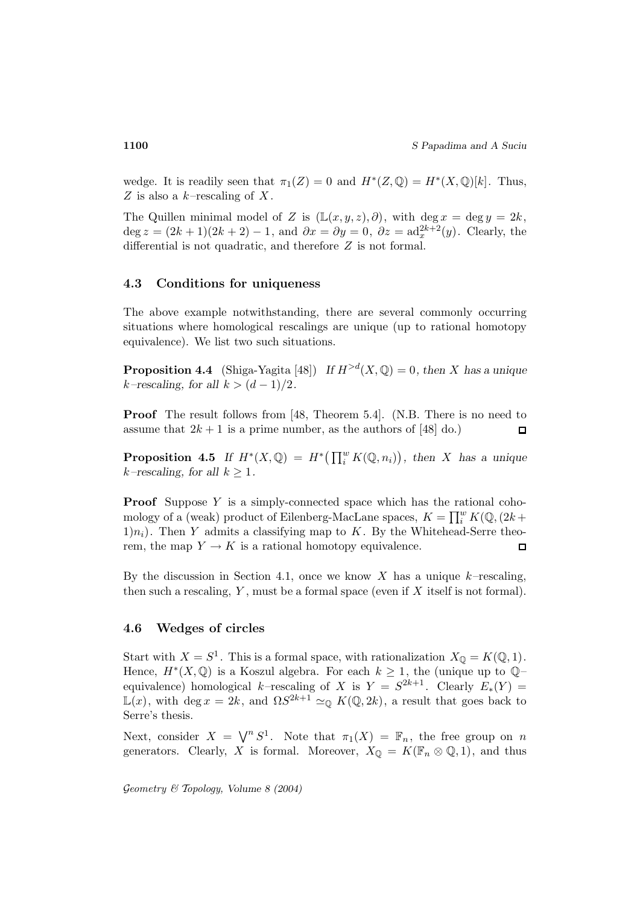wedge. It is readily seen that $\pi_1(Z) = 0$ and $H^*(Z, \mathbb{Q}) = H^*(X, \mathbb{Q})[k]$. Thus, $Z$ is also a $k$–rescaling of $X$.

The Quillen minimal model of $Z$ is $(\mathbb{L}(x, y, z), \partial)$, with $\deg x = \deg y = 2k$, $\deg z = (2k+1)(2k+2) - 1$, and $\partial x = \partial y = 0$, $\partial z = \mathrm{ad}_x^{2k+2}(y)$. Clearly, the differential is not quadratic, and therefore $Z$ is not formal.

### 4.3 Conditions for uniqueness

The above example notwithstanding, there are several commonly occurring situations where homological rescalings are unique (up to rational homotopy equivalence). We list two such situations.

**Proposition 4.4** (Shiga-Yagita [48]) *If $H^{>d}(X, \mathbb{Q}) = 0$, then $X$ has a unique $k$–rescaling, for all $k > (d-1)/2$.*

**Proof** The result follows from [48, Theorem 5.4]. (N.B. There is no need to assume that $2k + 1$ is a prime number, as the authors of [48] do.) $\square$

**Proposition 4.5** *If $H^*(X, \mathbb{Q}) = H^*\big(\prod_i^w K(\mathbb{Q}, n_i)\big)$, then $X$ has a unique $k$–rescaling, for all $k \geq 1$.*

**Proof** Suppose $Y$ is a simply-connected space which has the rational cohomology of a (weak) product of Eilenberg-MacLane spaces, $K = \prod_i^w K(\mathbb{Q}, (2k+1)n_i)$. Then $Y$ admits a classifying map to $K$. By the Whitehead-Serre theorem, the map $Y \to K$ is a rational homotopy equivalence. $\square$

By the discussion in Section 4.1, once we know $X$ has a unique $k$–rescaling, then such a rescaling, $Y$, must be a formal space (even if $X$ itself is not formal).

### 4.6 Wedges of circles

Start with $X = S^1$. This is a formal space, with rationalization $X_{\mathbb{Q}} = K(\mathbb{Q}, 1)$. Hence, $H^*(X, \mathbb{Q})$ is a Koszul algebra. For each $k \geq 1$, the (unique up to $\mathbb{Q}$–equivalence) homological $k$–rescaling of $X$ is $Y = S^{2k+1}$. Clearly $E_*(Y) = \mathbb{L}(x)$, with $\deg x = 2k$, and $\Omega S^{2k+1} \simeq_{\mathbb{Q}} K(\mathbb{Q}, 2k)$, a result that goes back to Serre's thesis.

Next, consider $X = \bigvee^n S^1$. Note that $\pi_1(X) = \mathbb{F}_n$, the free group on $n$ generators. Clearly, $X$ is formal. Moreover, $X_{\mathbb{Q}} = K(\mathbb{F}_n \otimes \mathbb{Q}, 1)$, and thus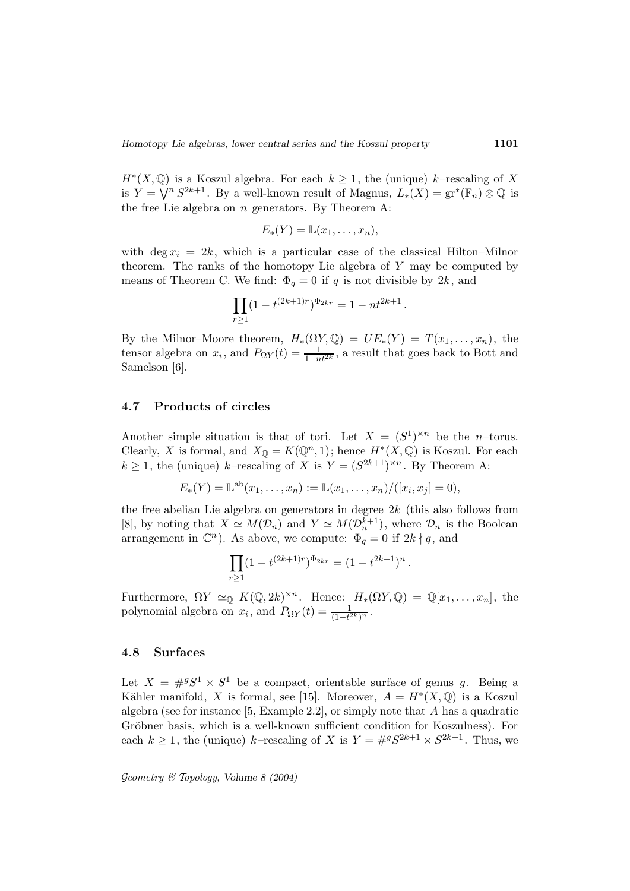$H^*(X,\mathbb{Q})$ is a Koszul algebra. For each $k \geq 1$, the (unique) $k$–rescaling of $X$ is $Y = \bigvee^n S^{2k+1}$. By a well-known result of Magnus, $L_*(X) = \operatorname{gr}^*(\mathbb{F}_n) \otimes \mathbb{Q}$ is the free Lie algebra on $n$ generators. By Theorem A:

$$E_*(Y) = \mathbb{L}(x_1, \ldots, x_n),$$

with $\deg x_i = 2k$, which is a particular case of the classical Hilton–Milnor theorem. The ranks of the homotopy Lie algebra of $Y$ may be computed by means of Theorem C. We find: $\Phi_q = 0$ if $q$ is not divisible by $2k$, and

$$\prod_{r \geq 1} (1 - t^{(2k+1)r})^{\Phi_{2kr}} = 1 - nt^{2k+1}.$$

By the Milnor–Moore theorem, $H_*(\Omega Y, \mathbb{Q}) = UE_*(Y) = T(x_1, \ldots, x_n)$, the tensor algebra on $x_i$, and $P_{\Omega Y}(t) = \frac{1}{1-nt^{2k}}$, a result that goes back to Bott and Samelson [6].

### 4.7 Products of circles

Another simple situation is that of tori. Let $X = (S^1)^{\times n}$ be the $n$–torus. Clearly, $X$ is formal, and $X_{\mathbb{Q}} = K(\mathbb{Q}^n, 1)$; hence $H^*(X,\mathbb{Q})$ is Koszul. For each $k \geq 1$, the (unique) $k$–rescaling of $X$ is $Y = (S^{2k+1})^{\times n}$. By Theorem A:

$$E_*(Y) = \mathbb{L}^{\mathrm{ab}}(x_1, \ldots, x_n) := \mathbb{L}(x_1, \ldots, x_n)/([x_i, x_j] = 0),$$

the free abelian Lie algebra on generators in degree $2k$ (this also follows from [8], by noting that $X \simeq M(\mathcal{D}_n)$ and $Y \simeq M(\mathcal{D}_n^{k+1})$, where $\mathcal{D}_n$ is the Boolean arrangement in $\mathbb{C}^n$). As above, we compute: $\Phi_q = 0$ if $2k \nmid q$, and

$$\prod_{r \geq 1} (1 - t^{(2k+1)r})^{\Phi_{2kr}} = (1 - t^{2k+1})^n.$$

Furthermore, $\Omega Y \simeq_{\mathbb{Q}} K(\mathbb{Q}, 2k)^{\times n}$. Hence: $H_*(\Omega Y, \mathbb{Q}) = \mathbb{Q}[x_1, \ldots, x_n]$, the polynomial algebra on $x_i$, and $P_{\Omega Y}(t) = \frac{1}{(1-t^{2k})^n}$.

### 4.8 Surfaces

Let $X = \#^g S^1 \times S^1$ be a compact, orientable surface of genus $g$. Being a Kähler manifold, $X$ is formal, see [15]. Moreover, $A = H^*(X,\mathbb{Q})$ is a Koszul algebra (see for instance [5, Example 2.2], or simply note that $A$ has a quadratic Gröbner basis, which is a well-known sufficient condition for Koszulness). For each $k \geq 1$, the (unique) $k$–rescaling of $X$ is $Y = \#^g S^{2k+1} \times S^{2k+1}$. Thus, we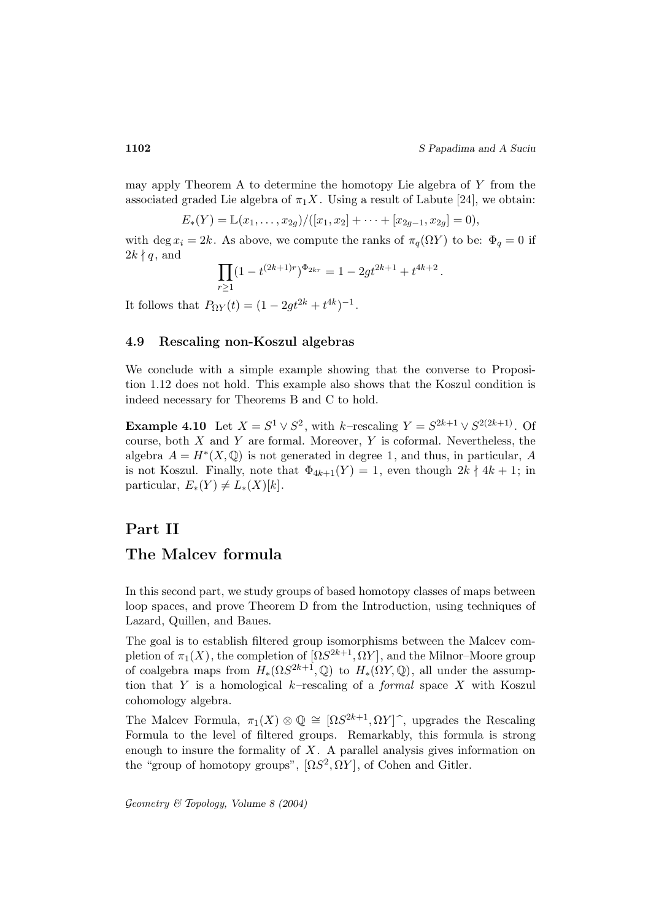may apply Theorem A to determine the homotopy Lie algebra of $Y$ from the associated graded Lie algebra of $\pi_1 X$. Using a result of Labute [24], we obtain:

$$E_*(Y) = \mathbb{L}(x_1, \dots, x_{2g})/([x_1, x_2] + \dots + [x_{2g-1}, x_{2g}] = 0),$$

with $\deg x_i = 2k$. As above, we compute the ranks of $\pi_q(\Omega Y)$ to be: $\Phi_q = 0$ if $2k \nmid q$, and

$$\prod_{r \geq 1} (1 - t^{(2k+1)r})^{\Phi_{2kr}} = 1 - 2g t^{2k+1} + t^{4k+2}.$$

It follows that $P_{\Omega Y}(t) = (1 - 2g t^{2k} + t^{4k})^{-1}$.

### 4.9 Rescaling non-Koszul algebras

We conclude with a simple example showing that the converse to Proposition 1.12 does not hold. This example also shows that the Koszul condition is indeed necessary for Theorems B and C to hold.

**Example 4.10** Let $X = S^1 \vee S^2$, with $k$–rescaling $Y = S^{2k+1} \vee S^{2(2k+1)}$. Of course, both $X$ and $Y$ are formal. Moreover, $Y$ is coformal. Nevertheless, the algebra $A = H^*(X, \mathbb{Q})$ is not generated in degree 1, and thus, in particular, $A$ is not Koszul. Finally, note that $\Phi_{4k+1}(Y) = 1$, even though $2k \nmid 4k+1$; in particular, $E_*(Y) \neq L_*(X)[k]$.

# Part II

# The Malcev formula

In this second part, we study groups of based homotopy classes of maps between loop spaces, and prove Theorem D from the Introduction, using techniques of Lazard, Quillen, and Baues.

The goal is to establish filtered group isomorphisms between the Malcev completion of $\pi_1(X)$, the completion of $[\Omega S^{2k+1}, \Omega Y]$, and the Milnor–Moore group of coalgebra maps from $H_*(\Omega S^{2k+1}, \mathbb{Q})$ to $H_*(\Omega Y, \mathbb{Q})$, all under the assumption that $Y$ is a homological $k$–rescaling of a *formal* space $X$ with Koszul cohomology algebra.

The Malcev Formula, $\pi_1(X) \otimes \mathbb{Q} \cong [\Omega S^{2k+1}, \Omega Y]^\frown$, upgrades the Rescaling Formula to the level of filtered groups. Remarkably, this formula is strong enough to insure the formality of $X$. A parallel analysis gives information on the "group of homotopy groups", $[\Omega S^2, \Omega Y]$, of Cohen and Gitler.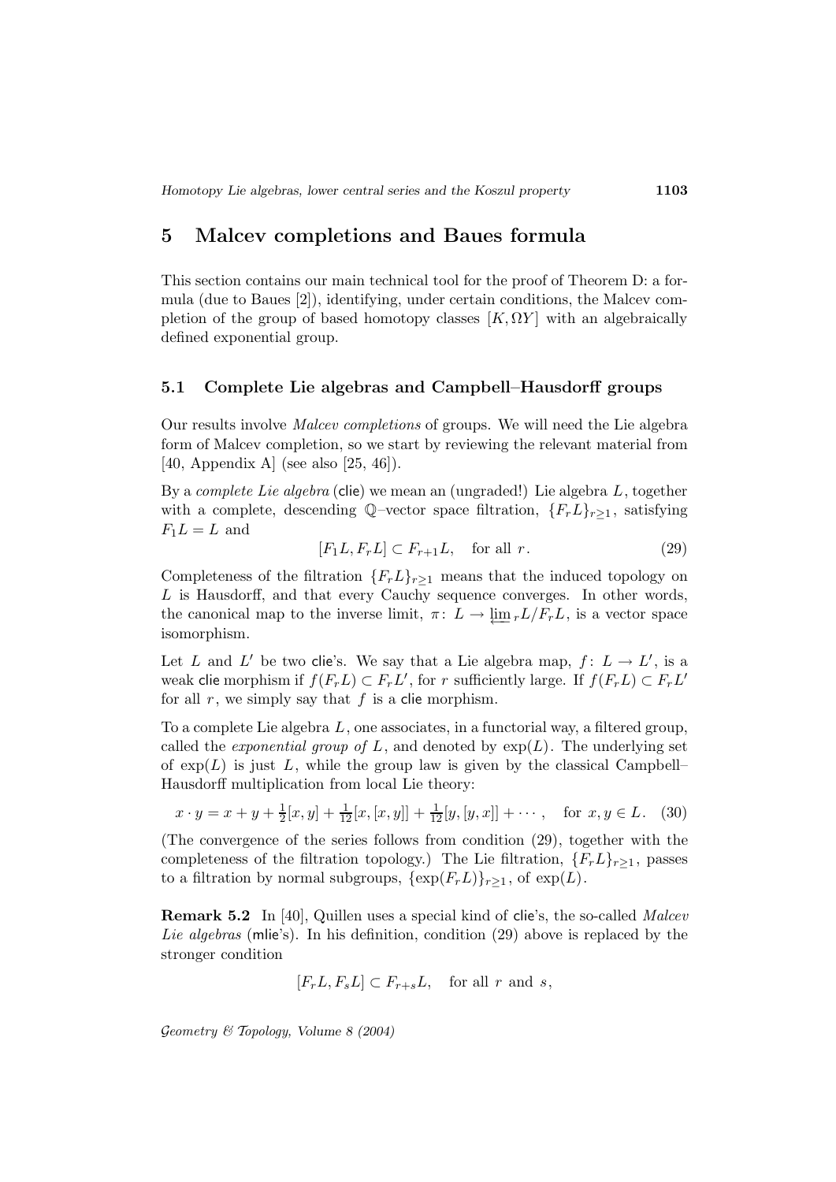## 5 Malcev completions and Baues formula

This section contains our main technical tool for the proof of Theorem D: a formula (due to Baues [2]), identifying, under certain conditions, the Malcev completion of the group of based homotopy classes $[K, \Omega Y]$ with an algebraically defined exponential group.

### 5.1 Complete Lie algebras and Campbell–Hausdorff groups

Our results involve *Malcev completions* of groups. We will need the Lie algebra form of Malcev completion, so we start by reviewing the relevant material from [40, Appendix A] (see also [25, 46]).

By a *complete Lie algebra* (clie) we mean an (ungraded!) Lie algebra $L$, together with a complete, descending $\mathbb{Q}$–vector space filtration, $\{F_r L\}_{r\geq 1}$, satisfying $F_1 L = L$ and

$$[F_1 L, F_r L] \subset F_{r+1} L, \quad \text{for all } r. \tag{29}$$

Completeness of the filtration $\{F_r L\}_{r\geq 1}$ means that the induced topology on $L$ is Hausdorff, and that every Cauchy sequence converges. In other words, the canonical map to the inverse limit, $\pi\colon L \to \varprojlim_r L/F_r L$, is a vector space isomorphism.

Let $L$ and $L'$ be two clie's. We say that a Lie algebra map, $f\colon L \to L'$, is a weak clie morphism if $f(F_r L) \subset F_r L'$, for $r$ sufficiently large. If $f(F_r L) \subset F_r L'$ for all $r$, we simply say that $f$ is a clie morphism.

To a complete Lie algebra $L$, one associates, in a functorial way, a filtered group, called the *exponential group of* $L$, and denoted by $\exp(L)$. The underlying set of $\exp(L)$ is just $L$, while the group law is given by the classical Campbell–Hausdorff multiplication from local Lie theory:

$$x \cdot y = x + y + \tfrac{1}{2}[x,y] + \tfrac{1}{12}[x,[x,y]] + \tfrac{1}{12}[y,[y,x]] + \cdots, \quad \text{for } x, y \in L. \tag{30}$$

(The convergence of the series follows from condition (29), together with the completeness of the filtration topology.) The Lie filtration, $\{F_r L\}_{r\geq 1}$, passes to a filtration by normal subgroups, $\{\exp(F_r L)\}_{r\geq 1}$, of $\exp(L)$.

**Remark 5.2** In [40], Quillen uses a special kind of clie's, the so-called *Malcev Lie algebras* (mlie's). In his definition, condition (29) above is replaced by the stronger condition

$$[F_r L, F_s L] \subset F_{r+s} L, \quad \text{for all } r \text{ and } s,$$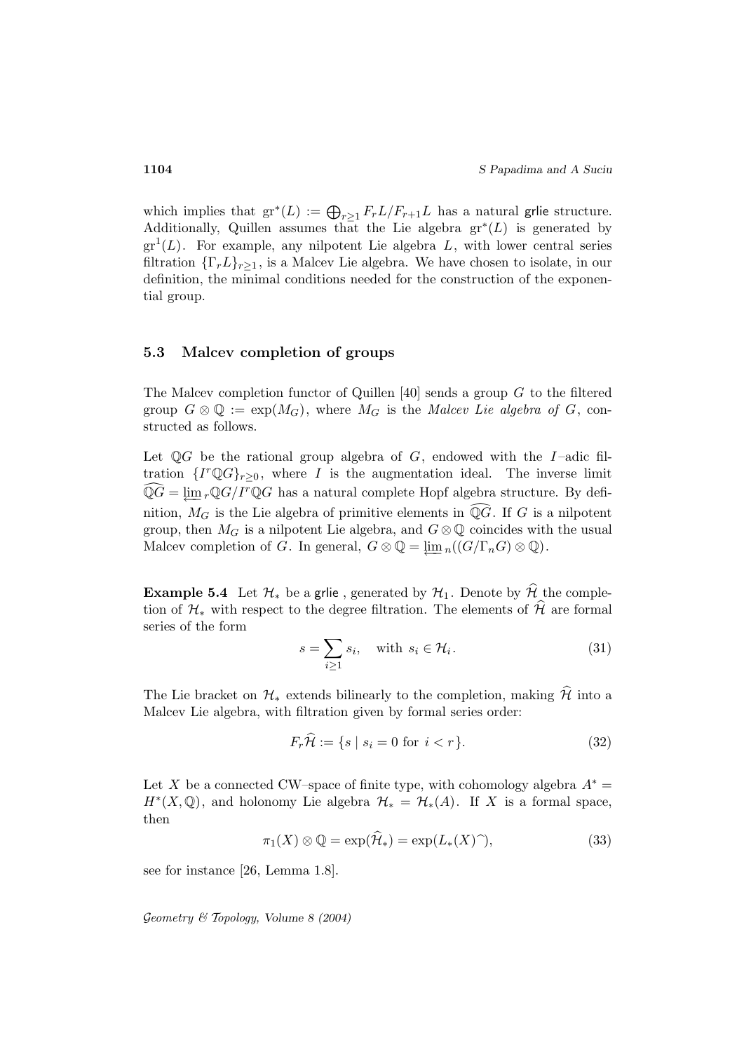which implies that $\mathrm{gr}^*(L) := \bigoplus_{r\geq 1} F_r L/F_{r+1}L$ has a natural grlie structure. Additionally, Quillen assumes that the Lie algebra $\mathrm{gr}^*(L)$ is generated by $\mathrm{gr}^1(L)$. For example, any nilpotent Lie algebra $L$, with lower central series filtration $\{\Gamma_r L\}_{r\geq 1}$, is a Malcev Lie algebra. We have chosen to isolate, in our definition, the minimal conditions needed for the construction of the exponential group.

### 5.3 Malcev completion of groups

The Malcev completion functor of Quillen [40] sends a group $G$ to the filtered group $G \otimes \mathbb{Q} := \exp(M_G)$, where $M_G$ is the *Malcev Lie algebra of* $G$, constructed as follows.

Let $\mathbb{Q}G$ be the rational group algebra of $G$, endowed with the $I$–adic filtration $\{I^r \mathbb{Q}G\}_{r\geq 0}$, where $I$ is the augmentation ideal. The inverse limit $\widehat{\mathbb{Q}G} = \varprojlim_r \mathbb{Q}G/I^r\mathbb{Q}G$ has a natural complete Hopf algebra structure. By definition, $M_G$ is the Lie algebra of primitive elements in $\widehat{\mathbb{Q}G}$. If $G$ is a nilpotent group, then $M_G$ is a nilpotent Lie algebra, and $G \otimes \mathbb{Q}$ coincides with the usual Malcev completion of $G$. In general, $G \otimes \mathbb{Q} = \varprojlim_n ((G/\Gamma_n G) \otimes \mathbb{Q})$.

**Example 5.4** Let $\mathcal{H}_*$ be a grlie , generated by $\mathcal{H}_1$. Denote by $\widehat{\mathcal{H}}$ the completion of $\mathcal{H}_*$ with respect to the degree filtration. The elements of $\widehat{\mathcal{H}}$ are formal series of the form

$$s = \sum_{i\geq 1} s_i, \quad \text{with } s_i \in \mathcal{H}_i. \tag{31}$$

The Lie bracket on $\mathcal{H}_*$ extends bilinearly to the completion, making $\widehat{\mathcal{H}}$ into a Malcev Lie algebra, with filtration given by formal series order:

$$F_r\widehat{\mathcal{H}} := \{s \mid s_i = 0 \text{ for } i < r\}. \tag{32}$$

Let $X$ be a connected CW–space of finite type, with cohomology algebra $A^* = H^*(X, \mathbb{Q})$, and holonomy Lie algebra $\mathcal{H}_* = \mathcal{H}_*(A)$. If $X$ is a formal space, then

$$\pi_1(X) \otimes \mathbb{Q} = \exp(\widehat{\mathcal{H}}_*) = \exp(L_*(X)\widehat{\ }), \tag{33}$$

see for instance [26, Lemma 1.8].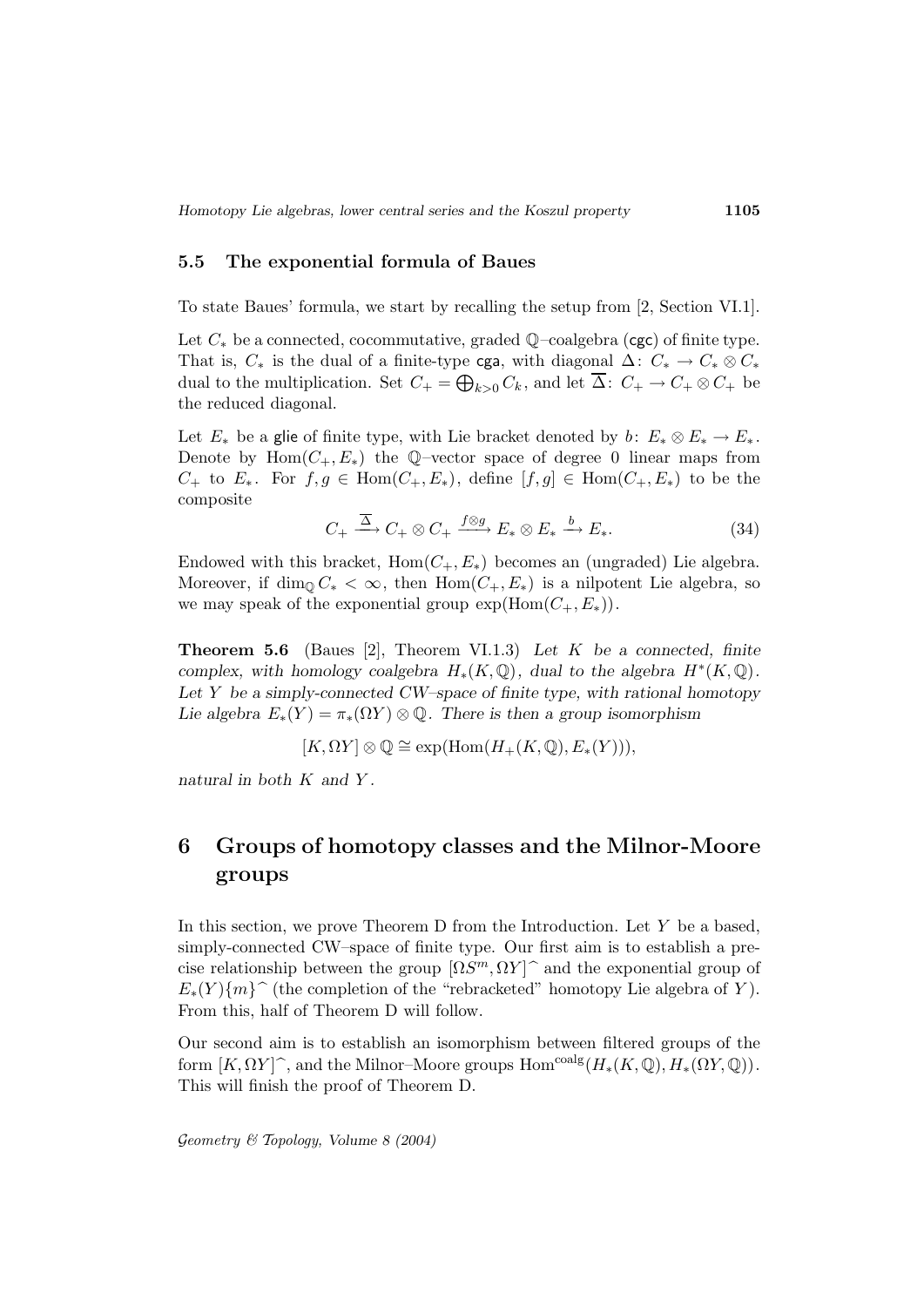### 5.5 The exponential formula of Baues

To state Baues' formula, we start by recalling the setup from [2, Section VI.1].

Let $C_*$ be a connected, cocommutative, graded $\mathbb{Q}$–coalgebra (cgc) of finite type. That is, $C_*$ is the dual of a finite-type cga, with diagonal $\Delta\colon C_* \to C_* \otimes C_*$ dual to the multiplication. Set $C_+ = \bigoplus_{k>0} C_k$, and let $\overline{\Delta}\colon C_+ \to C_+ \otimes C_+$ be the reduced diagonal.

Let $E_*$ be a glie of finite type, with Lie bracket denoted by $b\colon E_* \otimes E_* \to E_*$. Denote by $\operatorname{Hom}(C_+, E_*)$ the $\mathbb{Q}$–vector space of degree 0 linear maps from $C_+$ to $E_*$. For $f, g \in \operatorname{Hom}(C_+, E_*)$, define $[f,g] \in \operatorname{Hom}(C_+, E_*)$ to be the composite

$$C_+ \xrightarrow{\overline{\Delta}} C_+ \otimes C_+ \xrightarrow{f \otimes g} E_* \otimes E_* \xrightarrow{b} E_*. \tag{34}$$

Endowed with this bracket, $\operatorname{Hom}(C_+, E_*)$ becomes an (ungraded) Lie algebra. Moreover, if $\dim_{\mathbb{Q}} C_* < \infty$, then $\operatorname{Hom}(C_+, E_*)$ is a nilpotent Lie algebra, so we may speak of the exponential group $\exp(\operatorname{Hom}(C_+, E_*))$.

**Theorem 5.6** (Baues [2], Theorem VI.1.3) *Let $K$ be a connected, finite complex, with homology coalgebra $H_*(K, \mathbb{Q})$, dual to the algebra $H^*(K, \mathbb{Q})$. Let $Y$ be a simply-connected CW–space of finite type, with rational homotopy Lie algebra $E_*(Y) = \pi_*(\Omega Y) \otimes \mathbb{Q}$. There is then a group isomorphism*

$$[K, \Omega Y] \otimes \mathbb{Q} \cong \exp(\operatorname{Hom}(H_+(K, \mathbb{Q}), E_*(Y))),$$

*natural in both $K$ and $Y$.*

# 6 Groups of homotopy classes and the Milnor-Moore groups

In this section, we prove Theorem D from the Introduction. Let $Y$ be a based, simply-connected CW–space of finite type. Our first aim is to establish a precise relationship between the group $[\Omega S^m, \Omega Y]^\frown$ and the exponential group of $E_*(Y)\{m\}^\frown$ (the completion of the "rebracketed" homotopy Lie algebra of $Y$). From this, half of Theorem D will follow.

Our second aim is to establish an isomorphism between filtered groups of the form $[K, \Omega Y]^\frown$, and the Milnor–Moore groups $\operatorname{Hom}^{\mathrm{coalg}}(H_*(K, \mathbb{Q}), H_*(\Omega Y, \mathbb{Q}))$. This will finish the proof of Theorem D.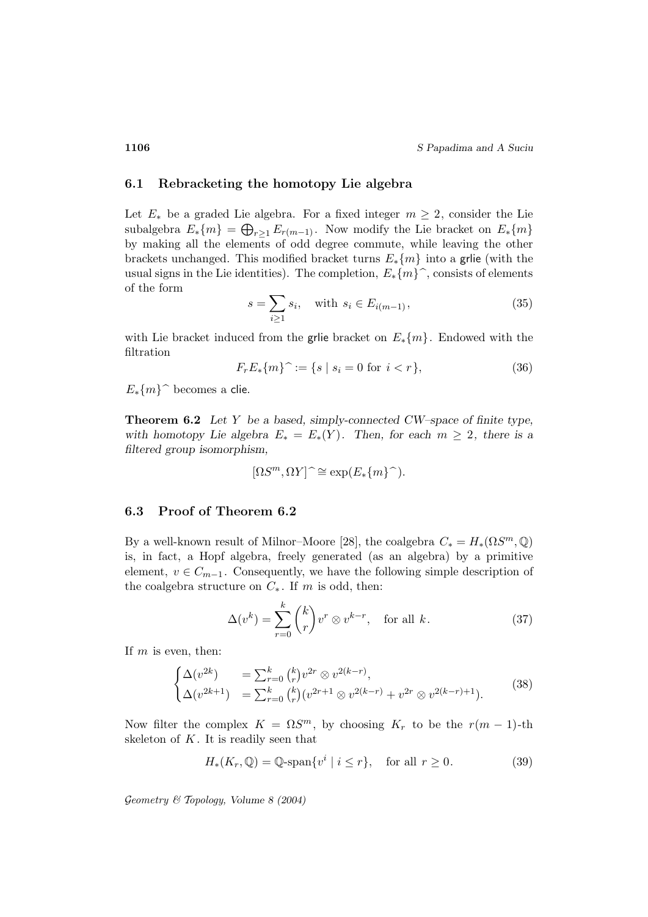### 6.1 Rebracketing the homotopy Lie algebra

Let $E_*$ be a graded Lie algebra. For a fixed integer $m \geq 2$, consider the Lie subalgebra $E_*\{m\} = \bigoplus_{r \geq 1} E_{r(m-1)}$. Now modify the Lie bracket on $E_*\{m\}$ by making all the elements of odd degree commute, while leaving the other brackets unchanged. This modified bracket turns $E_*\{m\}$ into a grlie (with the usual signs in the Lie identities). The completion, $E_*\{m\}\widehat{\ }$, consists of elements of the form

$$s = \sum_{i \geq 1} s_i, \quad \text{with } s_i \in E_{i(m-1)}, \tag{35}$$

with Lie bracket induced from the grlie bracket on $E_*\{m\}$. Endowed with the filtration

$$F_r E_*\{m\}\widehat{\ } := \{s \mid s_i = 0 \text{ for } i < r\}, \tag{36}$$

$E_*\{m\}\widehat{\ }$ becomes a clie.

**Theorem 6.2** *Let $Y$ be a based, simply-connected CW–space of finite type, with homotopy Lie algebra $E_* = E_*(Y)$. Then, for each $m \geq 2$, there is a filtered group isomorphism,*

$$[\Omega S^m, \Omega Y]\widehat{\ } \cong \exp(E_*\{m\}\widehat{\ }).$$

### 6.3 Proof of Theorem 6.2

By a well-known result of Milnor–Moore [28], the coalgebra $C_* = H_*(\Omega S^m, \mathbb{Q})$ is, in fact, a Hopf algebra, freely generated (as an algebra) by a primitive element, $v \in C_{m-1}$. Consequently, we have the following simple description of the coalgebra structure on $C_*$. If $m$ is odd, then:

$$\Delta(v^k) = \sum_{r=0}^{k} \binom{k}{r} v^r \otimes v^{k-r}, \quad \text{for all } k. \tag{37}$$

If $m$ is even, then:

$$\begin{cases} \Delta(v^{2k}) & = \sum_{r=0}^{k} \binom{k}{r} v^{2r} \otimes v^{2(k-r)}, \\ \Delta(v^{2k+1}) & = \sum_{r=0}^{k} \binom{k}{r} (v^{2r+1} \otimes v^{2(k-r)} + v^{2r} \otimes v^{2(k-r)+1}). \end{cases} \tag{38}$$

Now filter the complex $K = \Omega S^m$, by choosing $K_r$ to be the $r(m-1)$-th skeleton of $K$. It is readily seen that

$$H_*(K_r, \mathbb{Q}) = \mathbb{Q}\text{-span}\{v^i \mid i \leq r\}, \quad \text{for all } r \geq 0. \tag{39}$$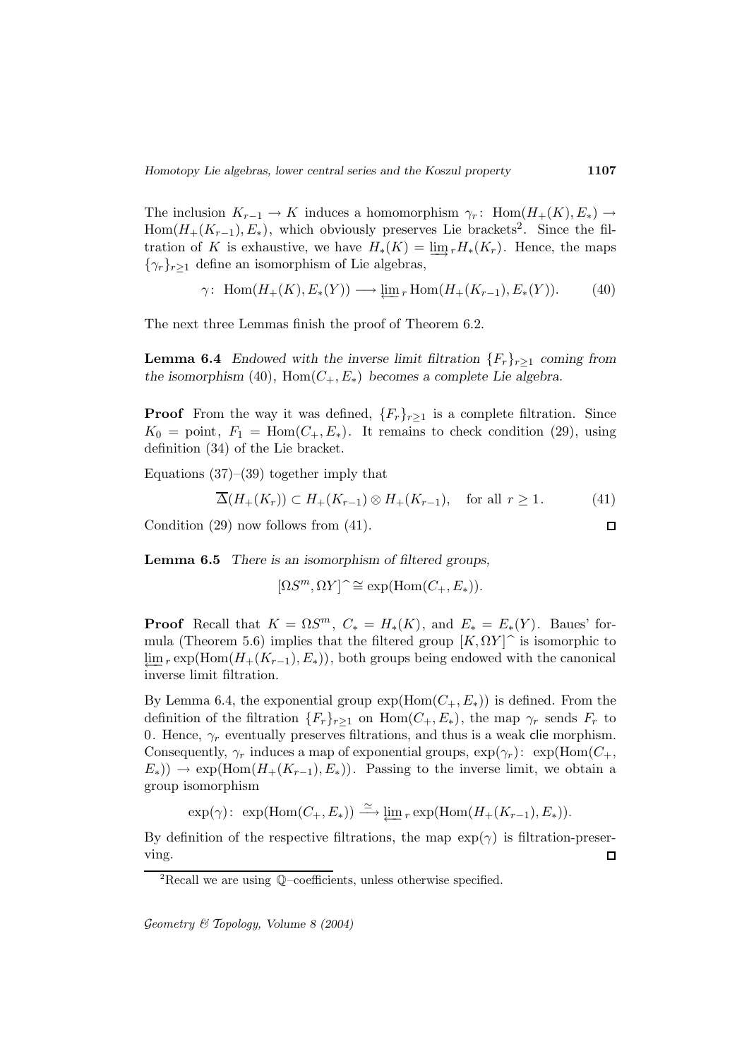The inclusion $K_{r-1} \to K$ induces a homomorphism $\gamma_r\colon \operatorname{Hom}(H_+(K), E_*) \to \operatorname{Hom}(H_+(K_{r-1}), E_*)$, which obviously preserves Lie brackets[2]. Since the filtration of $K$ is exhaustive, we have $H_*(K) = \varinjlim_r H_*(K_r)$. Hence, the maps $\{\gamma_r\}_{r\geq 1}$ define an isomorphism of Lie algebras,

$$\gamma\colon \operatorname{Hom}(H_+(K), E_*(Y)) \longrightarrow \varprojlim_r \operatorname{Hom}(H_+(K_{r-1}), E_*(Y)). \tag{40}$$

The next three Lemmas finish the proof of Theorem 6.2.

**Lemma 6.4** *Endowed with the inverse limit filtration $\{F_r\}_{r\geq 1}$ coming from the isomorphism* (40), $\operatorname{Hom}(C_+, E_*)$ *becomes a complete Lie algebra.*

**Proof** From the way it was defined, $\{F_r\}_{r\geq 1}$ is a complete filtration. Since $K_0 = \text{point}$, $F_1 = \operatorname{Hom}(C_+, E_*)$. It remains to check condition (29), using definition (34) of the Lie bracket.

Equations (37)–(39) together imply that

$$\overline{\Delta}(H_+(K_r)) \subset H_+(K_{r-1}) \otimes H_+(K_{r-1}), \quad \text{for all } r \geq 1. \tag{41}$$

Condition (29) now follows from (41). □

**Lemma 6.5** *There is an isomorphism of filtered groups,*

$$[\Omega S^m, \Omega Y]\hat{\ } \cong \exp(\operatorname{Hom}(C_+, E_*)).$$

**Proof** Recall that $K = \Omega S^m$, $C_* = H_*(K)$, and $E_* = E_*(Y)$. Baues' formula (Theorem 5.6) implies that the filtered group $[K, \Omega Y]\hat{\ }$ is isomorphic to $\varprojlim_r \exp(\operatorname{Hom}(H_+(K_{r-1}), E_*))$, both groups being endowed with the canonical inverse limit filtration.

By Lemma 6.4, the exponential group $\exp(\operatorname{Hom}(C_+, E_*))$ is defined. From the definition of the filtration $\{F_r\}_{r\geq 1}$ on $\operatorname{Hom}(C_+, E_*)$, the map $\gamma_r$ sends $F_r$ to $0$. Hence, $\gamma_r$ eventually preserves filtrations, and thus is a weak clie morphism. Consequently, $\gamma_r$ induces a map of exponential groups, $\exp(\gamma_r)\colon \exp(\operatorname{Hom}(C_+, E_*)) \to \exp(\operatorname{Hom}(H_+(K_{r-1}), E_*))$. Passing to the inverse limit, we obtain a group isomorphism

$$\exp(\gamma)\colon \exp(\operatorname{Hom}(C_+, E_*)) \xrightarrow{\simeq} \varprojlim_r \exp(\operatorname{Hom}(H_+(K_{r-1}), E_*)).$$

By definition of the respective filtrations, the map $\exp(\gamma)$ is filtration-preserving. □

[2] Recall we are using $\mathbb{Q}$–coefficients, unless otherwise specified.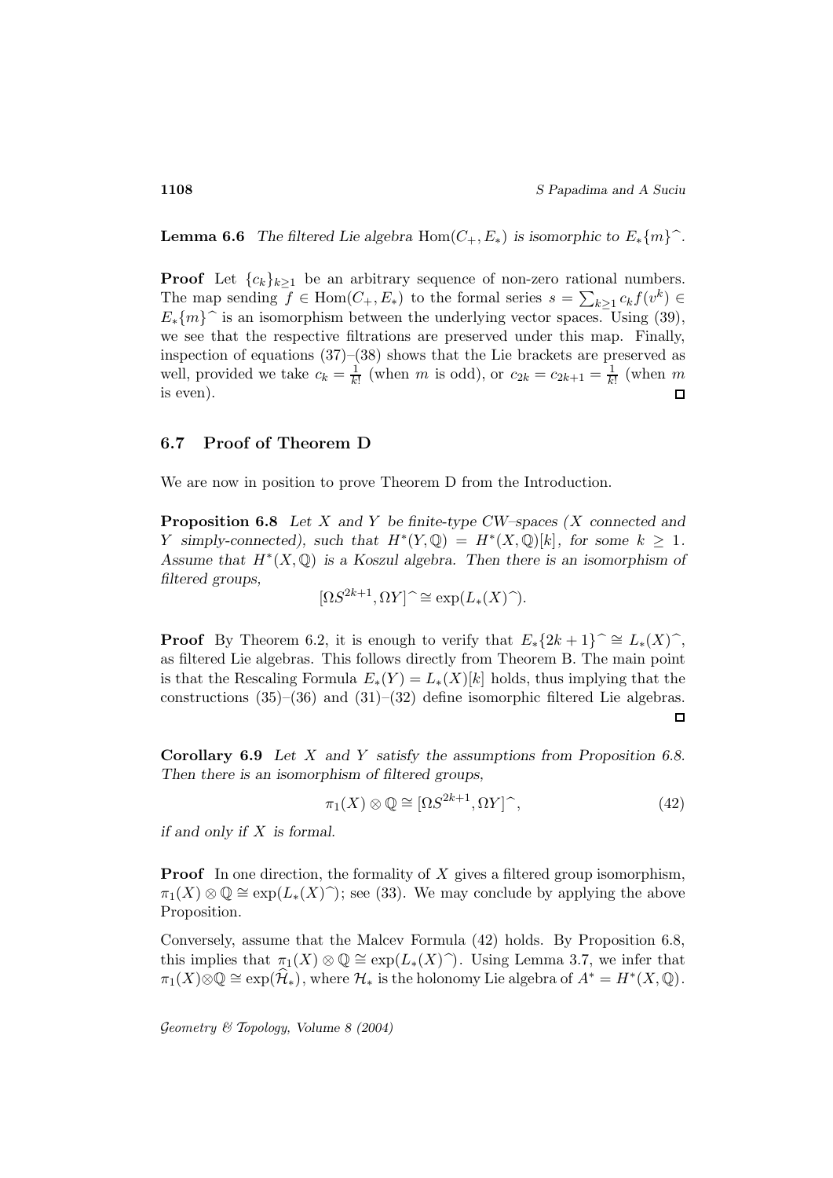**Lemma 6.6** *The filtered Lie algebra* $\mathrm{Hom}(C_+, E_*)$ *is isomorphic to* $E_*\{m\}\widehat{\ }$.

**Proof** Let $\{c_k\}_{k\geq 1}$ be an arbitrary sequence of non-zero rational numbers. The map sending $f \in \mathrm{Hom}(C_+, E_*)$ to the formal series $s = \sum_{k\geq 1} c_k f(v^k) \in E_*\{m\}\widehat{\ }$ is an isomorphism between the underlying vector spaces. Using (39), we see that the respective filtrations are preserved under this map. Finally, inspection of equations (37)–(38) shows that the Lie brackets are preserved as well, provided we take $c_k = \frac{1}{k!}$ (when $m$ is odd), or $c_{2k} = c_{2k+1} = \frac{1}{k!}$ (when $m$ is even). □

## 6.7 Proof of Theorem D

We are now in position to prove Theorem D from the Introduction.

**Proposition 6.8** *Let $X$ and $Y$ be finite-type CW–spaces ($X$ connected and $Y$ simply-connected), such that $H^*(Y, \mathbb{Q}) = H^*(X, \mathbb{Q})[k]$, for some $k \geq 1$. Assume that $H^*(X, \mathbb{Q})$ is a Koszul algebra. Then there is an isomorphism of filtered groups,*

$$[\Omega S^{2k+1}, \Omega Y]\widehat{\ } \cong \exp(L_*(X)\widehat{\ }).$$

**Proof** By Theorem 6.2, it is enough to verify that $E_*\{2k+1\}\widehat{\ } \cong L_*(X)\widehat{\ }$, as filtered Lie algebras. This follows directly from Theorem B. The main point is that the Rescaling Formula $E_*(Y) = L_*(X)[k]$ holds, thus implying that the constructions (35)–(36) and (31)–(32) define isomorphic filtered Lie algebras. □

**Corollary 6.9** *Let $X$ and $Y$ satisfy the assumptions from Proposition 6.8. Then there is an isomorphism of filtered groups,*

$$\pi_1(X) \otimes \mathbb{Q} \cong [\Omega S^{2k+1}, \Omega Y]\widehat{\ }, \tag{42}$$

*if and only if $X$ is formal.*

**Proof** In one direction, the formality of $X$ gives a filtered group isomorphism, $\pi_1(X) \otimes \mathbb{Q} \cong \exp(L_*(X)\widehat{\ })$; see (33). We may conclude by applying the above Proposition.

Conversely, assume that the Malcev Formula (42) holds. By Proposition 6.8, this implies that $\pi_1(X) \otimes \mathbb{Q} \cong \exp(L_*(X)\widehat{\ })$. Using Lemma 3.7, we infer that $\pi_1(X) \otimes \mathbb{Q} \cong \exp(\widehat{\mathcal{H}}_*)$, where $\mathcal{H}_*$ is the holonomy Lie algebra of $A^* = H^*(X, \mathbb{Q})$.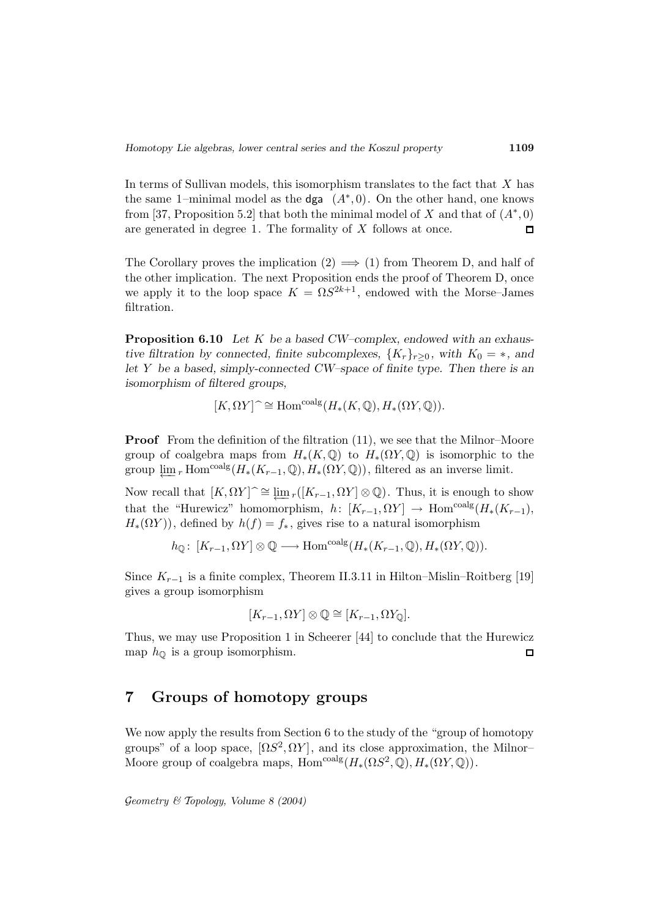In terms of Sullivan models, this isomorphism translates to the fact that $X$ has the same 1–minimal model as the dga $(A^*, 0)$. On the other hand, one knows from [37, Proposition 5.2] that both the minimal model of $X$ and that of $(A^*, 0)$ are generated in degree 1. The formality of $X$ follows at once. $\square$

The Corollary proves the implication $(2) \implies (1)$ from Theorem D, and half of the other implication. The next Proposition ends the proof of Theorem D, once we apply it to the loop space $K = \Omega S^{2k+1}$, endowed with the Morse–James filtration.

**Proposition 6.10** *Let $K$ be a based CW–complex, endowed with an exhaustive filtration by connected, finite subcomplexes, $\{K_r\}_{r\geq 0}$, with $K_0 = *$, and let $Y$ be a based, simply-connected CW–space of finite type. Then there is an isomorphism of filtered groups,*

$$[K, \Omega Y]\hat{} \cong \mathrm{Hom}^{\mathrm{coalg}}(H_*(K, \mathbb{Q}), H_*(\Omega Y, \mathbb{Q})).$$

**Proof** From the definition of the filtration (11), we see that the Milnor–Moore group of coalgebra maps from $H_*(K, \mathbb{Q})$ to $H_*(\Omega Y, \mathbb{Q})$ is isomorphic to the group $\varprojlim_r \mathrm{Hom}^{\mathrm{coalg}}(H_*(K_{r-1}, \mathbb{Q}), H_*(\Omega Y, \mathbb{Q}))$, filtered as an inverse limit.

Now recall that $[K, \Omega Y]\hat{} \cong \varprojlim_r([K_{r-1}, \Omega Y] \otimes \mathbb{Q})$. Thus, it is enough to show that the "Hurewicz" homomorphism, $h\colon [K_{r-1}, \Omega Y] \to \mathrm{Hom}^{\mathrm{coalg}}(H_*(K_{r-1}), H_*(\Omega Y))$, defined by $h(f) = f_*$, gives rise to a natural isomorphism

$$h_{\mathbb{Q}}\colon [K_{r-1}, \Omega Y] \otimes \mathbb{Q} \longrightarrow \mathrm{Hom}^{\mathrm{coalg}}(H_*(K_{r-1}, \mathbb{Q}), H_*(\Omega Y, \mathbb{Q})).$$

Since $K_{r-1}$ is a finite complex, Theorem II.3.11 in Hilton–Mislin–Roitberg [19] gives a group isomorphism

$$[K_{r-1}, \Omega Y] \otimes \mathbb{Q} \cong [K_{r-1}, \Omega Y_{\mathbb{Q}}].$$

Thus, we may use Proposition 1 in Scheerer [44] to conclude that the Hurewicz map $h_{\mathbb{Q}}$ is a group isomorphism. $\square$

## 7 Groups of homotopy groups

We now apply the results from Section 6 to the study of the "group of homotopy groups" of a loop space, $[\Omega S^2, \Omega Y]$, and its close approximation, the Milnor–Moore group of coalgebra maps, $\mathrm{Hom}^{\mathrm{coalg}}(H_*(\Omega S^2, \mathbb{Q}), H_*(\Omega Y, \mathbb{Q}))$.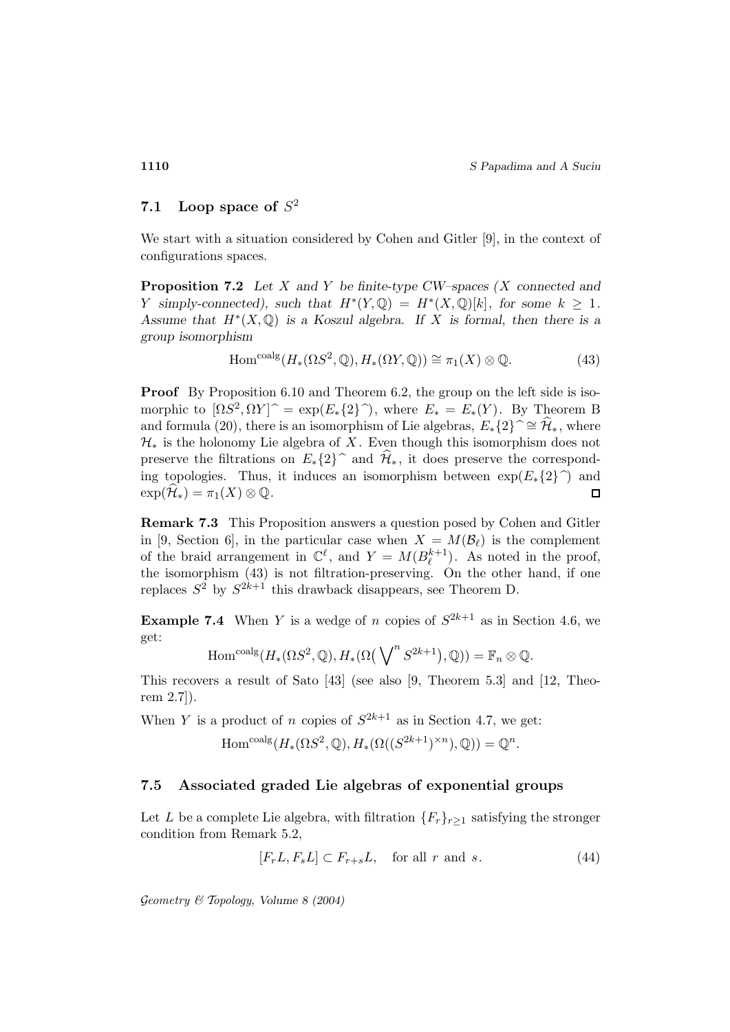## 7.1 Loop space of $S^2$

We start with a situation considered by Cohen and Gitler [9], in the context of configurations spaces.

**Proposition 7.2** *Let $X$ and $Y$ be finite-type CW–spaces ($X$ connected and $Y$ simply-connected), such that $H^*(Y,\mathbb{Q}) = H^*(X,\mathbb{Q})[k]$, for some $k \geq 1$. Assume that $H^*(X,\mathbb{Q})$ is a Koszul algebra. If $X$ is formal, then there is a group isomorphism*

$$\operatorname{Hom}^{\mathrm{coalg}}(H_*(\Omega S^2,\mathbb{Q}), H_*(\Omega Y,\mathbb{Q})) \cong \pi_1(X) \otimes \mathbb{Q}. \tag{43}$$

**Proof** By Proposition 6.10 and Theorem 6.2, the group on the left side is isomorphic to $[\Omega S^2, \Omega Y]^{\frown} = \exp(E_*\{2\}^{\frown})$, where $E_* = E_*(Y)$. By Theorem B and formula (20), there is an isomorphism of Lie algebras, $E_*\{2\}^{\frown} \cong \widehat{\mathcal{H}}_*$, where $\mathcal{H}_*$ is the holonomy Lie algebra of $X$. Even though this isomorphism does not preserve the filtrations on $E_*\{2\}^{\frown}$ and $\widehat{\mathcal{H}}_*$, it does preserve the corresponding topologies. Thus, it induces an isomorphism between $\exp(E_*\{2\}^{\frown})$ and $\exp(\widehat{\mathcal{H}}_*) = \pi_1(X) \otimes \mathbb{Q}$. □

**Remark 7.3** This Proposition answers a question posed by Cohen and Gitler in [9, Section 6], in the particular case when $X = M(\mathcal{B}_\ell)$ is the complement of the braid arrangement in $\mathbb{C}^\ell$, and $Y = M(B_\ell^{k+1})$. As noted in the proof, the isomorphism (43) is not filtration-preserving. On the other hand, if one replaces $S^2$ by $S^{2k+1}$ this drawback disappears, see Theorem D.

**Example 7.4** When $Y$ is a wedge of $n$ copies of $S^{2k+1}$ as in Section 4.6, we get:

$$\operatorname{Hom}^{\mathrm{coalg}}(H_*(\Omega S^2,\mathbb{Q}), H_*(\Omega(\bigvee^n S^{2k+1}),\mathbb{Q})) = \mathbb{F}_n \otimes \mathbb{Q}.$$

This recovers a result of Sato [43] (see also [9, Theorem 5.3] and [12, Theorem 2.7]).

When $Y$ is a product of $n$ copies of $S^{2k+1}$ as in Section 4.7, we get:

$$\operatorname{Hom}^{\mathrm{coalg}}(H_*(\Omega S^2,\mathbb{Q}), H_*(\Omega((S^{2k+1})^{\times n}),\mathbb{Q})) = \mathbb{Q}^n.$$

## 7.5 Associated graded Lie algebras of exponential groups

Let $L$ be a complete Lie algebra, with filtration $\{F_r\}_{r\geq 1}$ satisfying the stronger condition from Remark 5.2,

$$[F_rL, F_sL] \subset F_{r+s}L, \quad \text{for all } r \text{ and } s. \tag{44}$$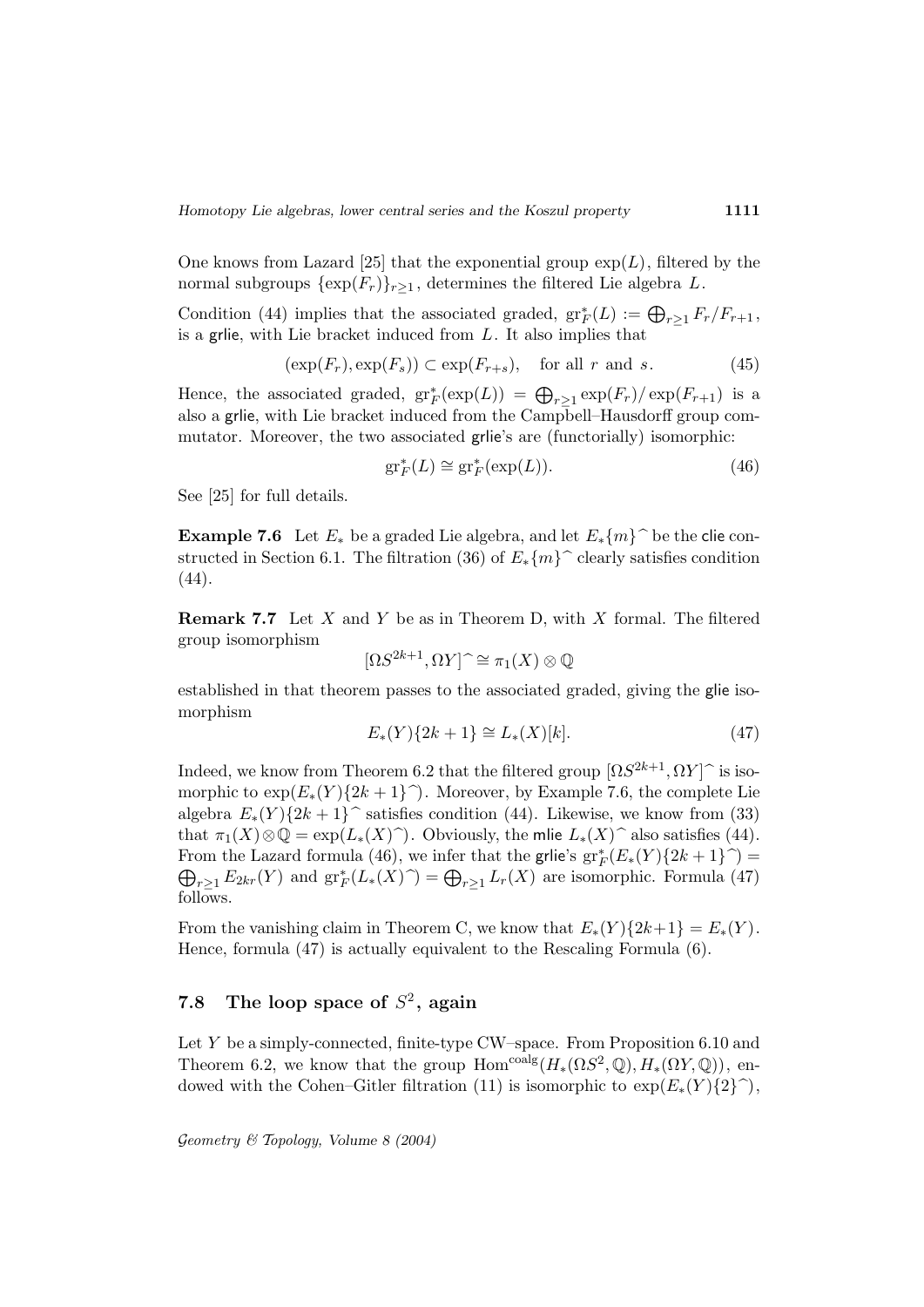One knows from Lazard [25] that the exponential group $\exp(L)$, filtered by the normal subgroups $\{\exp(F_r)\}_{r\geq 1}$, determines the filtered Lie algebra $L$.

Condition (44) implies that the associated graded, $\mathrm{gr}^*_F(L) := \bigoplus_{r\geq 1} F_r/F_{r+1}$, is a grlie, with Lie bracket induced from $L$. It also implies that

$$(\exp(F_r), \exp(F_s)) \subset \exp(F_{r+s}), \quad \text{for all } r \text{ and } s. \tag{45}$$

Hence, the associated graded, $\mathrm{gr}^*_F(\exp(L)) = \bigoplus_{r\geq 1} \exp(F_r)/\exp(F_{r+1})$ is a also a grlie, with Lie bracket induced from the Campbell–Hausdorff group commutator. Moreover, the two associated grlie's are (functorially) isomorphic:

$$\mathrm{gr}^*_F(L) \cong \mathrm{gr}^*_F(\exp(L)). \tag{46}$$

See [25] for full details.

**Example 7.6** Let $E_*$ be a graded Lie algebra, and let $E_*\{m\}^\frown$ be the clie constructed in Section 6.1. The filtration (36) of $E_*\{m\}^\frown$ clearly satisfies condition (44).

**Remark 7.7** Let $X$ and $Y$ be as in Theorem D, with $X$ formal. The filtered group isomorphism

$$[\Omega S^{2k+1}, \Omega Y]^\frown \cong \pi_1(X) \otimes \mathbb{Q}$$

established in that theorem passes to the associated graded, giving the glie isomorphism

$$E_*(Y)\{2k+1\} \cong L_*(X)[k]. \tag{47}$$

Indeed, we know from Theorem 6.2 that the filtered group $[\Omega S^{2k+1}, \Omega Y]^\frown$ is isomorphic to $\exp(E_*(Y)\{2k+1\}^\frown)$. Moreover, by Example 7.6, the complete Lie algebra $E_*(Y)\{2k+1\}^\frown$ satisfies condition (44). Likewise, we know from (33) that $\pi_1(X) \otimes \mathbb{Q} = \exp(L_*(X)^\frown)$. Obviously, the mlie $L_*(X)^\frown$ also satisfies (44). From the Lazard formula (46), we infer that the grlie's $\mathrm{gr}^*_F(E_*(Y)\{2k+1\}^\frown) = \bigoplus_{r\geq 1} E_{2kr}(Y)$ and $\mathrm{gr}^*_F(L_*(X)^\frown) = \bigoplus_{r\geq 1} L_r(X)$ are isomorphic. Formula (47) follows.

From the vanishing claim in Theorem C, we know that $E_*(Y)\{2k+1\} = E_*(Y)$. Hence, formula (47) is actually equivalent to the Rescaling Formula (6).

## 7.8 The loop space of $S^2$, again

Let $Y$ be a simply-connected, finite-type CW–space. From Proposition 6.10 and Theorem 6.2, we know that the group $\mathrm{Hom}^{\mathrm{coalg}}(H_*(\Omega S^2, \mathbb{Q}), H_*(\Omega Y, \mathbb{Q}))$, endowed with the Cohen–Gitler filtration (11) is isomorphic to $\exp(E_*(Y)\{2\}^\frown)$,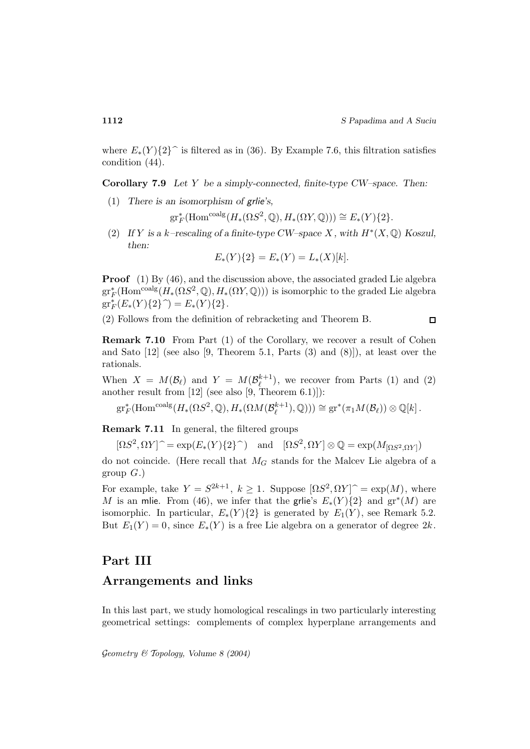where $E_*(Y)\{2\}^\frown$ is filtered as in (36). By Example 7.6, this filtration satisfies condition (44).

**Corollary 7.9** *Let $Y$ be a simply-connected, finite-type CW–space. Then:*

1. *There is an isomorphism of grlie's,*
$$\mathrm{gr}^*_F(\mathrm{Hom}^{\mathrm{coalg}}(H_*(\Omega S^2, \mathbb{Q}), H_*(\Omega Y, \mathbb{Q}))) \cong E_*(Y)\{2\}.$$
2. *If $Y$ is a $k$–rescaling of a finite-type CW–space $X$, with $H^*(X, \mathbb{Q})$ Koszul, then:*
$$E_*(Y)\{2\} = E_*(Y) = L_*(X)[k].$$

**Proof** (1) By (46), and the discussion above, the associated graded Lie algebra $\mathrm{gr}^*_F(\mathrm{Hom}^{\mathrm{coalg}}(H_*(\Omega S^2, \mathbb{Q}), H_*(\Omega Y, \mathbb{Q})))$ is isomorphic to the graded Lie algebra $\mathrm{gr}^*_F(E_*(Y)\{2\}^\frown) = E_*(Y)\{2\}$.

(2) Follows from the definition of rebracketing and Theorem B. □

**Remark 7.10** From Part (1) of the Corollary, we recover a result of Cohen and Sato [12] (see also [9, Theorem 5.1, Parts (3) and (8)]), at least over the rationals.

When $X = M(\mathcal{B}_\ell)$ and $Y = M(\mathcal{B}_\ell^{k+1})$, we recover from Parts (1) and (2) another result from [12] (see also [9, Theorem 6.1)]):

$$\mathrm{gr}^*_F(\mathrm{Hom}^{\mathrm{coalg}}(H_*(\Omega S^2, \mathbb{Q}), H_*(\Omega M(\mathcal{B}_\ell^{k+1}), \mathbb{Q}))) \cong \mathrm{gr}^*(\pi_1 M(\mathcal{B}_\ell)) \otimes \mathbb{Q}[k]\,.$$

**Remark 7.11** In general, the filtered groups

$$[\Omega S^2, \Omega Y]^\frown = \exp(E_*(Y)\{2\}^\frown) \quad \text{and} \quad [\Omega S^2, \Omega Y] \otimes \mathbb{Q} = \exp(M_{[\Omega S^2, \Omega Y]})$$

do not coincide. (Here recall that $M_G$ stands for the Malcev Lie algebra of a group $G$.)

For example, take $Y = S^{2k+1}$, $k \geq 1$. Suppose $[\Omega S^2, \Omega Y]^\frown = \exp(M)$, where $M$ is an mlie. From (46), we infer that the grlie's $E_*(Y)\{2\}$ and $\mathrm{gr}^*(M)$ are isomorphic. In particular, $E_*(Y)\{2\}$ is generated by $E_1(Y)$, see Remark 5.2. But $E_1(Y) = 0$, since $E_*(Y)$ is a free Lie algebra on a generator of degree $2k$.

# Part III

## Arrangements and links

In this last part, we study homological rescalings in two particularly interesting geometrical settings: complements of complex hyperplane arrangements and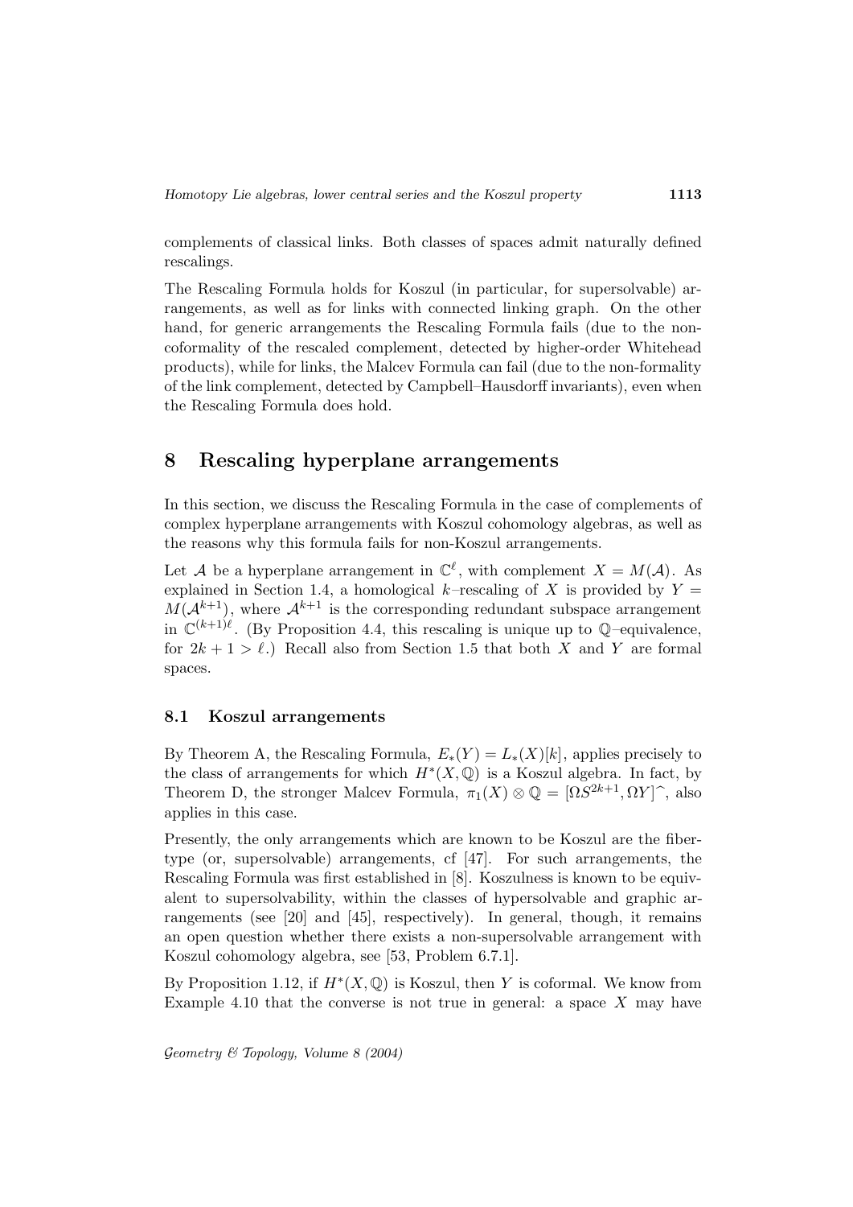complements of classical links. Both classes of spaces admit naturally defined rescalings.

The Rescaling Formula holds for Koszul (in particular, for supersolvable) arrangements, as well as for links with connected linking graph. On the other hand, for generic arrangements the Rescaling Formula fails (due to the non-coformality of the rescaled complement, detected by higher-order Whitehead products), while for links, the Malcev Formula can fail (due to the non-formality of the link complement, detected by Campbell–Hausdorff invariants), even when the Rescaling Formula does hold.

## 8 Rescaling hyperplane arrangements

In this section, we discuss the Rescaling Formula in the case of complements of complex hyperplane arrangements with Koszul cohomology algebras, as well as the reasons why this formula fails for non-Koszul arrangements.

Let $\mathcal{A}$ be a hyperplane arrangement in $\mathbb{C}^\ell$, with complement $X = M(\mathcal{A})$. As explained in Section 1.4, a homological $k$–rescaling of $X$ is provided by $Y = M(\mathcal{A}^{k+1})$, where $\mathcal{A}^{k+1}$ is the corresponding redundant subspace arrangement in $\mathbb{C}^{(k+1)\ell}$. (By Proposition 4.4, this rescaling is unique up to $\mathbb{Q}$–equivalence, for $2k+1 > \ell$.) Recall also from Section 1.5 that both $X$ and $Y$ are formal spaces.

### 8.1 Koszul arrangements

By Theorem A, the Rescaling Formula, $E_*(Y) = L_*(X)[k]$, applies precisely to the class of arrangements for which $H^*(X, \mathbb{Q})$ is a Koszul algebra. In fact, by Theorem D, the stronger Malcev Formula, $\pi_1(X) \otimes \mathbb{Q} = [\Omega S^{2k+1}, \Omega Y]^\frown$, also applies in this case.

Presently, the only arrangements which are known to be Koszul are the fiber-type (or, supersolvable) arrangements, cf [47]. For such arrangements, the Rescaling Formula was first established in [8]. Koszulness is known to be equivalent to supersolvability, within the classes of hypersolvable and graphic arrangements (see [20] and [45], respectively). In general, though, it remains an open question whether there exists a non-supersolvable arrangement with Koszul cohomology algebra, see [53, Problem 6.7.1].

By Proposition 1.12, if $H^*(X, \mathbb{Q})$ is Koszul, then $Y$ is coformal. We know from Example 4.10 that the converse is not true in general: a space $X$ may have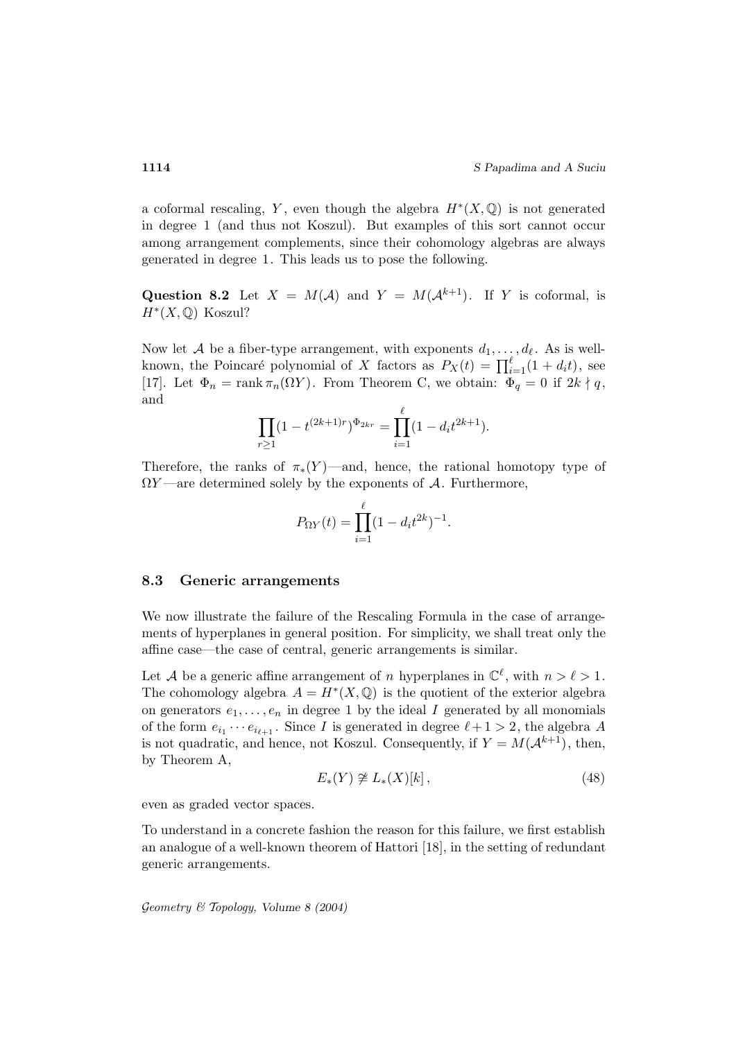a coformal rescaling, $Y$, even though the algebra $H^*(X,\mathbb{Q})$ is not generated in degree 1 (and thus not Koszul). But examples of this sort cannot occur among arrangement complements, since their cohomology algebras are always generated in degree 1. This leads us to pose the following.

**Question 8.2** Let $X = M(\mathcal{A})$ and $Y = M(\mathcal{A}^{k+1})$. If $Y$ is coformal, is $H^*(X,\mathbb{Q})$ Koszul?

Now let $\mathcal{A}$ be a fiber-type arrangement, with exponents $d_1,\dots,d_\ell$. As is well-known, the Poincaré polynomial of $X$ factors as $P_X(t) = \prod_{i=1}^{\ell}(1+d_i t)$, see [17]. Let $\Phi_n = \operatorname{rank} \pi_n(\Omega Y)$. From Theorem C, we obtain: $\Phi_q = 0$ if $2k \nmid q$, and

$$\prod_{r\geq 1}(1-t^{(2k+1)r})^{\Phi_{2kr}} = \prod_{i=1}^{\ell}(1-d_i t^{2k+1}).$$

Therefore, the ranks of $\pi_*(Y)$—and, hence, the rational homotopy type of $\Omega Y$—are determined solely by the exponents of $\mathcal{A}$. Furthermore,

$$P_{\Omega Y}(t) = \prod_{i=1}^{\ell}(1-d_i t^{2k})^{-1}.$$

### 8.3 Generic arrangements

We now illustrate the failure of the Rescaling Formula in the case of arrangements of hyperplanes in general position. For simplicity, we shall treat only the affine case—the case of central, generic arrangements is similar.

Let $\mathcal{A}$ be a generic affine arrangement of $n$ hyperplanes in $\mathbb{C}^\ell$, with $n > \ell > 1$. The cohomology algebra $A = H^*(X,\mathbb{Q})$ is the quotient of the exterior algebra on generators $e_1,\dots,e_n$ in degree 1 by the ideal $I$ generated by all monomials of the form $e_{i_1}\cdots e_{i_{\ell+1}}$. Since $I$ is generated in degree $\ell+1 > 2$, the algebra $A$ is not quadratic, and hence, not Koszul. Consequently, if $Y = M(\mathcal{A}^{k+1})$, then, by Theorem A,

$$E_*(Y) \not\cong L_*(X)[k], \tag{48}$$

even as graded vector spaces.

To understand in a concrete fashion the reason for this failure, we first establish an analogue of a well-known theorem of Hattori [18], in the setting of redundant generic arrangements.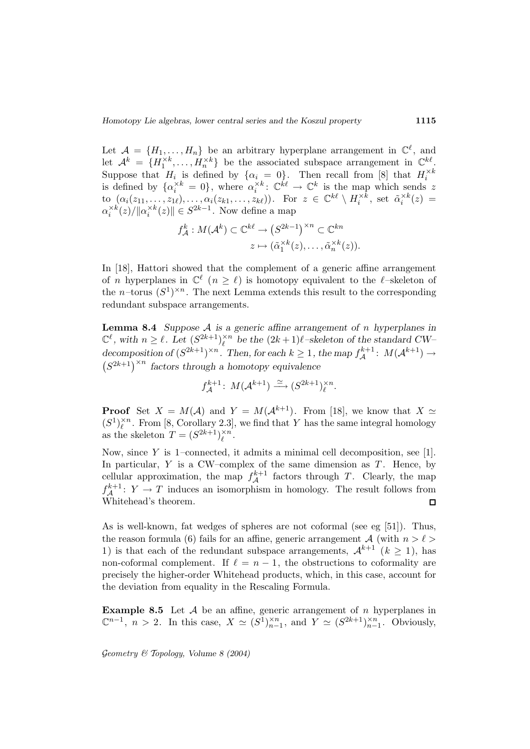Let $\mathcal{A} = \{H_1, \dots, H_n\}$ be an arbitrary hyperplane arrangement in $\mathbb{C}^\ell$, and let $\mathcal{A}^k = \{H_1^{\times k}, \dots, H_n^{\times k}\}$ be the associated subspace arrangement in $\mathbb{C}^{k\ell}$. Suppose that $H_i$ is defined by $\{\alpha_i = 0\}$. Then recall from [8] that $H_i^{\times k}$ is defined by $\{\alpha_i^{\times k} = 0\}$, where $\alpha_i^{\times k} \colon \mathbb{C}^{k\ell} \to \mathbb{C}^k$ is the map which sends $z$ to $(\alpha_i(z_{11}, \dots, z_{1\ell}), \dots, \alpha_i(z_{k1}, \dots, z_{k\ell}))$. For $z \in \mathbb{C}^{k\ell} \setminus H_i^{\times k}$, set $\tilde{\alpha}_i^{\times k}(z) = \alpha_i^{\times k}(z)/\|\alpha_i^{\times k}(z)\| \in S^{2k-1}$. Now define a map

$$
\begin{aligned}
f_{\mathcal{A}}^k : M(\mathcal{A}^k) \subset \mathbb{C}^{k\ell} &\to \left(S^{2k-1}\right)^{\times n} \subset \mathbb{C}^{kn} \\
z &\mapsto (\tilde{\alpha}_1^{\times k}(z), \dots, \tilde{\alpha}_n^{\times k}(z)).
\end{aligned}
$$

In [18], Hattori showed that the complement of a generic affine arrangement of $n$ hyperplanes in $\mathbb{C}^\ell$ $(n \geq \ell)$ is homotopy equivalent to the $\ell$–skeleton of the $n$–torus $(S^1)^{\times n}$. The next Lemma extends this result to the corresponding redundant subspace arrangements.

**Lemma 8.4** *Suppose $\mathcal{A}$ is a generic affine arrangement of $n$ hyperplanes in $\mathbb{C}^\ell$, with $n \geq \ell$. Let $(S^{2k+1})_\ell^{\times n}$ be the $(2k+1)\ell$–skeleton of the standard CW–decomposition of $(S^{2k+1})^{\times n}$. Then, for each $k \geq 1$, the map $f_{\mathcal{A}}^{k+1} \colon M(\mathcal{A}^{k+1}) \to \left(S^{2k+1}\right)^{\times n}$ factors through a homotopy equivalence*

$$
f_{\mathcal{A}}^{k+1} \colon M(\mathcal{A}^{k+1}) \xrightarrow{\simeq} (S^{2k+1})_\ell^{\times n}.
$$

**Proof** Set $X = M(\mathcal{A})$ and $Y = M(\mathcal{A}^{k+1})$. From [18], we know that $X \simeq (S^1)_\ell^{\times n}$. From [8, Corollary 2.3], we find that $Y$ has the same integral homology as the skeleton $T = (S^{2k+1})_\ell^{\times n}$.

Now, since $Y$ is 1–connected, it admits a minimal cell decomposition, see [1]. In particular, $Y$ is a CW–complex of the same dimension as $T$. Hence, by cellular approximation, the map $f_{\mathcal{A}}^{k+1}$ factors through $T$. Clearly, the map $f_{\mathcal{A}}^{k+1} \colon Y \to T$ induces an isomorphism in homology. The result follows from Whitehead's theorem. □

As is well-known, fat wedges of spheres are not coformal (see eg [51]). Thus, the reason formula (6) fails for an affine, generic arrangement $\mathcal{A}$ (with $n > \ell > 1$) is that each of the redundant subspace arrangements, $\mathcal{A}^{k+1}$ $(k \geq 1)$, has non-coformal complement. If $\ell = n - 1$, the obstructions to coformality are precisely the higher-order Whitehead products, which, in this case, account for the deviation from equality in the Rescaling Formula.

**Example 8.5** Let $\mathcal{A}$ be an affine, generic arrangement of $n$ hyperplanes in $\mathbb{C}^{n-1}$, $n > 2$. In this case, $X \simeq (S^1)_{n-1}^{\times n}$, and $Y \simeq (S^{2k+1})_{n-1}^{\times n}$. Obviously,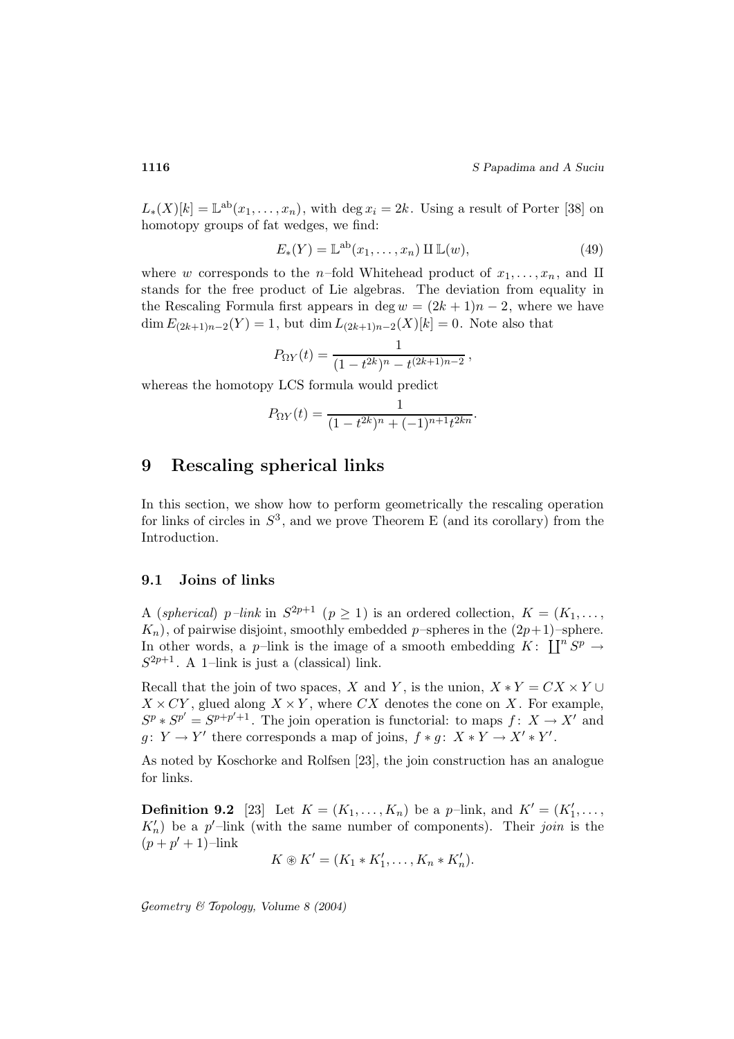$L_*(X)[k] = \mathbb{L}^{\mathrm{ab}}(x_1, \dots, x_n)$, with $\deg x_i = 2k$. Using a result of Porter [38] on homotopy groups of fat wedges, we find:

$$E_*(Y) = \mathbb{L}^{\mathrm{ab}}(x_1, \dots, x_n) \amalg \mathbb{L}(w), \tag{49}$$

where $w$ corresponds to the $n$–fold Whitehead product of $x_1, \dots, x_n$, and $\amalg$ stands for the free product of Lie algebras. The deviation from equality in the Rescaling Formula first appears in $\deg w = (2k+1)n - 2$, where we have $\dim E_{(2k+1)n-2}(Y) = 1$, but $\dim L_{(2k+1)n-2}(X)[k] = 0$. Note also that

$$P_{\Omega Y}(t) = \frac{1}{(1-t^{2k})^n - t^{(2k+1)n-2}},$$

whereas the homotopy LCS formula would predict

$$P_{\Omega Y}(t) = \frac{1}{(1-t^{2k})^n + (-1)^{n+1} t^{2kn}}.$$

# 9 Rescaling spherical links

In this section, we show how to perform geometrically the rescaling operation for links of circles in $S^3$, and we prove Theorem E (and its corollary) from the Introduction.

## 9.1 Joins of links

A (*spherical*) $p$*–link* in $S^{2p+1}$ ($p \geq 1$) is an ordered collection, $K = (K_1, \dots, K_n)$, of pairwise disjoint, smoothly embedded $p$–spheres in the $(2p+1)$–sphere. In other words, a $p$–link is the image of a smooth embedding $K \colon \coprod^n S^p \to S^{2p+1}$. A 1–link is just a (classical) link.

Recall that the join of two spaces, $X$ and $Y$, is the union, $X * Y = CX \times Y \cup X \times CY$, glued along $X \times Y$, where $CX$ denotes the cone on $X$. For example, $S^p * S^{p'} = S^{p+p'+1}$. The join operation is functorial: to maps $f \colon X \to X'$ and $g \colon Y \to Y'$ there corresponds a map of joins, $f * g \colon X * Y \to X' * Y'$.

As noted by Koschorke and Rolfsen [23], the join construction has an analogue for links.

**Definition 9.2** [23] Let $K = (K_1, \dots, K_n)$ be a $p$–link, and $K' = (K'_1, \dots, K'_n)$ be a $p'$–link (with the same number of components). Their *join* is the $(p + p' + 1)$–link

$$K \circledast K' = (K_1 * K'_1, \dots, K_n * K'_n).$$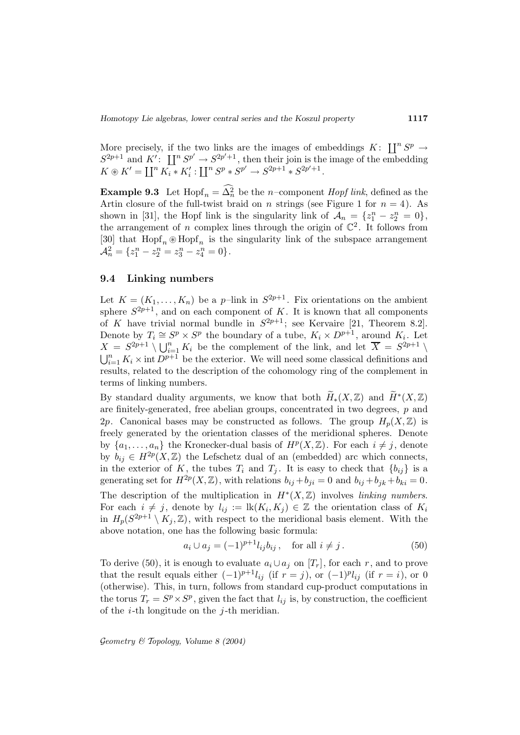More precisely, if the two links are the images of embeddings $K\colon \coprod^n S^p \to S^{2p+1}$ and $K'\colon \coprod^n S^{p'} \to S^{2p'+1}$, then their join is the image of the embedding $K \circledast K' = \coprod^n K_i * K'_i : \coprod^n S^p * S^{p'} \to S^{2p+1} * S^{2p'+1}$.

**Example 9.3** Let $\mathrm{Hopf}_n = \widehat{\Delta^2_n}$ be the $n$–component *Hopf link*, defined as the Artin closure of the full-twist braid on $n$ strings (see Figure 1 for $n = 4$). As shown in [31], the Hopf link is the singularity link of $\mathcal{A}_n = \{z_1^n - z_2^n = 0\}$, the arrangement of $n$ complex lines through the origin of $\mathbb{C}^2$. It follows from [30] that $\mathrm{Hopf}_n \circledast \mathrm{Hopf}_n$ is the singularity link of the subspace arrangement $\mathcal{A}^2_n = \{z_1^n - z_2^n = z_3^n - z_4^n = 0\}$.

### 9.4 Linking numbers

Let $K = (K_1, \ldots, K_n)$ be a $p$–link in $S^{2p+1}$. Fix orientations on the ambient sphere $S^{2p+1}$, and on each component of $K$. It is known that all components of $K$ have trivial normal bundle in $S^{2p+1}$; see Kervaire [21, Theorem 8.2]. Denote by $T_i \cong S^p \times S^p$ the boundary of a tube, $K_i \times D^{p+1}$, around $K_i$. Let $X = S^{2p+1} \setminus \bigcup_{i=1}^n K_i$ be the complement of the link, and let $\overline{X} = S^{2p+1} \setminus \bigcup_{i=1}^n K_i \times \operatorname{int} D^{p+1}$ be the exterior. We will need some classical definitions and results, related to the description of the cohomology ring of the complement in terms of linking numbers.

By standard duality arguments, we know that both $\widetilde{H}_*(X,\mathbb{Z})$ and $\widetilde{H}^*(X,\mathbb{Z})$ are finitely-generated, free abelian groups, concentrated in two degrees, $p$ and $2p$. Canonical bases may be constructed as follows. The group $H_p(X,\mathbb{Z})$ is freely generated by the orientation classes of the meridional spheres. Denote by $\{a_1, \ldots, a_n\}$ the Kronecker-dual basis of $H^p(X,\mathbb{Z})$. For each $i \neq j$, denote by $b_{ij} \in H^{2p}(X,\mathbb{Z})$ the Lefschetz dual of an (embedded) arc which connects, in the exterior of $K$, the tubes $T_i$ and $T_j$. It is easy to check that $\{b_{ij}\}$ is a generating set for $H^{2p}(X,\mathbb{Z})$, with relations $b_{ij} + b_{ji} = 0$ and $b_{ij} + b_{jk} + b_{ki} = 0$.

The description of the multiplication in $H^*(X,\mathbb{Z})$ involves *linking numbers*. For each $i \neq j$, denote by $l_{ij} := \operatorname{lk}(K_i, K_j) \in \mathbb{Z}$ the orientation class of $K_i$ in $H_p(S^{2p+1} \setminus K_j, \mathbb{Z})$, with respect to the meridional basis element. With the above notation, one has the following basic formula:

$$a_i \cup a_j = (-1)^{p+1} l_{ij} b_{ij}, \quad \text{for all } i \neq j. \tag{50}$$

To derive (50), it is enough to evaluate $a_i \cup a_j$ on $[T_r]$, for each $r$, and to prove that the result equals either $(-1)^{p+1} l_{ij}$ (if $r = j$), or $(-1)^p l_{ij}$ (if $r = i$), or $0$ (otherwise). This, in turn, follows from standard cup-product computations in the torus $T_r = S^p \times S^p$, given the fact that $l_{ij}$ is, by construction, the coefficient of the $i$-th longitude on the $j$-th meridian.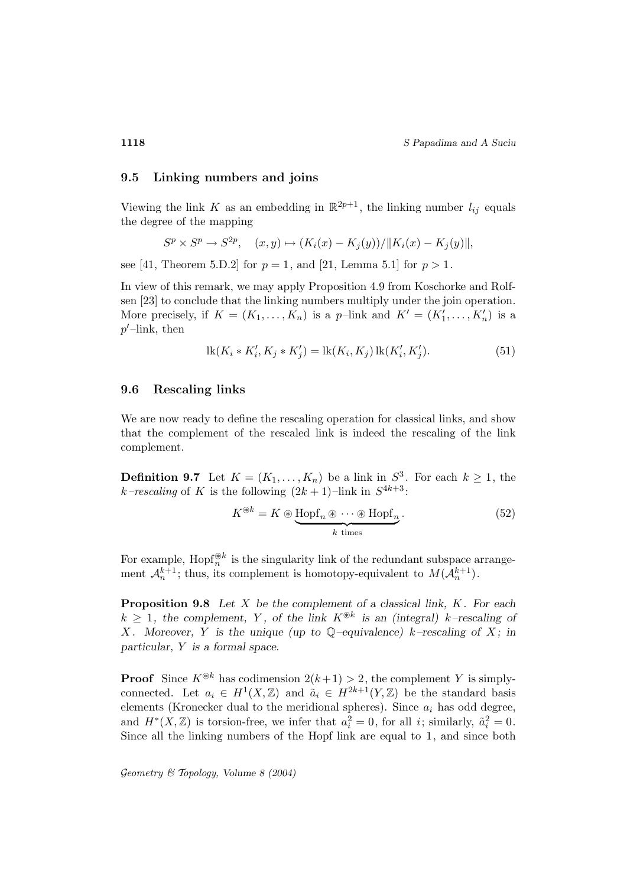## 9.5 Linking numbers and joins

Viewing the link $K$ as an embedding in $\mathbb{R}^{2p+1}$, the linking number $l_{ij}$ equals the degree of the mapping

$$S^p \times S^p \to S^{2p}, \quad (x,y) \mapsto (K_i(x) - K_j(y))/\|K_i(x) - K_j(y)\|,$$

see [41, Theorem 5.D.2] for $p = 1$, and [21, Lemma 5.1] for $p > 1$.

In view of this remark, we may apply Proposition 4.9 from Koschorke and Rolfsen [23] to conclude that the linking numbers multiply under the join operation. More precisely, if $K = (K_1, \ldots, K_n)$ is a $p$–link and $K' = (K'_1, \ldots, K'_n)$ is a $p'$–link, then

$$\operatorname{lk}(K_i * K'_i, K_j * K'_j) = \operatorname{lk}(K_i, K_j) \operatorname{lk}(K'_i, K'_j). \tag{51}$$

## 9.6 Rescaling links

We are now ready to define the rescaling operation for classical links, and show that the complement of the rescaled link is indeed the rescaling of the link complement.

**Definition 9.7** Let $K = (K_1, \ldots, K_n)$ be a link in $S^3$. For each $k \geq 1$, the $k$*–rescaling* of $K$ is the following $(2k+1)$–link in $S^{4k+3}$:

$$K^{\circledast k} = K \circledast \underbrace{\operatorname{Hopf}_n \circledast \cdots \circledast \operatorname{Hopf}_n}_{k \text{ times}}. \tag{52}$$

For example, $\operatorname{Hopf}_n^{\circledast k}$ is the singularity link of the redundant subspace arrangement $\mathcal{A}_n^{k+1}$; thus, its complement is homotopy-equivalent to $M(\mathcal{A}_n^{k+1})$.

**Proposition 9.8** *Let $X$ be the complement of a classical link, $K$. For each $k \geq 1$, the complement, $Y$, of the link $K^{\circledast k}$ is an (integral) $k$–rescaling of $X$. Moreover, $Y$ is the unique (up to $\mathbb{Q}$–equivalence) $k$–rescaling of $X$; in particular, $Y$ is a formal space.*

**Proof** Since $K^{\circledast k}$ has codimension $2(k+1) > 2$, the complement $Y$ is simply-connected. Let $a_i \in H^1(X, \mathbb{Z})$ and $\tilde{a}_i \in H^{2k+1}(Y, \mathbb{Z})$ be the standard basis elements (Kronecker dual to the meridional spheres). Since $a_i$ has odd degree, and $H^*(X, \mathbb{Z})$ is torsion-free, we infer that $a_i^2 = 0$, for all $i$; similarly, $\tilde{a}_i^2 = 0$. Since all the linking numbers of the Hopf link are equal to 1, and since both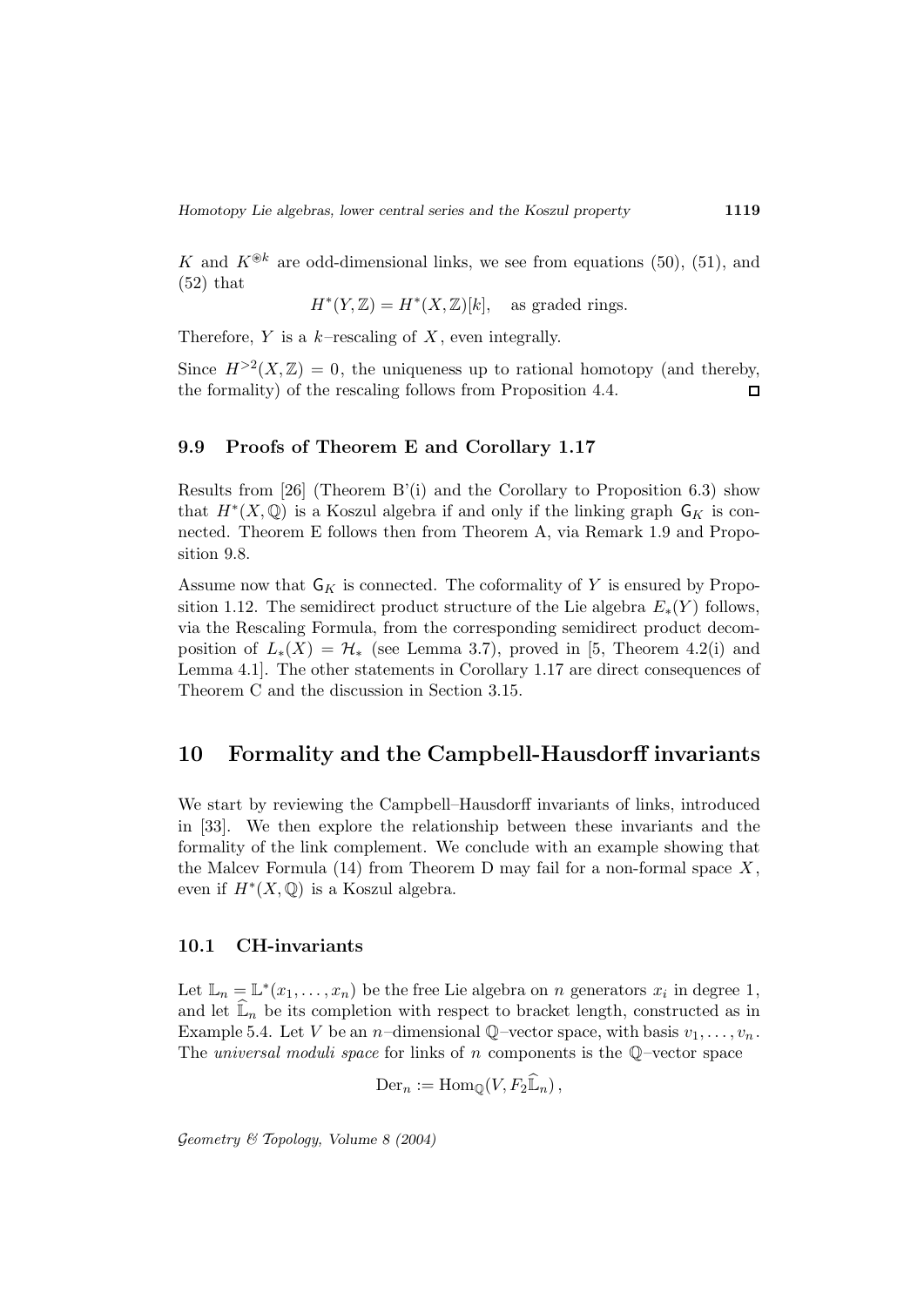$K$ and $K^{\circledast k}$ are odd-dimensional links, we see from equations (50), (51), and (52) that

$$H^*(Y,\mathbb{Z}) = H^*(X,\mathbb{Z})[k], \quad \text{as graded rings.}$$

Therefore, $Y$ is a $k$–rescaling of $X$, even integrally.

Since $H^{>2}(X,\mathbb{Z}) = 0$, the uniqueness up to rational homotopy (and thereby, the formality) of the rescaling follows from Proposition 4.4. $\square$

### 9.9 Proofs of Theorem E and Corollary 1.17

Results from [26] (Theorem B'(i) and the Corollary to Proposition 6.3) show that $H^*(X,\mathbb{Q})$ is a Koszul algebra if and only if the linking graph $\mathsf{G}_K$ is connected. Theorem E follows then from Theorem A, via Remark 1.9 and Proposition 9.8.

Assume now that $\mathsf{G}_K$ is connected. The coformality of $Y$ is ensured by Proposition 1.12. The semidirect product structure of the Lie algebra $E_*(Y)$ follows, via the Rescaling Formula, from the corresponding semidirect product decomposition of $L_*(X) = \mathcal{H}_*$ (see Lemma 3.7), proved in [5, Theorem 4.2(i) and Lemma 4.1]. The other statements in Corollary 1.17 are direct consequences of Theorem C and the discussion in Section 3.15.

## 10 Formality and the Campbell-Hausdorff invariants

We start by reviewing the Campbell–Hausdorff invariants of links, introduced in [33]. We then explore the relationship between these invariants and the formality of the link complement. We conclude with an example showing that the Malcev Formula (14) from Theorem D may fail for a non-formal space $X$, even if $H^*(X,\mathbb{Q})$ is a Koszul algebra.

### 10.1 CH-invariants

Let $\mathbb{L}_n = \mathbb{L}^*(x_1,\ldots,x_n)$ be the free Lie algebra on $n$ generators $x_i$ in degree 1, and let $\widehat{\mathbb{L}}_n$ be its completion with respect to bracket length, constructed as in Example 5.4. Let $V$ be an $n$–dimensional $\mathbb{Q}$–vector space, with basis $v_1,\ldots,v_n$. The *universal moduli space* for links of $n$ components is the $\mathbb{Q}$–vector space

$$\mathrm{Der}_n := \mathrm{Hom}_{\mathbb{Q}}(V, F_2\widehat{\mathbb{L}}_n),$$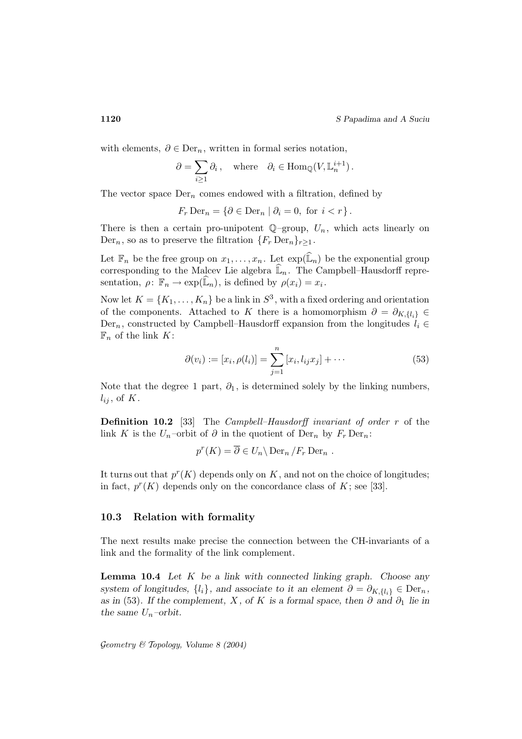with elements, $\partial \in \mathrm{Der}_n$, written in formal series notation,

$$\partial = \sum_{i \geq 1} \partial_i \,, \quad \text{where} \quad \partial_i \in \mathrm{Hom}_{\mathbb{Q}}(V, \mathbb{L}_n^{i+1}) \,.$$

The vector space $\mathrm{Der}_n$ comes endowed with a filtration, defined by

$$F_r \, \mathrm{Der}_n = \{ \partial \in \mathrm{Der}_n \mid \partial_i = 0, \text{ for } i < r \} \,.$$

There is then a certain pro-unipotent $\mathbb{Q}$–group, $U_n$, which acts linearly on $\mathrm{Der}_n$, so as to preserve the filtration $\{F_r \, \mathrm{Der}_n\}_{r \geq 1}$.

Let $\mathbb{F}_n$ be the free group on $x_1, \ldots, x_n$. Let $\exp(\widehat{\mathbb{L}}_n)$ be the exponential group corresponding to the Malcev Lie algebra $\widehat{\mathbb{L}}_n$. The Campbell–Hausdorff representation, $\rho \colon \mathbb{F}_n \to \exp(\widehat{\mathbb{L}}_n)$, is defined by $\rho(x_i) = x_i$.

Now let $K = \{K_1, \ldots, K_n\}$ be a link in $S^3$, with a fixed ordering and orientation of the components. Attached to $K$ there is a homomorphism $\partial = \partial_{K,\{l_i\}} \in \mathrm{Der}_n$, constructed by Campbell–Hausdorff expansion from the longitudes $l_i \in \mathbb{F}_n$ of the link $K$:

$$\partial(v_i) := [x_i, \rho(l_i)] = \sum_{j=1}^{n} [x_i, l_{ij} x_j] + \cdots \tag{53}$$

Note that the degree 1 part, $\partial_1$, is determined solely by the linking numbers, $l_{ij}$, of $K$.

**Definition 10.2** [33] The *Campbell–Hausdorff invariant of order* $r$ of the link $K$ is the $U_n$–orbit of $\partial$ in the quotient of $\mathrm{Der}_n$ by $F_r \, \mathrm{Der}_n$:

$$p^r(K) = \overline{\partial} \in U_n \backslash \, \mathrm{Der}_n / F_r \, \mathrm{Der}_n \,.$$

It turns out that $p^r(K)$ depends only on $K$, and not on the choice of longitudes; in fact, $p^r(K)$ depends only on the concordance class of $K$; see [33].

### 10.3 Relation with formality

The next results make precise the connection between the CH-invariants of a link and the formality of the link complement.

**Lemma 10.4** *Let $K$ be a link with connected linking graph. Choose any system of longitudes, $\{l_i\}$, and associate to it an element $\partial = \partial_{K,\{l_i\}} \in \mathrm{Der}_n$, as in (53). If the complement, $X$, of $K$ is a formal space, then $\partial$ and $\partial_1$ lie in the same $U_n$–orbit.*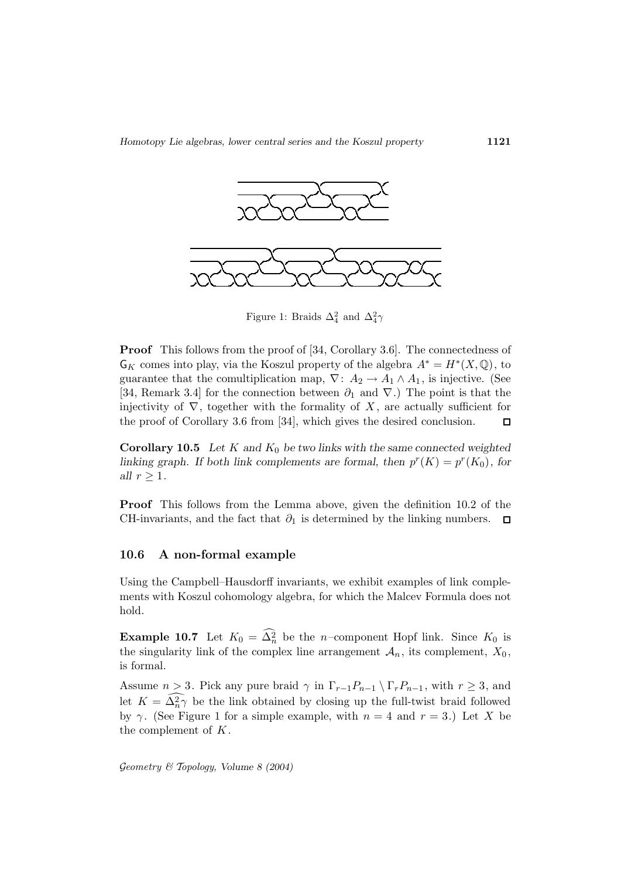Figure 1: Braids $\Delta_4^2$ and $\Delta_4^2\gamma$

**Proof** This follows from the proof of [34, Corollary 3.6]. The connectedness of $\mathsf{G}_K$ comes into play, via the Koszul property of the algebra $A^* = H^*(X, \mathbb{Q})$, to guarantee that the comultiplication map, $\nabla\colon A_2 \to A_1 \wedge A_1$, is injective. (See [34, Remark 3.4] for the connection between $\partial_1$ and $\nabla$.) The point is that the injectivity of $\nabla$, together with the formality of $X$, are actually sufficient for the proof of Corollary 3.6 from [34], which gives the desired conclusion. $\square$

**Corollary 10.5** *Let $K$ and $K_0$ be two links with the same connected weighted linking graph. If both link complements are formal, then $p^r(K) = p^r(K_0)$, for all $r \geq 1$.*

**Proof** This follows from the Lemma above, given the definition 10.2 of the CH-invariants, and the fact that $\partial_1$ is determined by the linking numbers. $\square$

### 10.6 A non-formal example

Using the Campbell–Hausdorff invariants, we exhibit examples of link complements with Koszul cohomology algebra, for which the Malcev Formula does not hold.

**Example 10.7** Let $K_0 = \widehat{\Delta_n^2}$ be the $n$–component Hopf link. Since $K_0$ is the singularity link of the complex line arrangement $\mathcal{A}_n$, its complement, $X_0$, is formal.

Assume $n > 3$. Pick any pure braid $\gamma$ in $\Gamma_{r-1}P_{n-1} \setminus \Gamma_r P_{n-1}$, with $r \geq 3$, and let $K = \widehat{\Delta_n^2 \gamma}$ be the link obtained by closing up the full-twist braid followed by $\gamma$. (See Figure 1 for a simple example, with $n = 4$ and $r = 3$.) Let $X$ be the complement of $K$.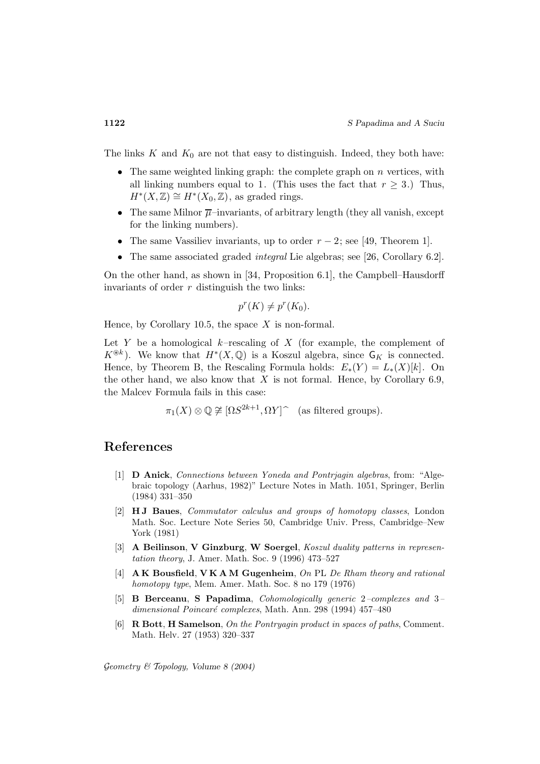The links $K$ and $K_0$ are not that easy to distinguish. Indeed, they both have:

- The same weighted linking graph: the complete graph on $n$ vertices, with all linking numbers equal to 1. (This uses the fact that $r \geq 3$.) Thus, $H^*(X, \mathbb{Z}) \cong H^*(X_0, \mathbb{Z})$, as graded rings.
- The same Milnor $\overline{\mu}$–invariants, of arbitrary length (they all vanish, except for the linking numbers).
- The same Vassiliev invariants, up to order $r - 2$; see [49, Theorem 1].
- The same associated graded *integral* Lie algebras; see [26, Corollary 6.2].

On the other hand, as shown in [34, Proposition 6.1], the Campbell–Hausdorff invariants of order $r$ distinguish the two links:

$$p^r(K) \neq p^r(K_0).$$

Hence, by Corollary 10.5, the space $X$ is non-formal.

Let $Y$ be a homological $k$–rescaling of $X$ (for example, the complement of $K^{\circledast k}$). We know that $H^*(X, \mathbb{Q})$ is a Koszul algebra, since $\mathsf{G}_K$ is connected. Hence, by Theorem B, the Rescaling Formula holds: $E_*(Y) = L_*(X)[k]$. On the other hand, we also know that $X$ is not formal. Hence, by Corollary 6.9, the Malcev Formula fails in this case:

$$\pi_1(X) \otimes \mathbb{Q} \ncong [\Omega S^{2k+1}, \Omega Y]^{\frown} \quad \text{(as filtered groups).}$$

# References

[1] **D Anick**, *Connections between Yoneda and Pontrjagin algebras*, from: "Algebraic topology (Aarhus, 1982)" Lecture Notes in Math. 1051, Springer, Berlin (1984) 331–350

[2] **H J Baues**, *Commutator calculus and groups of homotopy classes*, London Math. Soc. Lecture Note Series 50, Cambridge Univ. Press, Cambridge–New York (1981)

[3] **A Beilinson**, **V Ginzburg**, **W Soergel**, *Koszul duality patterns in representation theory*, J. Amer. Math. Soc. 9 (1996) 473–527

[4] **A K Bousfield**, **V K A M Gugenheim**, *On* PL *De Rham theory and rational homotopy type*, Mem. Amer. Math. Soc. 8 no 179 (1976)

[5] **B Berceanu**, **S Papadima**, *Cohomologically generic* 2*–complexes and* 3*–dimensional Poincaré complexes*, Math. Ann. 298 (1994) 457–480

[6] **R Bott**, **H Samelson**, *On the Pontryagin product in spaces of paths*, Comment. Math. Helv. 27 (1953) 320–337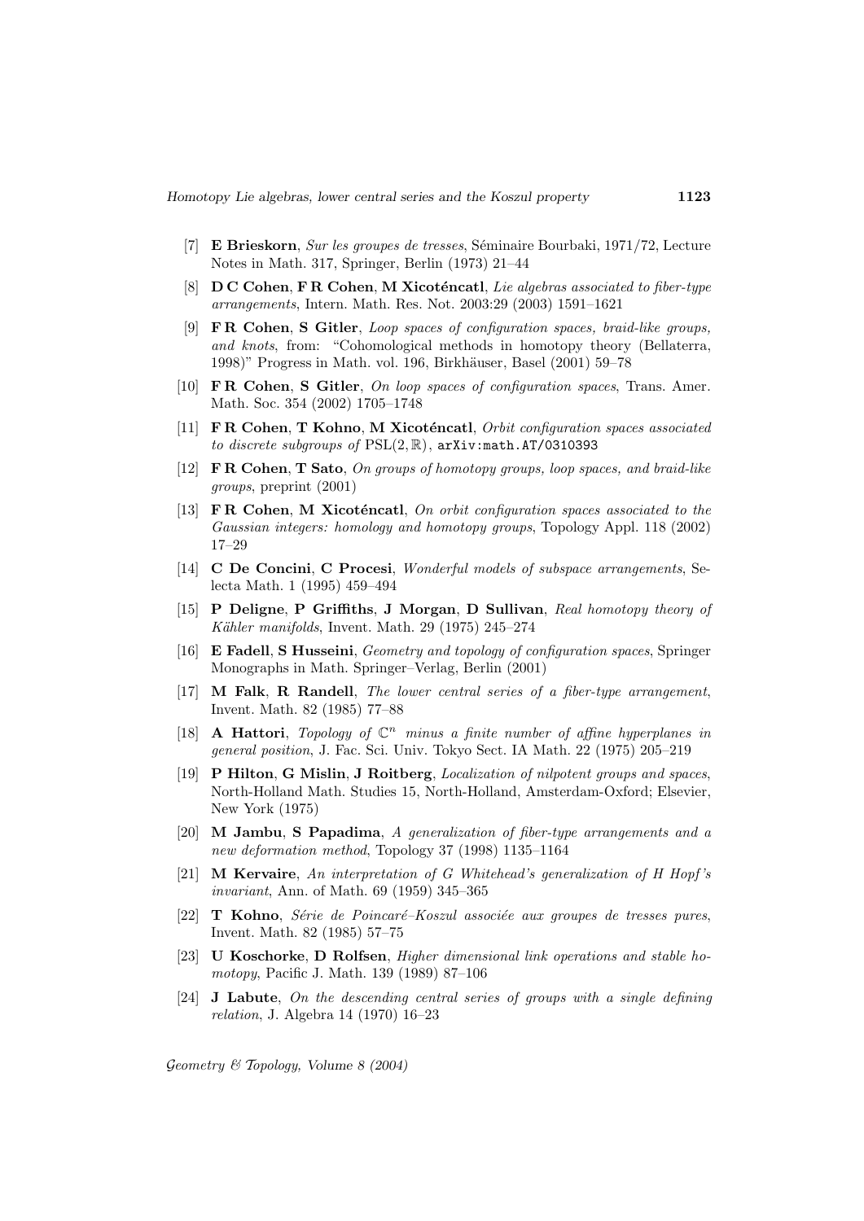- [7] **E Brieskorn**, *Sur les groupes de tresses*, Séminaire Bourbaki, 1971/72, Lecture Notes in Math. 317, Springer, Berlin (1973) 21–44
- [8] **D C Cohen**, **F R Cohen**, **M Xicoténcatl**, *Lie algebras associated to fiber-type arrangements*, Intern. Math. Res. Not. 2003:29 (2003) 1591–1621
- [9] **F R Cohen**, **S Gitler**, *Loop spaces of configuration spaces, braid-like groups, and knots*, from: "Cohomological methods in homotopy theory (Bellaterra, 1998)" Progress in Math. vol. 196, Birkhäuser, Basel (2001) 59–78
- [10] **F R Cohen**, **S Gitler**, *On loop spaces of configuration spaces*, Trans. Amer. Math. Soc. 354 (2002) 1705–1748
- [11] **F R Cohen**, **T Kohno**, **M Xicoténcatl**, *Orbit configuration spaces associated to discrete subgroups of* $\mathrm{PSL}(2,\mathbb{R})$, `arXiv:math.AT/0310393`
- [12] **F R Cohen**, **T Sato**, *On groups of homotopy groups, loop spaces, and braid-like groups*, preprint (2001)
- [13] **F R Cohen**, **M Xicoténcatl**, *On orbit configuration spaces associated to the Gaussian integers: homology and homotopy groups*, Topology Appl. 118 (2002) 17–29
- [14] **C De Concini**, **C Procesi**, *Wonderful models of subspace arrangements*, Selecta Math. 1 (1995) 459–494
- [15] **P Deligne**, **P Griffiths**, **J Morgan**, **D Sullivan**, *Real homotopy theory of Kähler manifolds*, Invent. Math. 29 (1975) 245–274
- [16] **E Fadell**, **S Husseini**, *Geometry and topology of configuration spaces*, Springer Monographs in Math. Springer–Verlag, Berlin (2001)
- [17] **M Falk**, **R Randell**, *The lower central series of a fiber-type arrangement*, Invent. Math. 82 (1985) 77–88
- [18] **A Hattori**, *Topology of* $\mathbb{C}^n$ *minus a finite number of affine hyperplanes in general position*, J. Fac. Sci. Univ. Tokyo Sect. IA Math. 22 (1975) 205–219
- [19] **P Hilton**, **G Mislin**, **J Roitberg**, *Localization of nilpotent groups and spaces*, North-Holland Math. Studies 15, North-Holland, Amsterdam-Oxford; Elsevier, New York (1975)
- [20] **M Jambu**, **S Papadima**, *A generalization of fiber-type arrangements and a new deformation method*, Topology 37 (1998) 1135–1164
- [21] **M Kervaire**, *An interpretation of G Whitehead's generalization of H Hopf's invariant*, Ann. of Math. 69 (1959) 345–365
- [22] **T Kohno**, *Série de Poincaré–Koszul associée aux groupes de tresses pures*, Invent. Math. 82 (1985) 57–75
- [23] **U Koschorke**, **D Rolfsen**, *Higher dimensional link operations and stable homotopy*, Pacific J. Math. 139 (1989) 87–106
- [24] **J Labute**, *On the descending central series of groups with a single defining relation*, J. Algebra 14 (1970) 16–23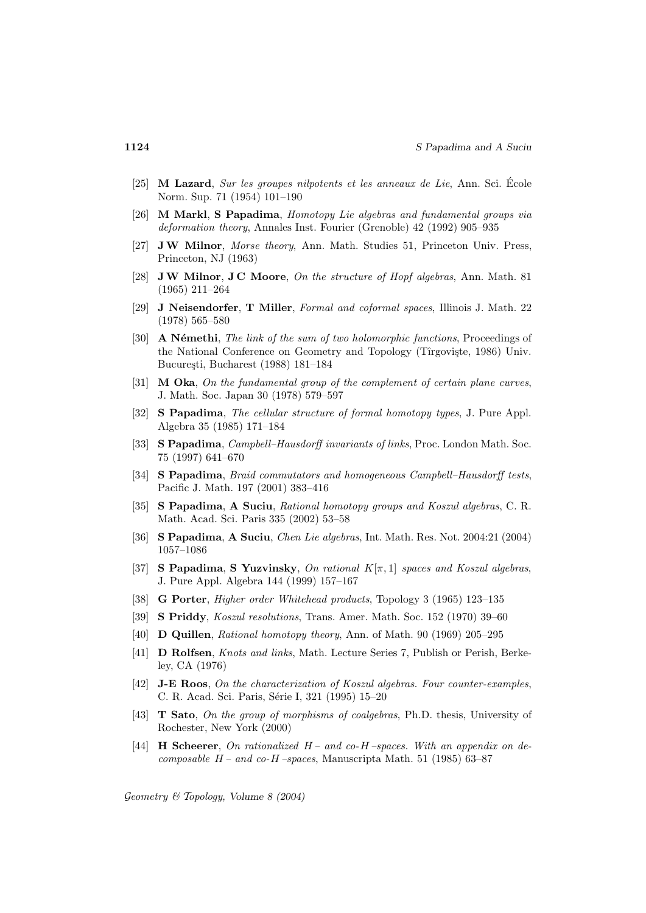[25] **M Lazard**, *Sur les groupes nilpotents et les anneaux de Lie*, Ann. Sci. École Norm. Sup. 71 (1954) 101–190

[26] **M Markl**, **S Papadima**, *Homotopy Lie algebras and fundamental groups via deformation theory*, Annales Inst. Fourier (Grenoble) 42 (1992) 905–935

[27] **J W Milnor**, *Morse theory*, Ann. Math. Studies 51, Princeton Univ. Press, Princeton, NJ (1963)

[28] **J W Milnor**, **J C Moore**, *On the structure of Hopf algebras*, Ann. Math. 81 (1965) 211–264

[29] **J Neisendorfer**, **T Miller**, *Formal and coformal spaces*, Illinois J. Math. 22 (1978) 565–580

[30] **A Némethi**, *The link of the sum of two holomorphic functions*, Proceedings of the National Conference on Geometry and Topology (Tîrgovişte, 1986) Univ. Bucureşti, Bucharest (1988) 181–184

[31] **M Oka**, *On the fundamental group of the complement of certain plane curves*, J. Math. Soc. Japan 30 (1978) 579–597

[32] **S Papadima**, *The cellular structure of formal homotopy types*, J. Pure Appl. Algebra 35 (1985) 171–184

[33] **S Papadima**, *Campbell–Hausdorff invariants of links*, Proc. London Math. Soc. 75 (1997) 641–670

[34] **S Papadima**, *Braid commutators and homogeneous Campbell–Hausdorff tests*, Pacific J. Math. 197 (2001) 383–416

[35] **S Papadima**, **A Suciu**, *Rational homotopy groups and Koszul algebras*, C. R. Math. Acad. Sci. Paris 335 (2002) 53–58

[36] **S Papadima**, **A Suciu**, *Chen Lie algebras*, Int. Math. Res. Not. 2004:21 (2004) 1057–1086

[37] **S Papadima**, **S Yuzvinsky**, *On rational $K[\pi,1]$ spaces and Koszul algebras*, J. Pure Appl. Algebra 144 (1999) 157–167

[38] **G Porter**, *Higher order Whitehead products*, Topology 3 (1965) 123–135

[39] **S Priddy**, *Koszul resolutions*, Trans. Amer. Math. Soc. 152 (1970) 39–60

[40] **D Quillen**, *Rational homotopy theory*, Ann. of Math. 90 (1969) 205–295

[41] **D Rolfsen**, *Knots and links*, Math. Lecture Series 7, Publish or Perish, Berkeley, CA (1976)

[42] **J-E Roos**, *On the characterization of Koszul algebras. Four counter-examples*, C. R. Acad. Sci. Paris, Série I, 321 (1995) 15–20

[43] **T Sato**, *On the group of morphisms of coalgebras*, Ph.D. thesis, University of Rochester, New York (2000)

[44] **H Scheerer**, *On rationalized $H$– and co-$H$–spaces. With an appendix on decomposable $H$– and co-$H$–spaces*, Manuscripta Math. 51 (1985) 63–87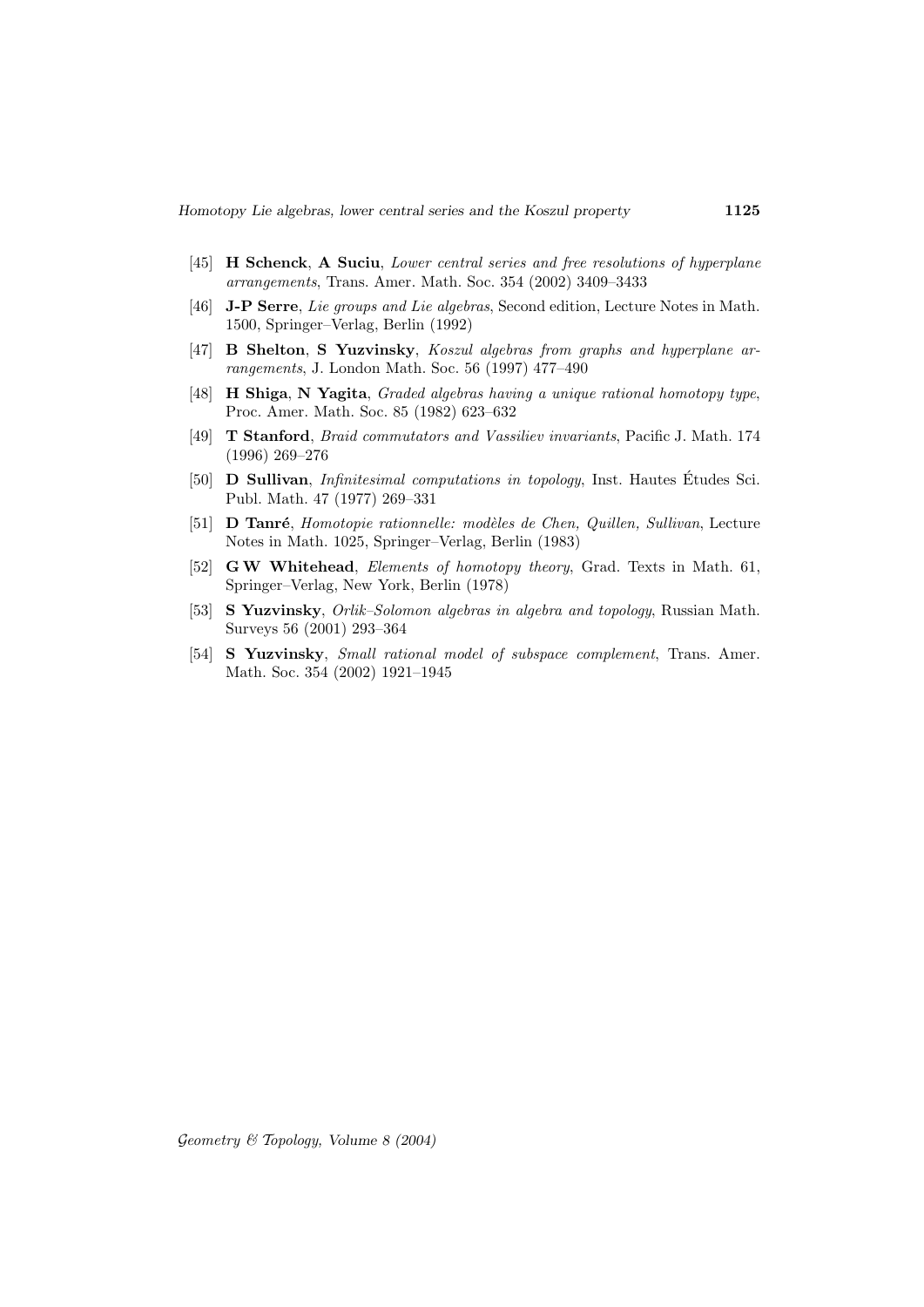[45] **H Schenck**, **A Suciu**, *Lower central series and free resolutions of hyperplane arrangements*, Trans. Amer. Math. Soc. 354 (2002) 3409–3433

[46] **J-P Serre**, *Lie groups and Lie algebras*, Second edition, Lecture Notes in Math. 1500, Springer–Verlag, Berlin (1992)

[47] **B Shelton**, **S Yuzvinsky**, *Koszul algebras from graphs and hyperplane arrangements*, J. London Math. Soc. 56 (1997) 477–490

[48] **H Shiga**, **N Yagita**, *Graded algebras having a unique rational homotopy type*, Proc. Amer. Math. Soc. 85 (1982) 623–632

[49] **T Stanford**, *Braid commutators and Vassiliev invariants*, Pacific J. Math. 174 (1996) 269–276

[50] **D Sullivan**, *Infinitesimal computations in topology*, Inst. Hautes Études Sci. Publ. Math. 47 (1977) 269–331

[51] **D Tanré**, *Homotopie rationnelle: modèles de Chen, Quillen, Sullivan*, Lecture Notes in Math. 1025, Springer–Verlag, Berlin (1983)

[52] **G W Whitehead**, *Elements of homotopy theory*, Grad. Texts in Math. 61, Springer–Verlag, New York, Berlin (1978)

[53] **S Yuzvinsky**, *Orlik–Solomon algebras in algebra and topology*, Russian Math. Surveys 56 (2001) 293–364

[54] **S Yuzvinsky**, *Small rational model of subspace complement*, Trans. Amer. Math. Soc. 354 (2002) 1921–1945